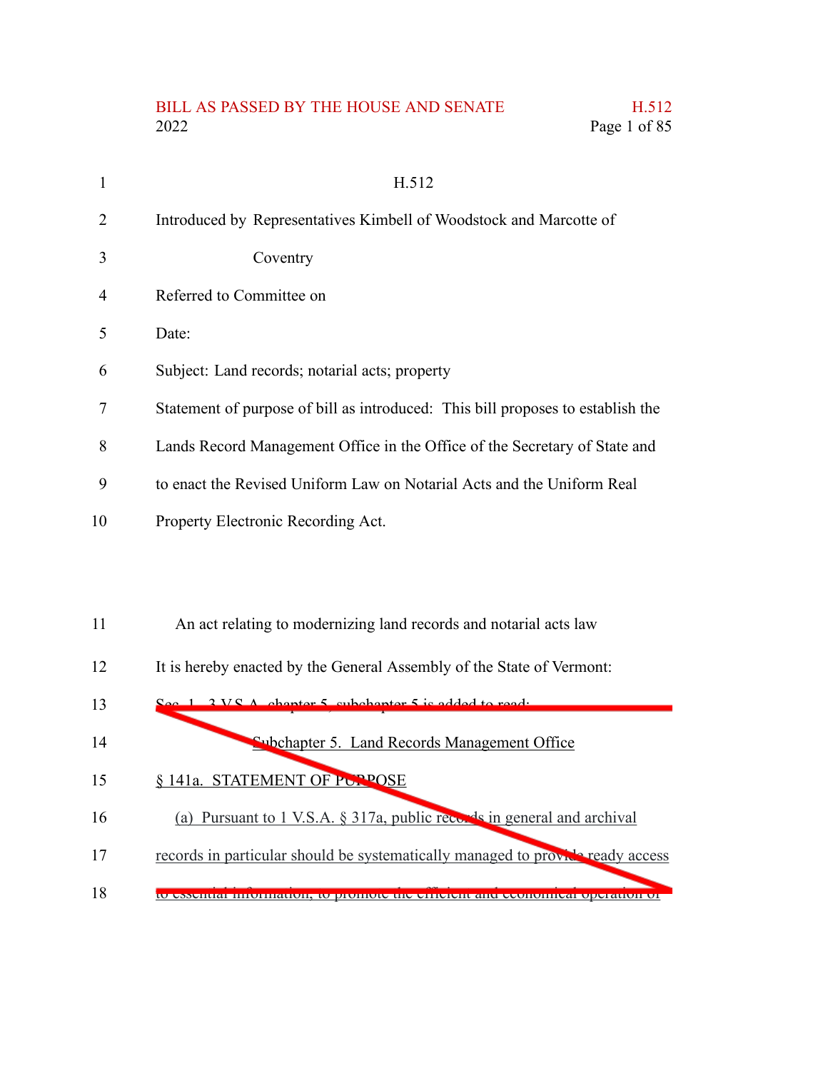H.512

Introduced by Representatives Kimbell of Woodstock and Marcotte of Coventry

Referred to Committee on

Date:

Subject: Land records; notarial acts; property

Statement of purpose of bill as introduced: This bill proposes to establish the Lands Record Management Office in the Office of the Secretary of State and to enact the Revised Uniform Law on Notarial Acts and the Uniform Real Property Electronic Recording Act.

An act relating to modernizing land records and notarial acts law

It is hereby enacted by the General Assembly of the State of Vermont:

Sec. 1. 3 V.S.A. chapter 5, subchapter 5 is added to read:

Subchapter 5. Land Records Management Office

§ 141a. STATEMENT OF PURPOSE

(a) Pursuant to 1 V.S.A. § 317a, public records in general and archival records in particular should be systematically managed to provide ready access to essential information, to promote the efficient and economical operation of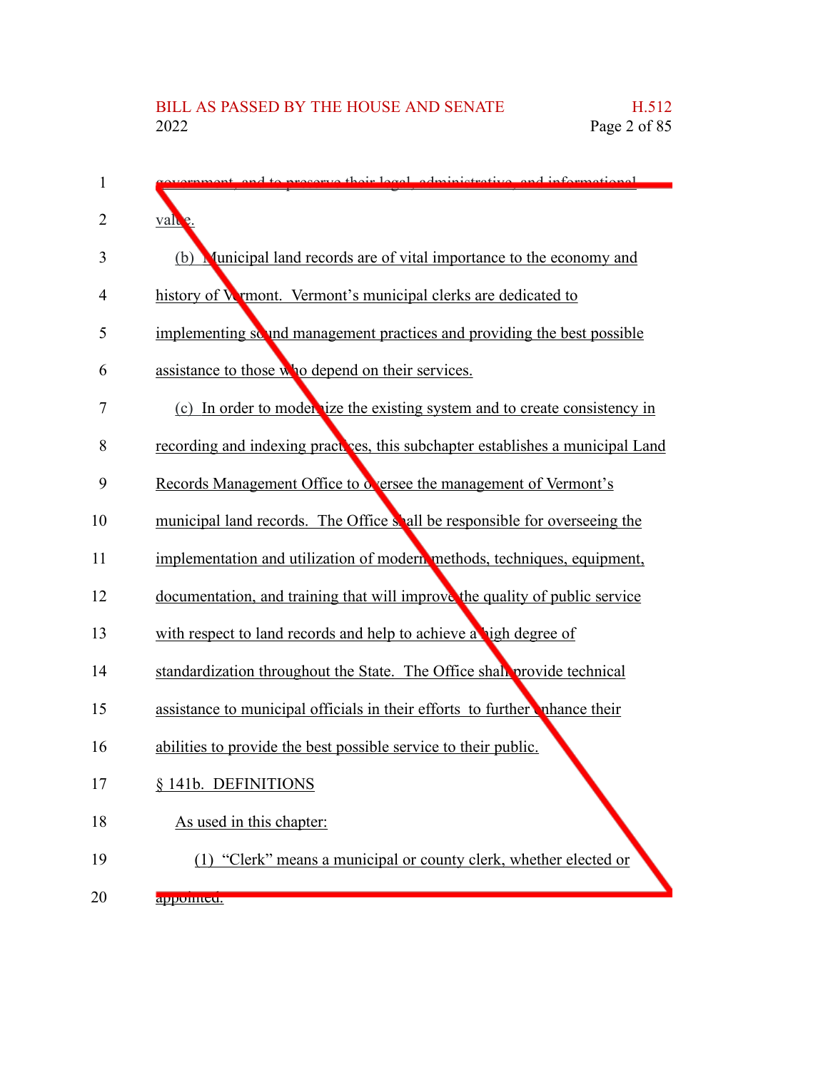government, and to preserve their legal, administrative, and informational value.

(b) Municipal land records are of vital importance to the economy and history of Vermont. Vermont's municipal clerks are dedicated to implementing sound management practices and providing the best possible assistance to those who depend on their services.

(c) In order to modernize the existing system and to create consistency in recording and indexing practices, this subchapter establishes a municipal Land Records Management Office to oversee the management of Vermont's municipal land records. The Office shall be responsible for overseeing the implementation and utilization of modern methods, techniques, equipment, documentation, and training that will improve the quality of public service with respect to land records and help to achieve a high degree of standardization throughout the State. The Office shall provide technical assistance to municipal officials in their efforts to further enhance their abilities to provide the best possible service to their public.

§ 141b. DEFINITIONS

As used in this chapter:

(1) "Clerk" means a municipal or county clerk, whether elected or appointed.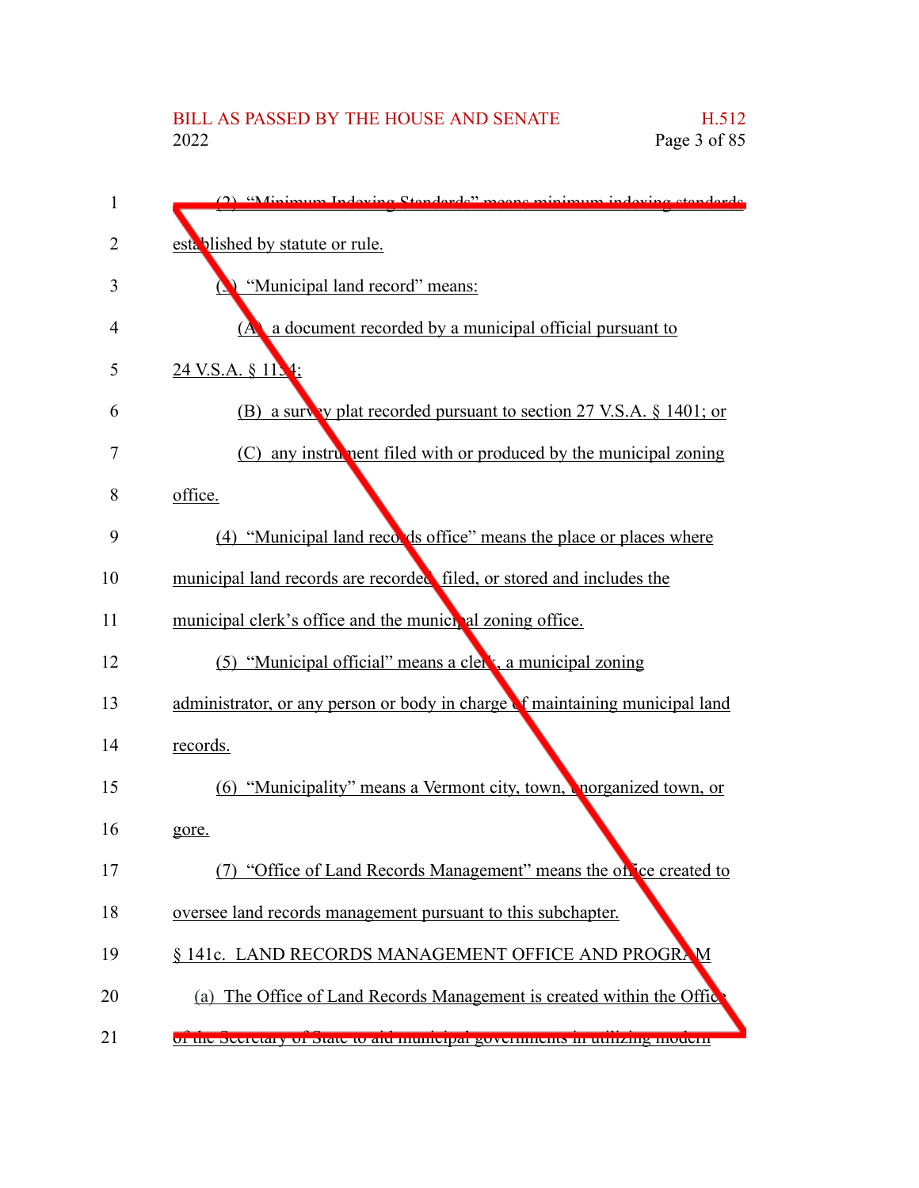(2) "Minimum Indexing Standards" means minimum indexing standards established by statute or rule.

(3) "Municipal land record" means:

(A) a document recorded by a municipal official pursuant to 24 V.S.A. § 1154;

(B) a survey plat recorded pursuant to section 27 V.S.A. § 1401; or

(C) any instrument filed with or produced by the municipal zoning office.

(4) "Municipal land records office" means the place or places where municipal land records are recorded, filed, or stored and includes the municipal clerk's office and the municipal zoning office.

(5) "Municipal official" means a clerk, a municipal zoning administrator, or any person or body in charge of maintaining municipal land records.

(6) "Municipality" means a Vermont city, town, unorganized town, or gore.

(7) "Office of Land Records Management" means the office created to oversee land records management pursuant to this subchapter.

§ 141c. LAND RECORDS MANAGEMENT OFFICE AND PROGRAM

(a) The Office of Land Records Management is created within the Office of the Secretary of State to aid municipal governments in utilizing modern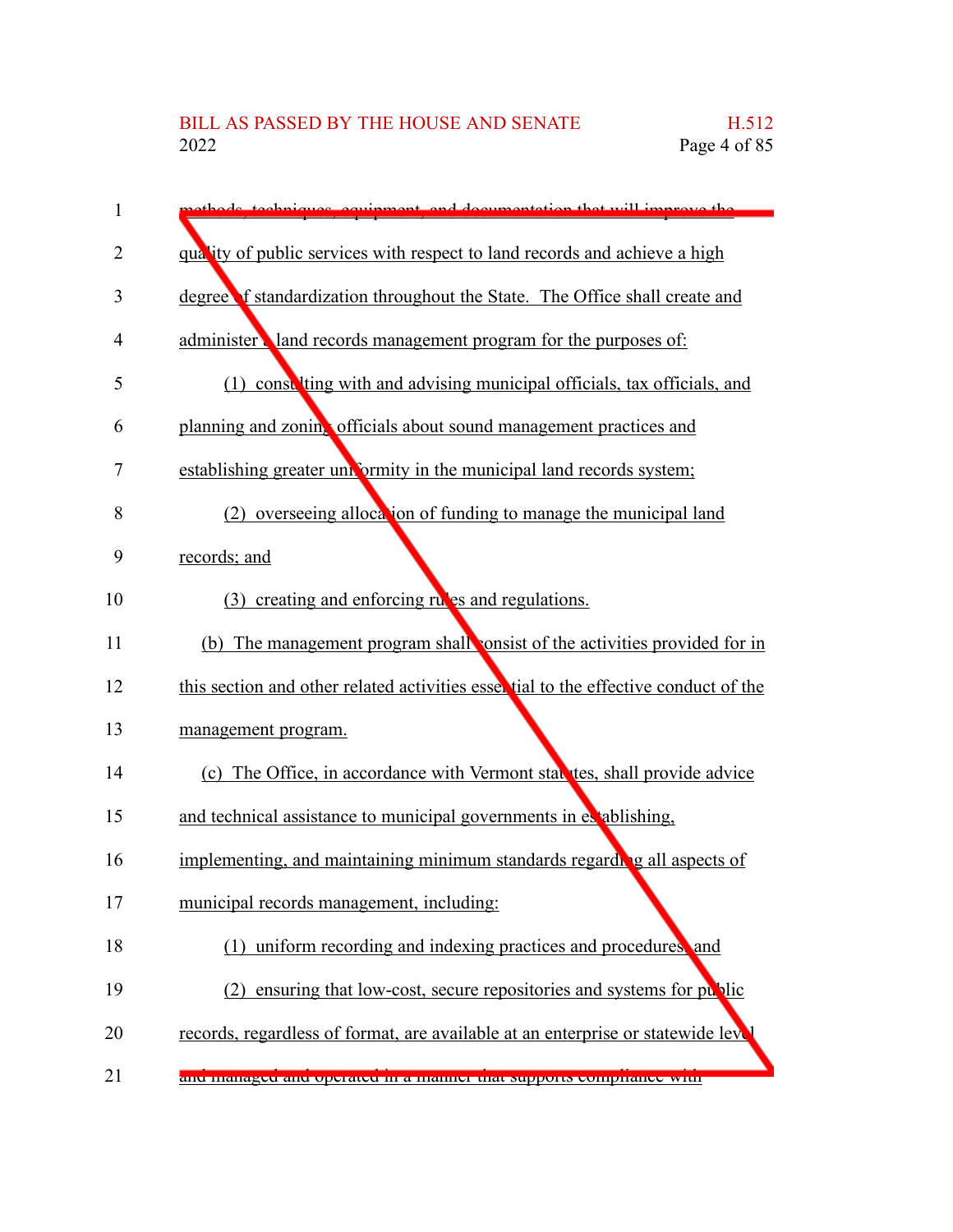methods, techniques, equipment, and documentation that will improve the quality of public services with respect to land records and achieve a high degree of standardization throughout the State. The Office shall create and administer a land records management program for the purposes of:

(1) consulting with and advising municipal officials, tax officials, and planning and zoning officials about sound management practices and establishing greater uniformity in the municipal land records system;

(2) overseeing allocation of funding to manage the municipal land records; and

(3) creating and enforcing rules and regulations.

(b) The management program shall consist of the activities provided for in this section and other related activities essential to the effective conduct of the management program.

(c) The Office, in accordance with Vermont statutes, shall provide advice and technical assistance to municipal governments in establishing, implementing, and maintaining minimum standards regarding all aspects of municipal records management, including:

(1) uniform recording and indexing practices and procedures; and

(2) ensuring that low-cost, secure repositories and systems for public records, regardless of format, are available at an enterprise or statewide level and managed and operated in a manner that supports compliance with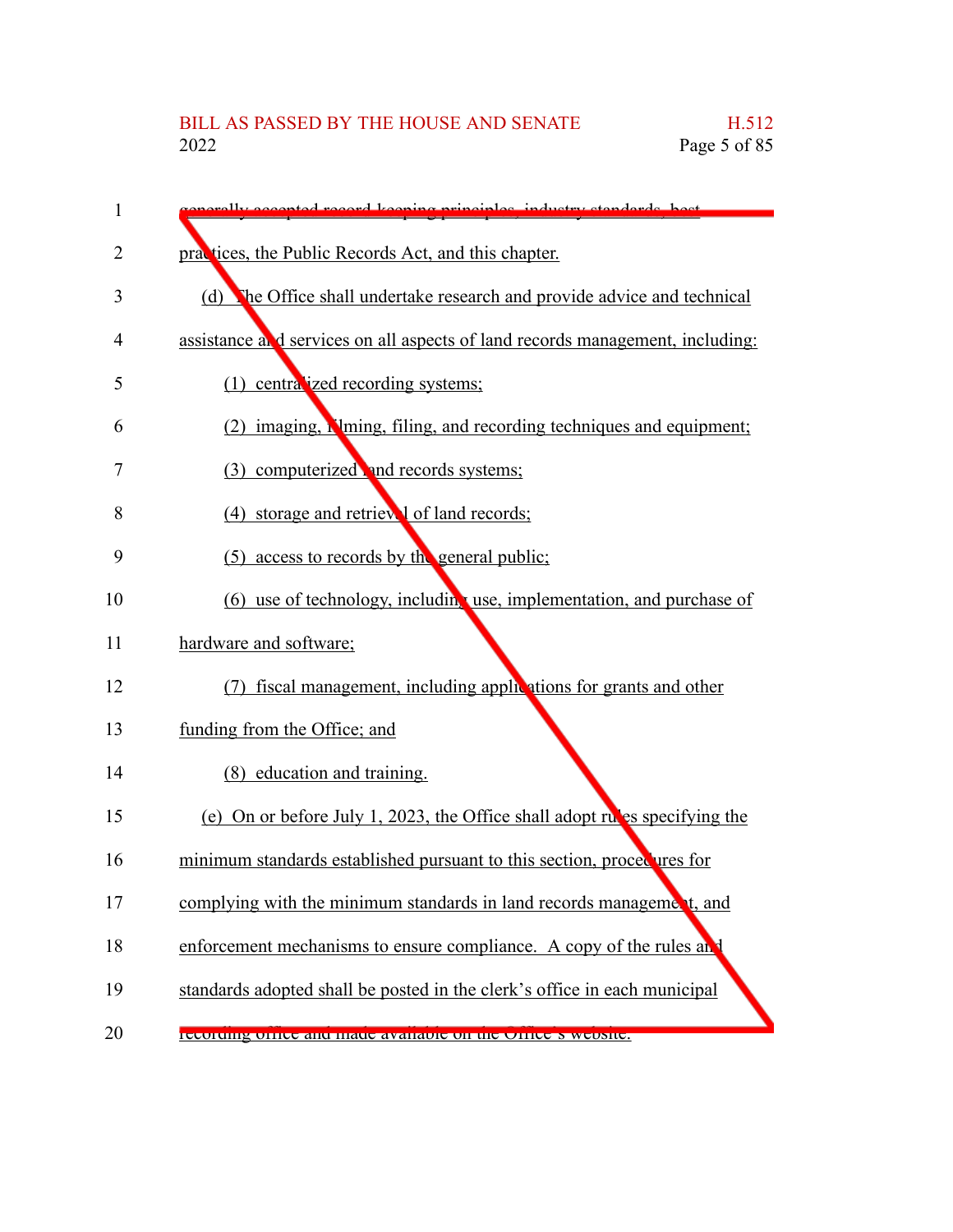generally accepted record-keeping principles, industry standards, best practices, the Public Records Act, and this chapter.

(d) The Office shall undertake research and provide advice and technical assistance and services on all aspects of land records management, including:

(1) centralized recording systems;

(2) imaging, filming, filing, and recording techniques and equipment;

(3) computerized land records systems;

(4) storage and retrieval of land records;

(5) access to records by the general public;

(6) use of technology, including use, implementation, and purchase of hardware and software;

(7) fiscal management, including applications for grants and other funding from the Office; and

(8) education and training.

(e) On or before July 1, 2023, the Office shall adopt rules specifying the minimum standards established pursuant to this section, procedures for complying with the minimum standards in land records management, and enforcement mechanisms to ensure compliance. A copy of the rules and standards adopted shall be posted in the clerk's office in each municipal recording office and made available on the Office's website.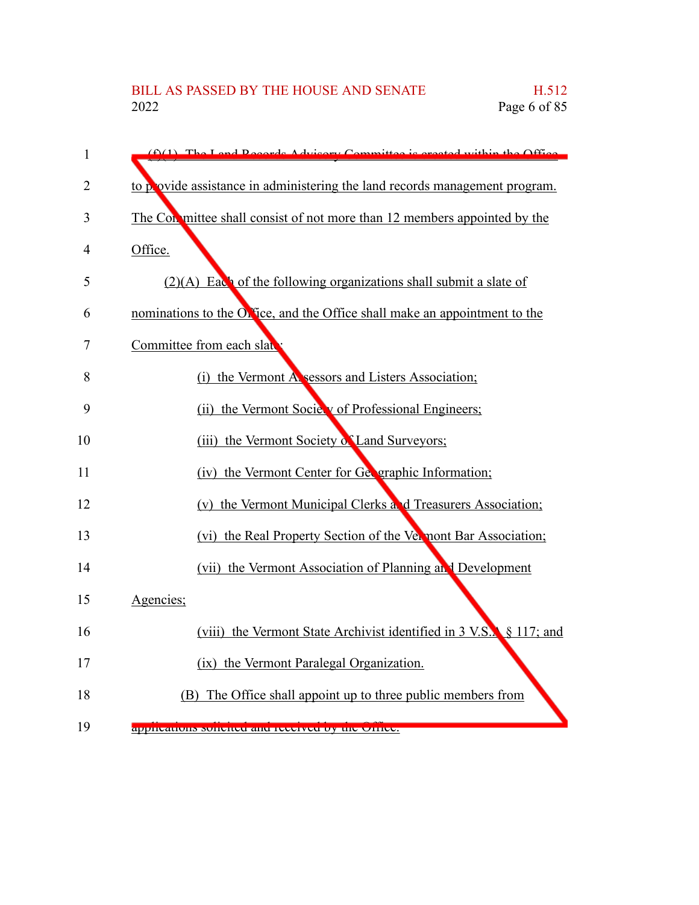(f)(1) The Land Records Advisory Committee is created within the Office to provide assistance in administering the land records management program. The Committee shall consist of not more than 12 members appointed by the Office.

(2)(A) Each of the following organizations shall submit a slate of nominations to the Office, and the Office shall make an appointment to the Committee from each slate:

(i) the Vermont Assessors and Listers Association;

(ii) the Vermont Society of Professional Engineers;

(iii) the Vermont Society of Land Surveyors;

(iv) the Vermont Center for Geographic Information;

(v) the Vermont Municipal Clerks and Treasurers Association;

(vi) the Real Property Section of the Vermont Bar Association;

(vii) the Vermont Association of Planning and Development Agencies;

(viii) the Vermont State Archivist identified in 3 V.S.A. § 117; and

(ix) the Vermont Paralegal Organization.

(B) The Office shall appoint up to three public members from applications solicited and received by the Office.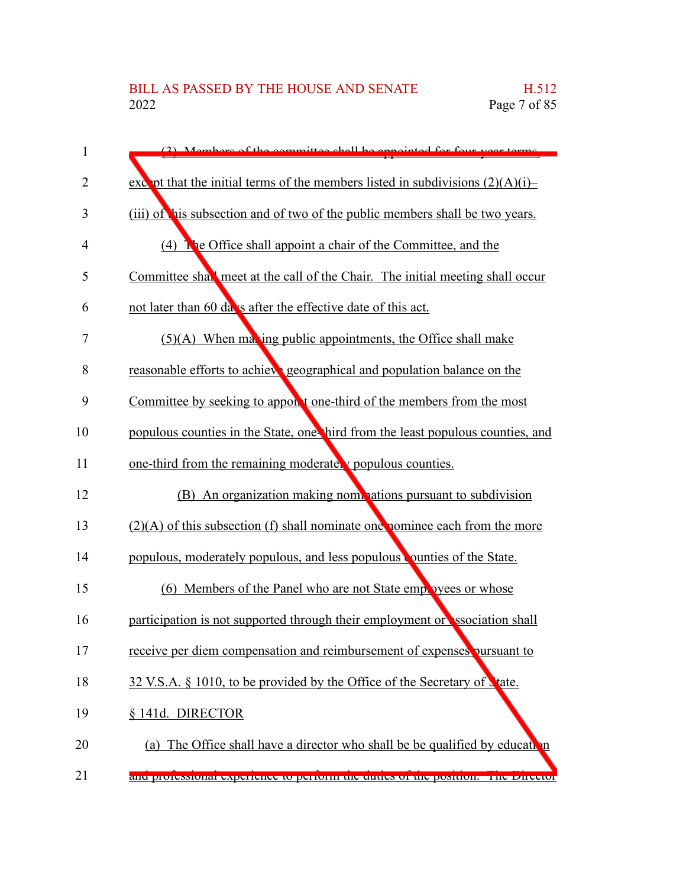(3) Members of the committee shall be appointed for four-year terms, except that the initial terms of the members listed in subdivisions (2)(A)(i)–(iii) of this subsection and of two of the public members shall be two years.

(4) The Office shall appoint a chair of the Committee, and the Committee shall meet at the call of the Chair. The initial meeting shall occur not later than 60 days after the effective date of this act.

(5)(A) When making public appointments, the Office shall make reasonable efforts to achieve geographical and population balance on the Committee by seeking to appoint one-third of the members from the most populous counties in the State, one-third from the least populous counties, and one-third from the remaining moderately populous counties.

(B) An organization making nominations pursuant to subdivision (2)(A) of this subsection (f) shall nominate one nominee each from the more populous, moderately populous, and less populous counties of the State.

(6) Members of the Panel who are not State employees or whose participation is not supported through their employment or association shall receive per diem compensation and reimbursement of expenses pursuant to 32 V.S.A. § 1010, to be provided by the Office of the Secretary of State.

§ 141d. DIRECTOR

(a) The Office shall have a director who shall be be qualified by education and professional experience to perform the duties of the position. The Director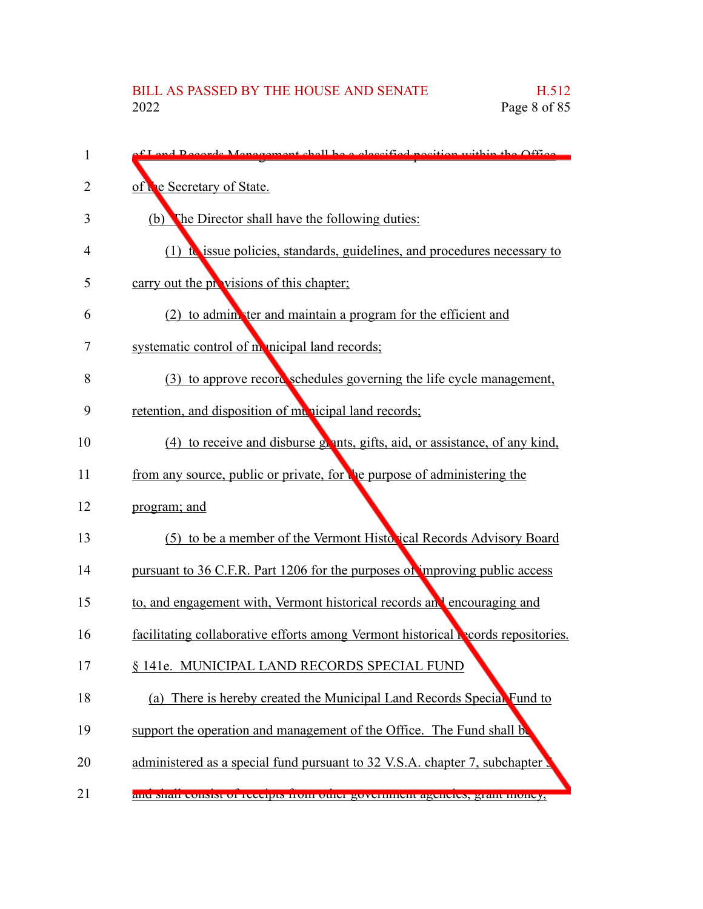of Land Records Management shall be a classified position within the Office of the Secretary of State.

(b) The Director shall have the following duties:

(1) to issue policies, standards, guidelines, and procedures necessary to carry out the provisions of this chapter;

(2) to administer and maintain a program for the efficient and systematic control of municipal land records;

(3) to approve record schedules governing the life cycle management, retention, and disposition of municipal land records;

(4) to receive and disburse grants, gifts, aid, or assistance, of any kind, from any source, public or private, for the purpose of administering the program; and

(5) to be a member of the Vermont Historical Records Advisory Board pursuant to 36 C.F.R. Part 1206 for the purposes of improving public access to, and engagement with, Vermont historical records and encouraging and facilitating collaborative efforts among Vermont historical records repositories.

§ 141e. MUNICIPAL LAND RECORDS SPECIAL FUND

(a) There is hereby created the Municipal Land Records Special Fund to support the operation and management of the Office. The Fund shall be administered as a special fund pursuant to 32 V.S.A. chapter 7, subchapter 5 and shall consist of receipts from other government agencies, grant money,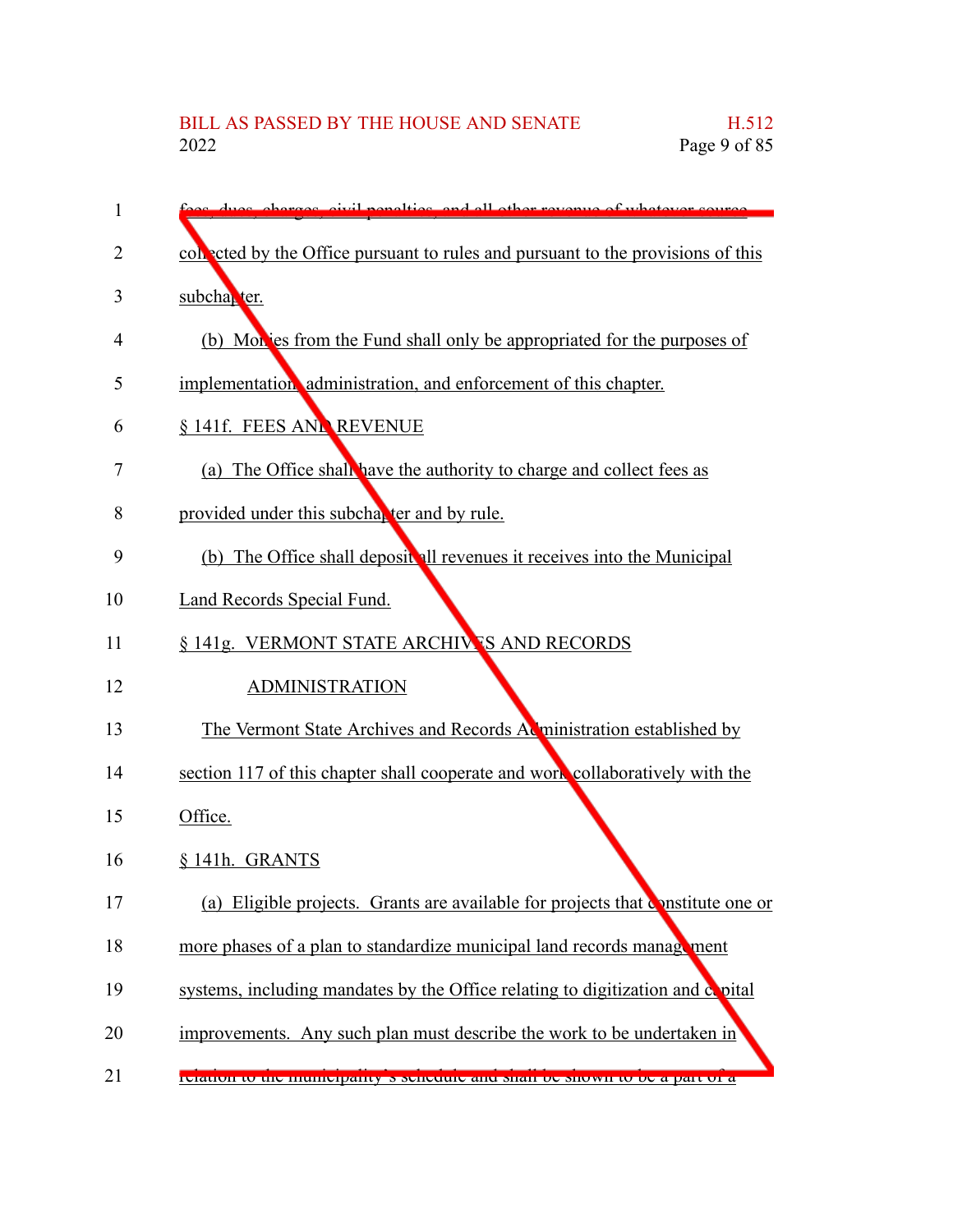fees, dues, charges, civil penalties, and all other revenue of whatever source collected by the Office pursuant to rules and pursuant to the provisions of this subchapter.

(b) Monies from the Fund shall only be appropriated for the purposes of implementation, administration, and enforcement of this chapter.

§ 141f. FEES AND REVENUE

(a) The Office shall have the authority to charge and collect fees as provided under this subchapter and by rule.

(b) The Office shall deposit all revenues it receives into the Municipal Land Records Special Fund.

§ 141g. VERMONT STATE ARCHIVES AND RECORDS ADMINISTRATION

The Vermont State Archives and Records Administration established by section 117 of this chapter shall cooperate and work collaboratively with the Office.

§ 141h. GRANTS

(a) Eligible projects. Grants are available for projects that constitute one or more phases of a plan to standardize municipal land records management systems, including mandates by the Office relating to digitization and capital improvements. Any such plan must describe the work to be undertaken in relation to the municipality's schedule and shall be shown to be a part of a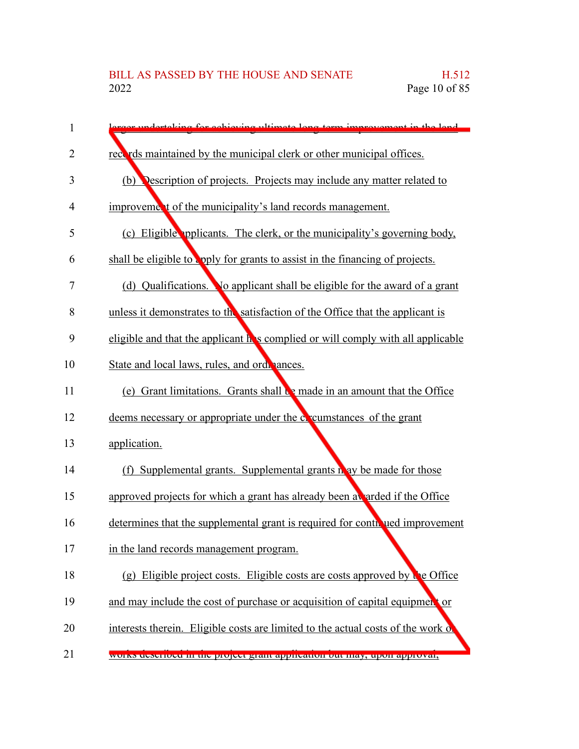larger undertaking for achieving ultimate long-term improvement in the land records maintained by the municipal clerk or other municipal offices.

(b) Description of projects. Projects may include any matter related to improvement of the municipality's land records management.

(c) Eligible applicants. The clerk, or the municipality's governing body, shall be eligible to apply for grants to assist in the financing of projects.

(d) Qualifications. No applicant shall be eligible for the award of a grant unless it demonstrates to the satisfaction of the Office that the applicant is eligible and that the applicant has complied or will comply with all applicable State and local laws, rules, and ordinances.

(e) Grant limitations. Grants shall be made in an amount that the Office deems necessary or appropriate under the circumstances of the grant application.

(f) Supplemental grants. Supplemental grants may be made for those approved projects for which a grant has already been awarded if the Office determines that the supplemental grant is required for continued improvement in the land records management program.

(g) Eligible project costs. Eligible costs are costs approved by the Office and may include the cost of purchase or acquisition of capital equipment or interests therein. Eligible costs are limited to the actual costs of the work or works described in the project grant application but may, upon approval,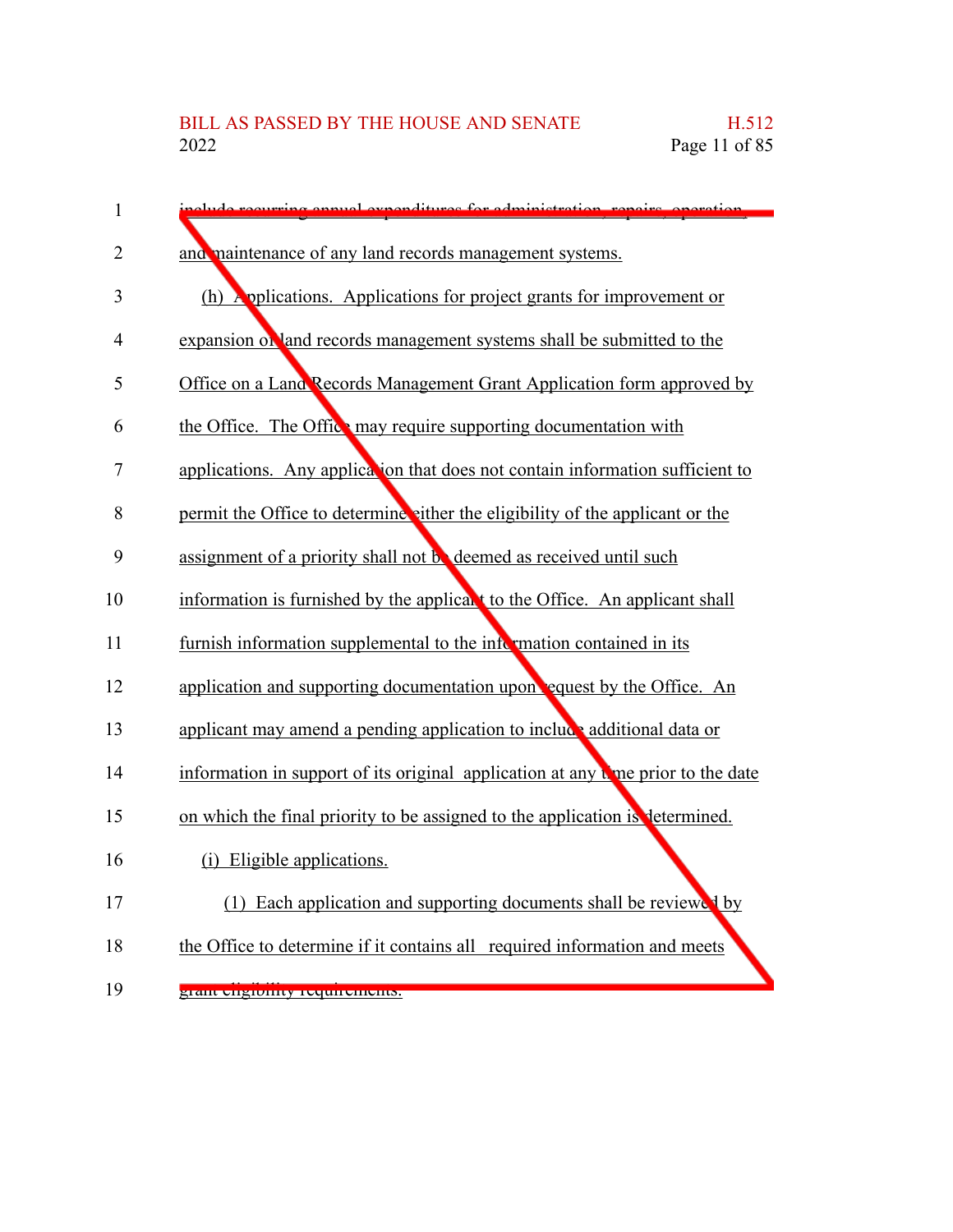include recurring annual expenditures for administration, repairs, operation, and maintenance of any land records management systems.

(h) Applications. Applications for project grants for improvement or expansion of land records management systems shall be submitted to the Office on a Land Records Management Grant Application form approved by the Office. The Office may require supporting documentation with applications. Any application that does not contain information sufficient to permit the Office to determine either the eligibility of the applicant or the assignment of a priority shall not be deemed as received until such information is furnished by the applicant to the Office. An applicant shall furnish information supplemental to the information contained in its application and supporting documentation upon request by the Office. An applicant may amend a pending application to include additional data or information in support of its original application at any time prior to the date on which the final priority to be assigned to the application is determined.

(i) Eligible applications.

(1) Each application and supporting documents shall be reviewed by the Office to determine if it contains all required information and meets grant eligibility requirements.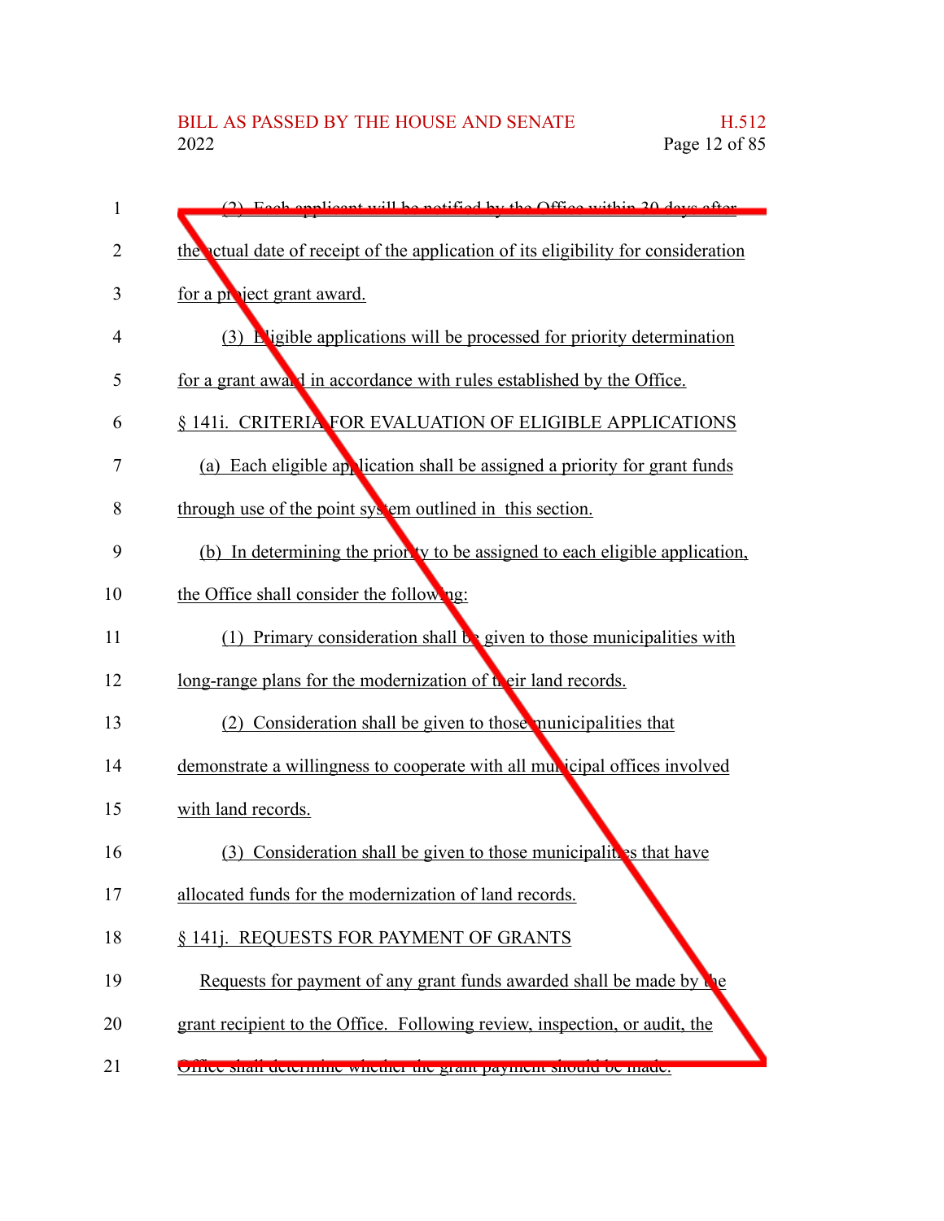(2) Each applicant will be notified by the Office within 30 days after the actual date of receipt of the application of its eligibility for consideration for a project grant award.

(3) Eligible applications will be processed for priority determination for a grant award in accordance with rules established by the Office.

§ 141i. CRITERIA FOR EVALUATION OF ELIGIBLE APPLICATIONS

(a) Each eligible application shall be assigned a priority for grant funds through use of the point system outlined in this section.

(b) In determining the priority to be assigned to each eligible application, the Office shall consider the following:

(1) Primary consideration shall be given to those municipalities with long-range plans for the modernization of their land records.

(2) Consideration shall be given to those municipalities that demonstrate a willingness to cooperate with all municipal offices involved with land records.

(3) Consideration shall be given to those municipalities that have allocated funds for the modernization of land records.

§ 141j. REQUESTS FOR PAYMENT OF GRANTS

Requests for payment of any grant funds awarded shall be made by the grant recipient to the Office. Following review, inspection, or audit, the Office shall determine whether the grant payment should be made.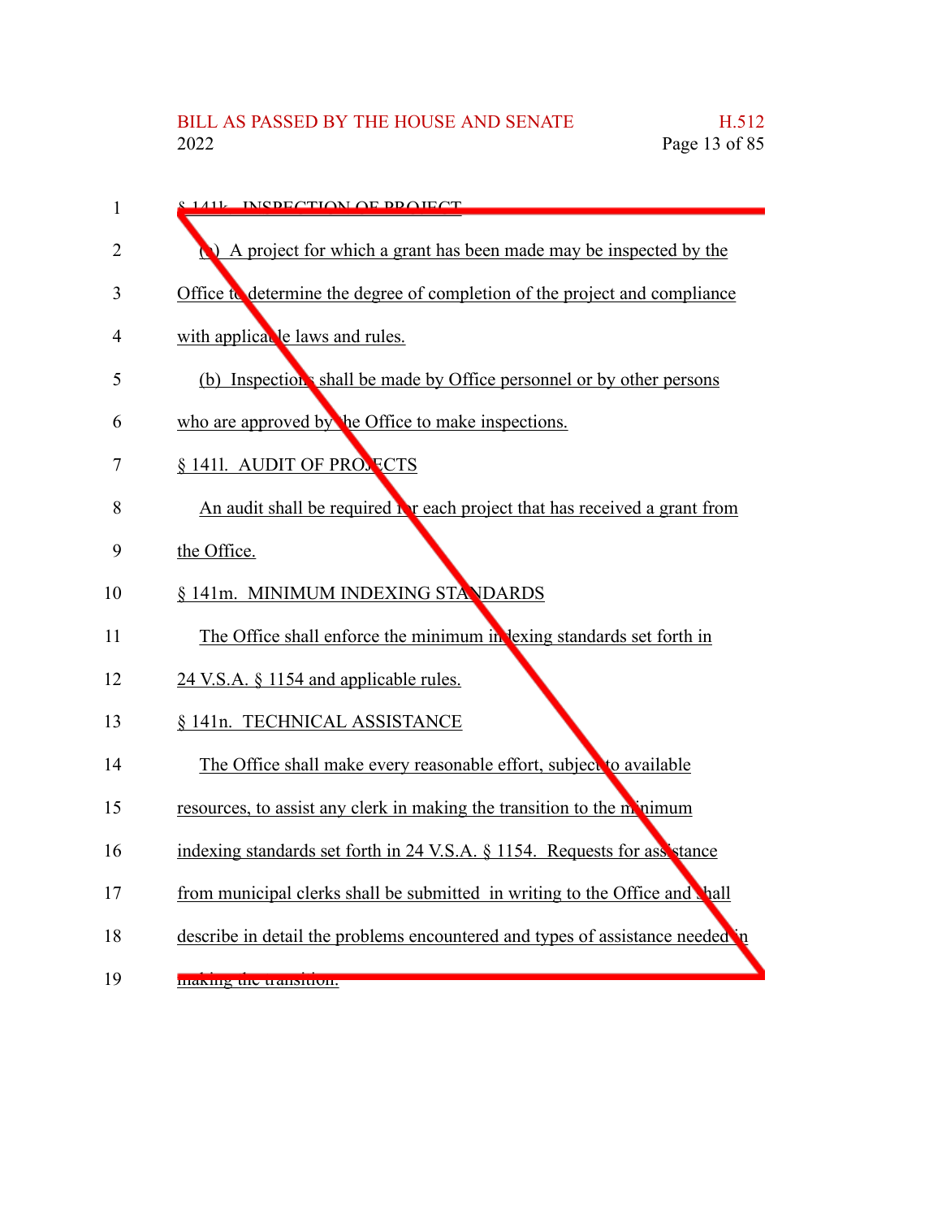§ 141k. INSPECTION OF PROJECT

(a) A project for which a grant has been made may be inspected by the Office to determine the degree of completion of the project and compliance with applicable laws and rules.

(b) Inspections shall be made by Office personnel or by other persons who are approved by the Office to make inspections.

§ 141l. AUDIT OF PROJECTS

An audit shall be required for each project that has received a grant from the Office.

§ 141m. MINIMUM INDEXING STANDARDS

The Office shall enforce the minimum indexing standards set forth in 24 V.S.A. § 1154 and applicable rules.

§ 141n. TECHNICAL ASSISTANCE

The Office shall make every reasonable effort, subject to available resources, to assist any clerk in making the transition to the minimum indexing standards set forth in 24 V.S.A. § 1154. Requests for assistance from municipal clerks shall be submitted in writing to the Office and shall describe in detail the problems encountered and types of assistance needed in making the transition.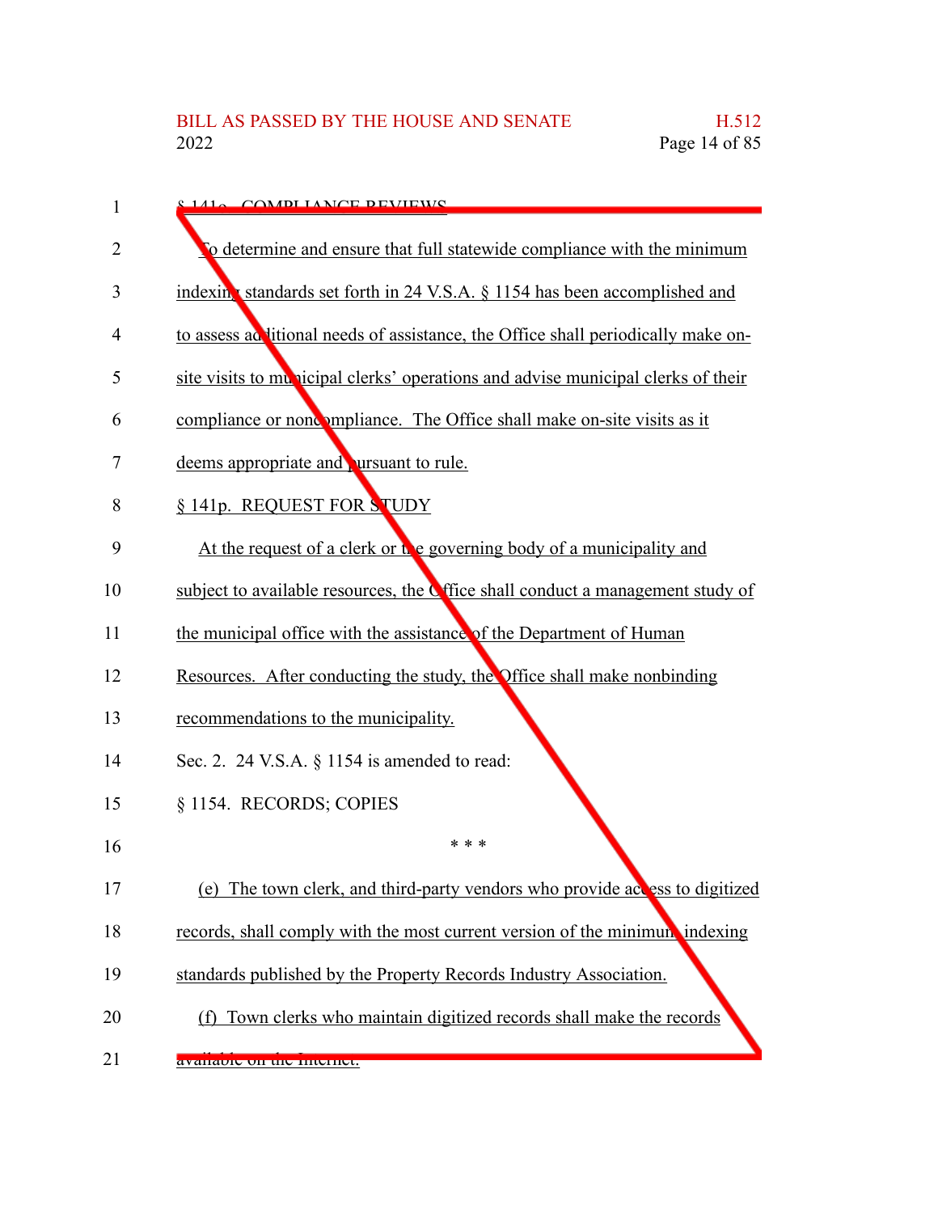§ 141o. COMPLIANCE REVIEWS

To determine and ensure that full statewide compliance with the minimum indexing standards set forth in 24 V.S.A. § 1154 has been accomplished and to assess additional needs of assistance, the Office shall periodically make on-site visits to municipal clerks' operations and advise municipal clerks of their compliance or noncompliance. The Office shall make on-site visits as it deems appropriate and pursuant to rule.

§ 141p. REQUEST FOR STUDY

At the request of a clerk or the governing body of a municipality and subject to available resources, the Office shall conduct a management study of the municipal office with the assistance of the Department of Human Resources. After conducting the study, the Office shall make nonbinding recommendations to the municipality.

Sec. 2. 24 V.S.A. § 1154 is amended to read:

§ 1154. RECORDS; COPIES

\* \* \*

(e) The town clerk, and third-party vendors who provide access to digitized records, shall comply with the most current version of the minimum indexing standards published by the Property Records Industry Association.

(f) Town clerks who maintain digitized records shall make the records available on the Internet.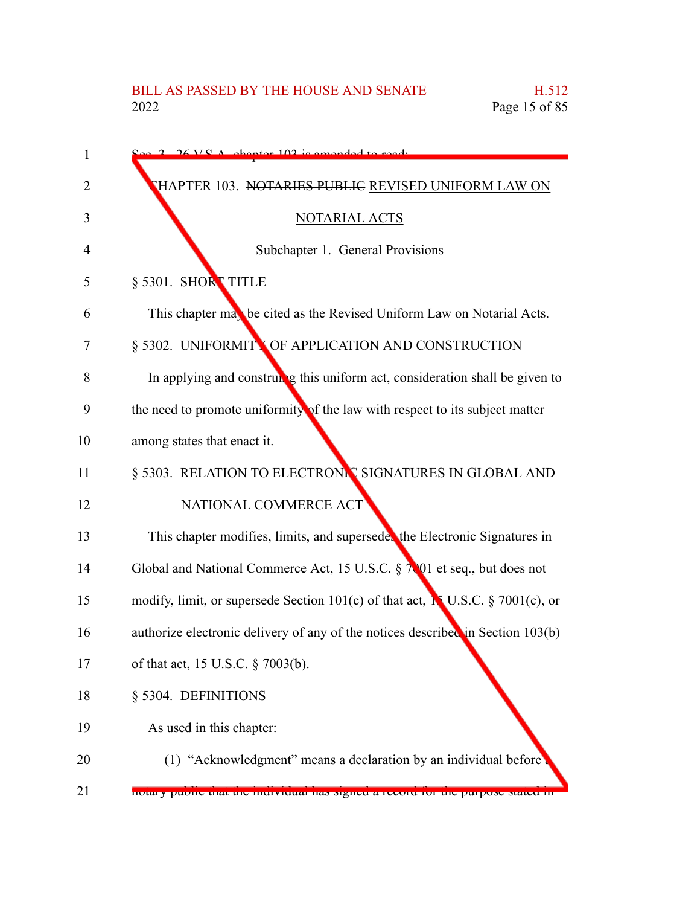Sec. 3. 26 V.S.A. chapter 103 is amended to read:

CHAPTER 103. ~~NOTARIES PUBLIC~~ REVISED UNIFORM LAW ON NOTARIAL ACTS

Subchapter 1. General Provisions

§ 5301. SHORT TITLE

This chapter may be cited as the Revised Uniform Law on Notarial Acts.

§ 5302. UNIFORMITY OF APPLICATION AND CONSTRUCTION

In applying and construing this uniform act, consideration shall be given to the need to promote uniformity of the law with respect to its subject matter among states that enact it.

§ 5303. RELATION TO ELECTRONIC SIGNATURES IN GLOBAL AND NATIONAL COMMERCE ACT

This chapter modifies, limits, and supersedes the Electronic Signatures in Global and National Commerce Act, 15 U.S.C. § 7001 et seq., but does not modify, limit, or supersede Section 101(c) of that act, 15 U.S.C. § 7001(c), or authorize electronic delivery of any of the notices described in Section 103(b) of that act, 15 U.S.C. § 7003(b).

§ 5304. DEFINITIONS

As used in this chapter:

(1) "Acknowledgment" means a declaration by an individual before a notary public that the individual has signed a record for the purpose stated in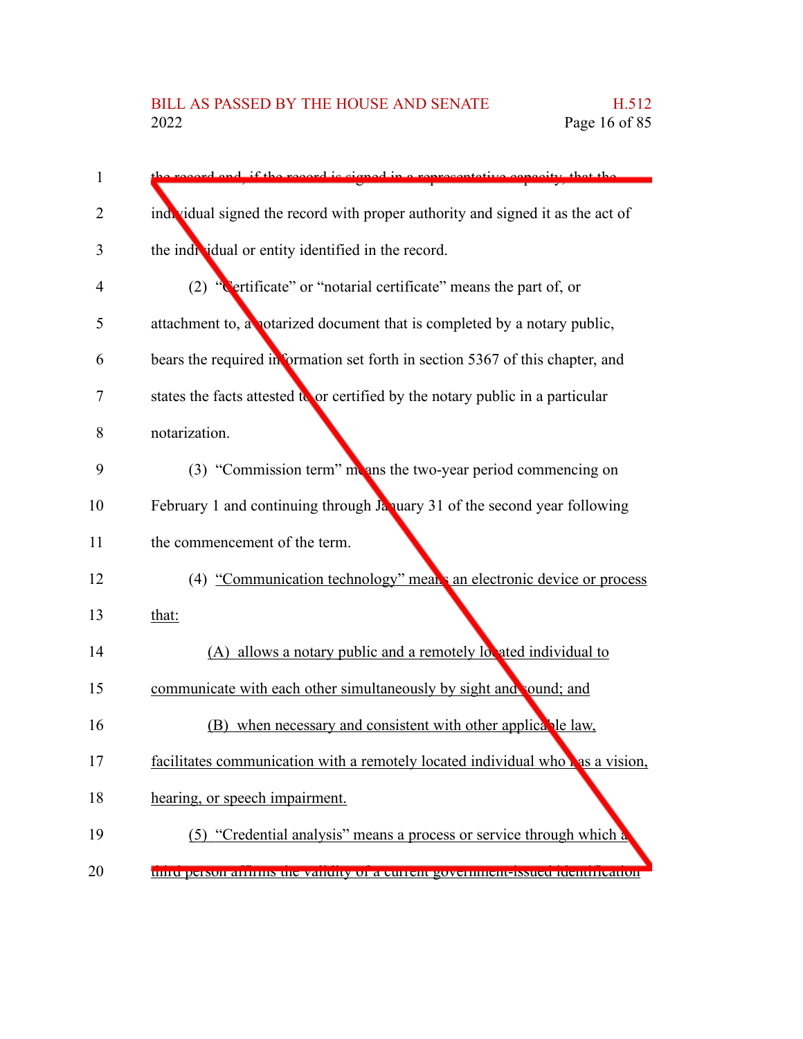the record and, if the record is signed in a representative capacity, that the individual signed the record with proper authority and signed it as the act of the individual or entity identified in the record.

(2) "Certificate" or "notarial certificate" means the part of, or attachment to, a notarized document that is completed by a notary public, bears the required information set forth in section 5367 of this chapter, and states the facts attested to or certified by the notary public in a particular notarization.

(3) "Commission term" means the two-year period commencing on February 1 and continuing through January 31 of the second year following the commencement of the term.

(4) "Communication technology" means an electronic device or process that:

(A) allows a notary public and a remotely located individual to communicate with each other simultaneously by sight and sound; and

(B) when necessary and consistent with other applicable law, facilitates communication with a remotely located individual who has a vision, hearing, or speech impairment.

(5) "Credential analysis" means a process or service through which a third person affirms the validity of a current government-issued identification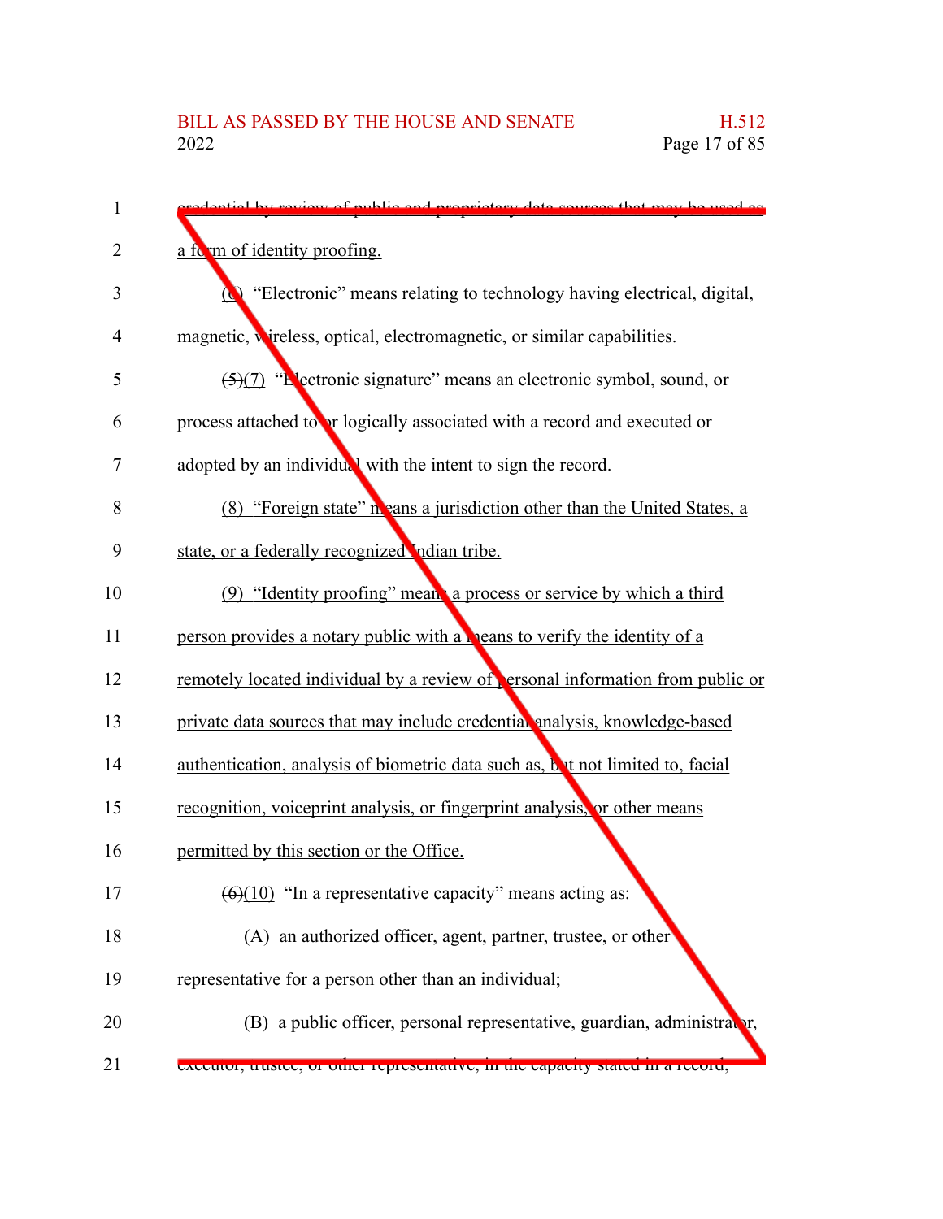credential by review of public and proprietary data sources that may be used as a form of identity proofing.

(6) "Electronic" means relating to technology having electrical, digital, magnetic, wireless, optical, electromagnetic, or similar capabilities.

~~(5)~~(7) "Electronic signature" means an electronic symbol, sound, or process attached to or logically associated with a record and executed or adopted by an individual with the intent to sign the record.

(8) "Foreign state" means a jurisdiction other than the United States, a state, or a federally recognized Indian tribe.

(9) "Identity proofing" means a process or service by which a third person provides a notary public with a means to verify the identity of a remotely located individual by a review of personal information from public or private data sources that may include credential analysis, knowledge-based authentication, analysis of biometric data such as, but not limited to, facial recognition, voiceprint analysis, or fingerprint analysis, or other means permitted by this section or the Office.

~~(6)~~(10) "In a representative capacity" means acting as:

(A) an authorized officer, agent, partner, trustee, or other representative for a person other than an individual;

(B) a public officer, personal representative, guardian, administrator, executor, trustee, or other representative, in the capacity stated in a record;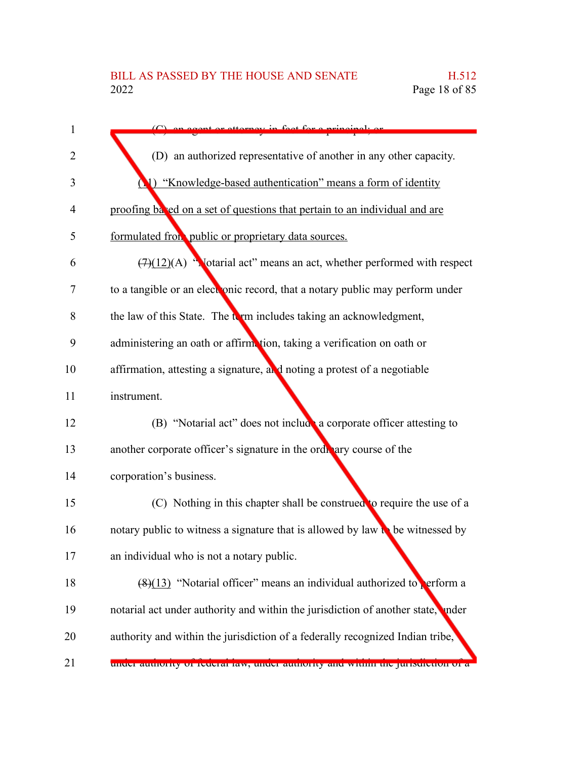(C) an agent or attorney-in-fact for a principal; or

(D) an authorized representative of another in any other capacity.

(11) "Knowledge-based authentication" means a form of identity proofing based on a set of questions that pertain to an individual and are formulated from public or proprietary data sources.

~~(7)~~(12)(A) "Notarial act" means an act, whether performed with respect to a tangible or an electronic record, that a notary public may perform under the law of this State. The term includes taking an acknowledgment, administering an oath or affirmation, taking a verification on oath or affirmation, attesting a signature, and noting a protest of a negotiable instrument.

(B) "Notarial act" does not include a corporate officer attesting to another corporate officer's signature in the ordinary course of the corporation's business.

(C) Nothing in this chapter shall be construed to require the use of a notary public to witness a signature that is allowed by law to be witnessed by an individual who is not a notary public.

~~(8)~~(13) "Notarial officer" means an individual authorized to perform a notarial act under authority and within the jurisdiction of another state, under authority and within the jurisdiction of a federally recognized Indian tribe, under authority of federal law, under authority and within the jurisdiction of a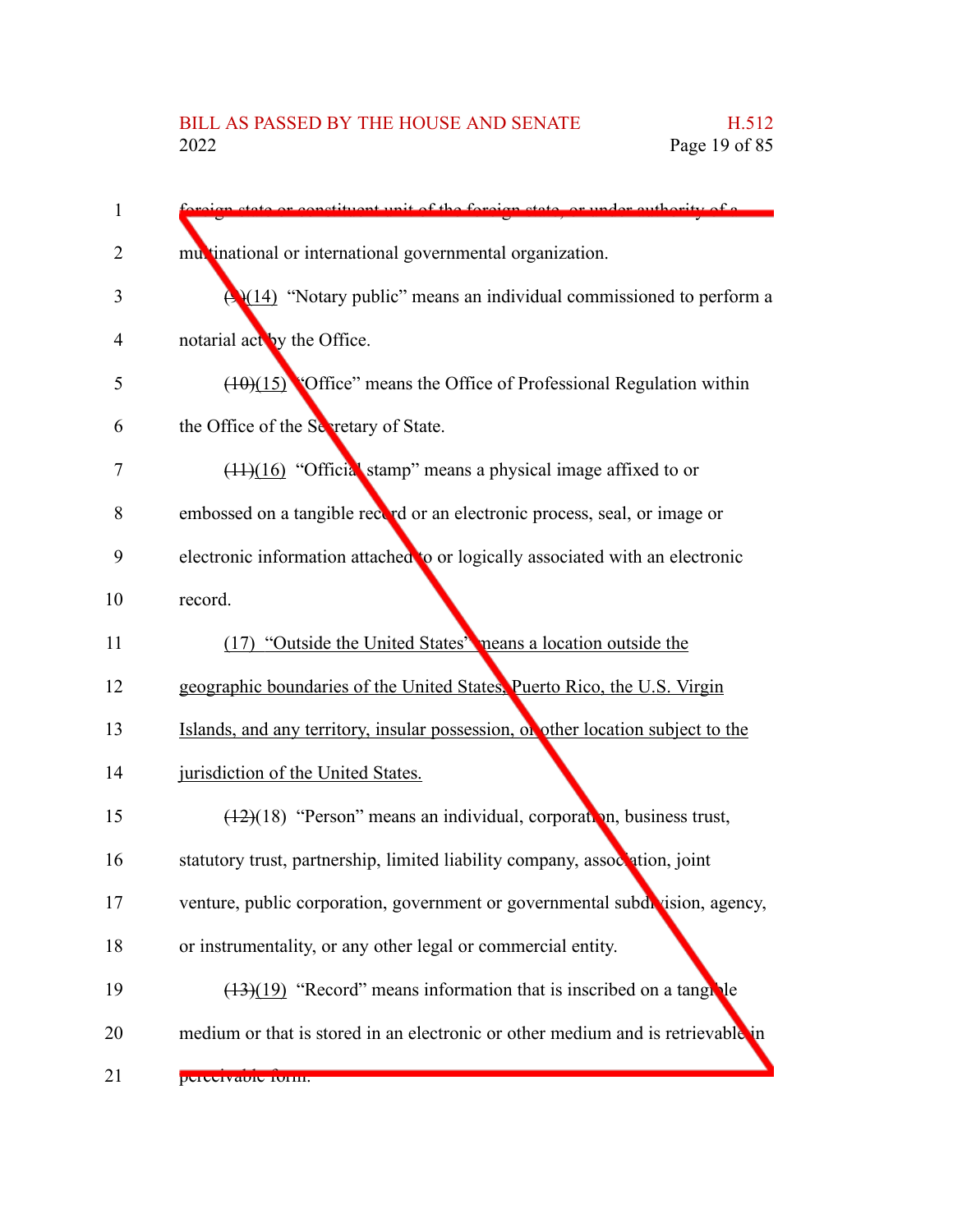foreign state or constituent unit of the foreign state, or under authority of a multinational or international governmental organization.

~~(9)~~(14) "Notary public" means an individual commissioned to perform a notarial act by the Office.

~~(10)~~(15) "Office" means the Office of Professional Regulation within the Office of the Secretary of State.

~~(11)~~(16) "Official stamp" means a physical image affixed to or embossed on a tangible record or an electronic process, seal, or image or electronic information attached to or logically associated with an electronic record.

<u>(17) "Outside the United States" means a location outside the geographic boundaries of the United States, Puerto Rico, the U.S. Virgin Islands, and any territory, insular possession, or other location subject to the jurisdiction of the United States.</u>

~~(12)~~(18) "Person" means an individual, corporation, business trust, statutory trust, partnership, limited liability company, association, joint venture, public corporation, government or governmental subdivision, agency, or instrumentality, or any other legal or commercial entity.

~~(13)~~(19) "Record" means information that is inscribed on a tangible medium or that is stored in an electronic or other medium and is retrievable in perceivable form.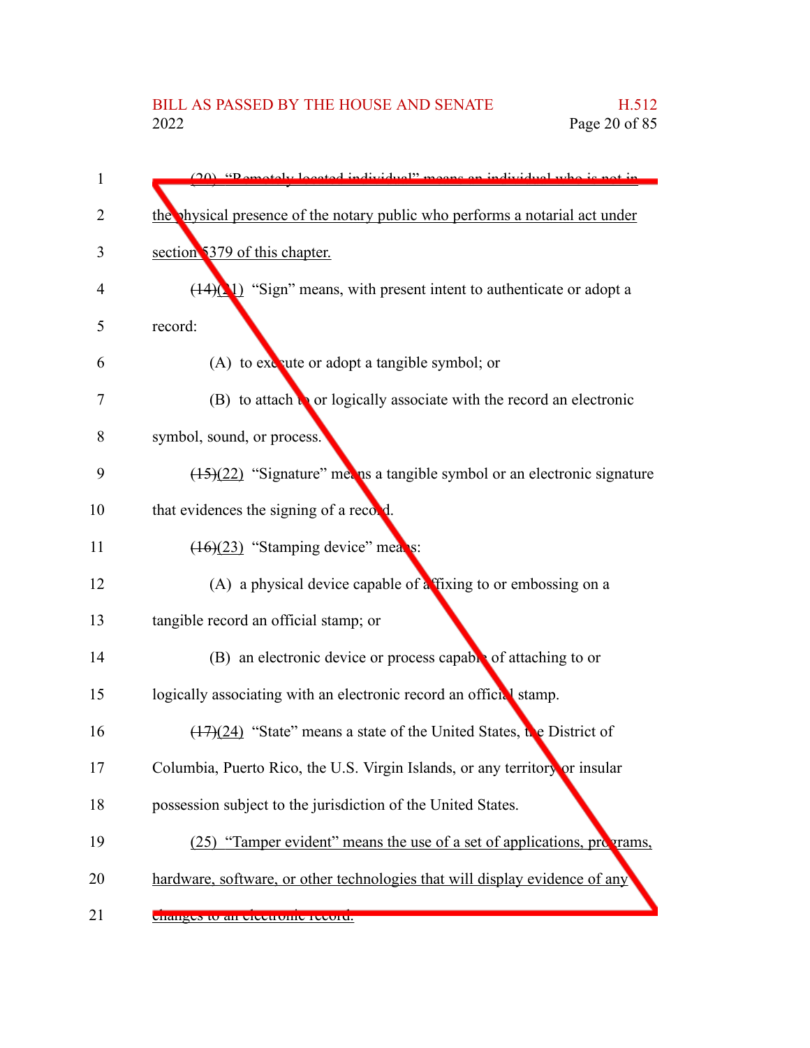(20) "Remotely located individual" means an individual who is not in the physical presence of the notary public who performs a notarial act under section 5379 of this chapter.

~~(14)~~(21) "Sign" means, with present intent to authenticate or adopt a record:

(A) to execute or adopt a tangible symbol; or

(B) to attach to or logically associate with the record an electronic symbol, sound, or process.

~~(15)~~(22) "Signature" means a tangible symbol or an electronic signature that evidences the signing of a record.

~~(16)~~(23) "Stamping device" means:

(A) a physical device capable of affixing to or embossing on a tangible record an official stamp; or

(B) an electronic device or process capable of attaching to or logically associating with an electronic record an official stamp.

~~(17)~~(24) "State" means a state of the United States, the District of Columbia, Puerto Rico, the U.S. Virgin Islands, or any territory or insular possession subject to the jurisdiction of the United States.

(25) "Tamper evident" means the use of a set of applications, programs, hardware, software, or other technologies that will display evidence of any changes to an electronic record.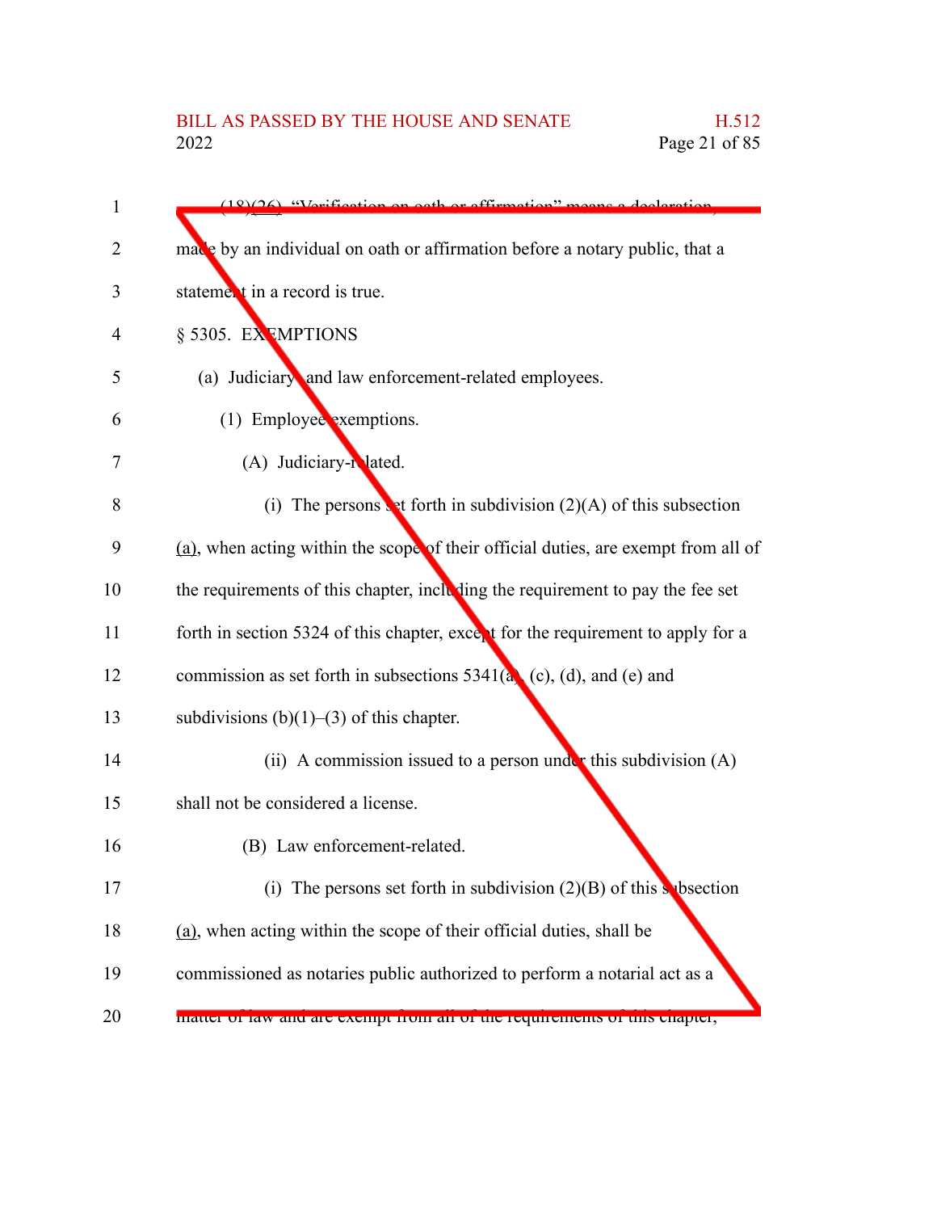(18)(26) "Verification on oath or affirmation" means a declaration, made by an individual on oath or affirmation before a notary public, that a statement in a record is true.

§ 5305. EXEMPTIONS

(a) Judiciary- and law enforcement-related employees.

(1) Employee exemptions.

(A) Judiciary-related.

(i) The persons set forth in subdivision (2)(A) of this subsection (a), when acting within the scope of their official duties, are exempt from all of the requirements of this chapter, including the requirement to pay the fee set forth in section 5324 of this chapter, except for the requirement to apply for a commission as set forth in subsections 5341(a), (c), (d), and (e) and subdivisions (b)(1)–(3) of this chapter.

(ii) A commission issued to a person under this subdivision (A) shall not be considered a license.

(B) Law enforcement-related.

(i) The persons set forth in subdivision (2)(B) of this subsection (a), when acting within the scope of their official duties, shall be commissioned as notaries public authorized to perform a notarial act as a matter of law and are exempt from all of the requirements of this chapter,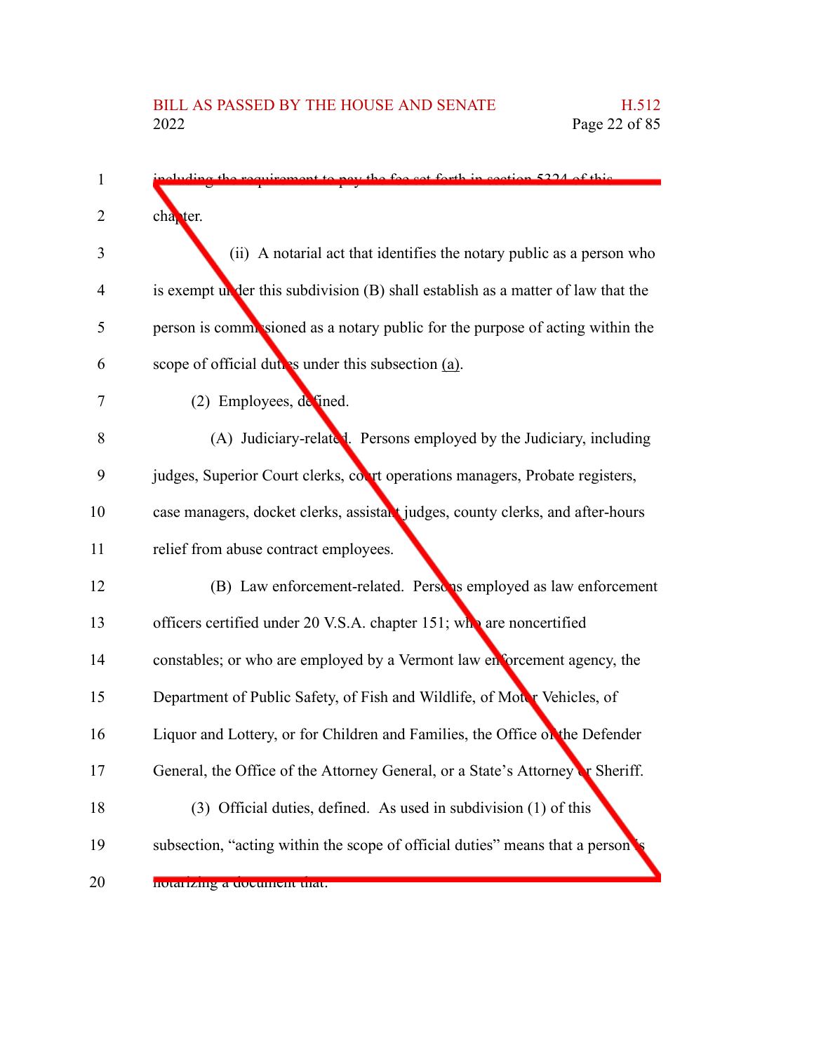including the requirement to pay the fee set forth in section 5324 of this chapter.

(ii) A notarial act that identifies the notary public as a person who is exempt under this subdivision (B) shall establish as a matter of law that the person is commissioned as a notary public for the purpose of acting within the scope of official duties under this subsection (a).

(2) Employees, defined.

(A) Judiciary-related. Persons employed by the Judiciary, including judges, Superior Court clerks, court operations managers, Probate registers, case managers, docket clerks, assistant judges, county clerks, and after-hours relief from abuse contract employees.

(B) Law enforcement-related. Persons employed as law enforcement officers certified under 20 V.S.A. chapter 151; who are noncertified constables; or who are employed by a Vermont law enforcement agency, the Department of Public Safety, of Fish and Wildlife, of Motor Vehicles, of Liquor and Lottery, or for Children and Families, the Office of the Defender General, the Office of the Attorney General, or a State's Attorney or Sheriff.

(3) Official duties, defined. As used in subdivision (1) of this subsection, "acting within the scope of official duties" means that a person is notarizing a document that: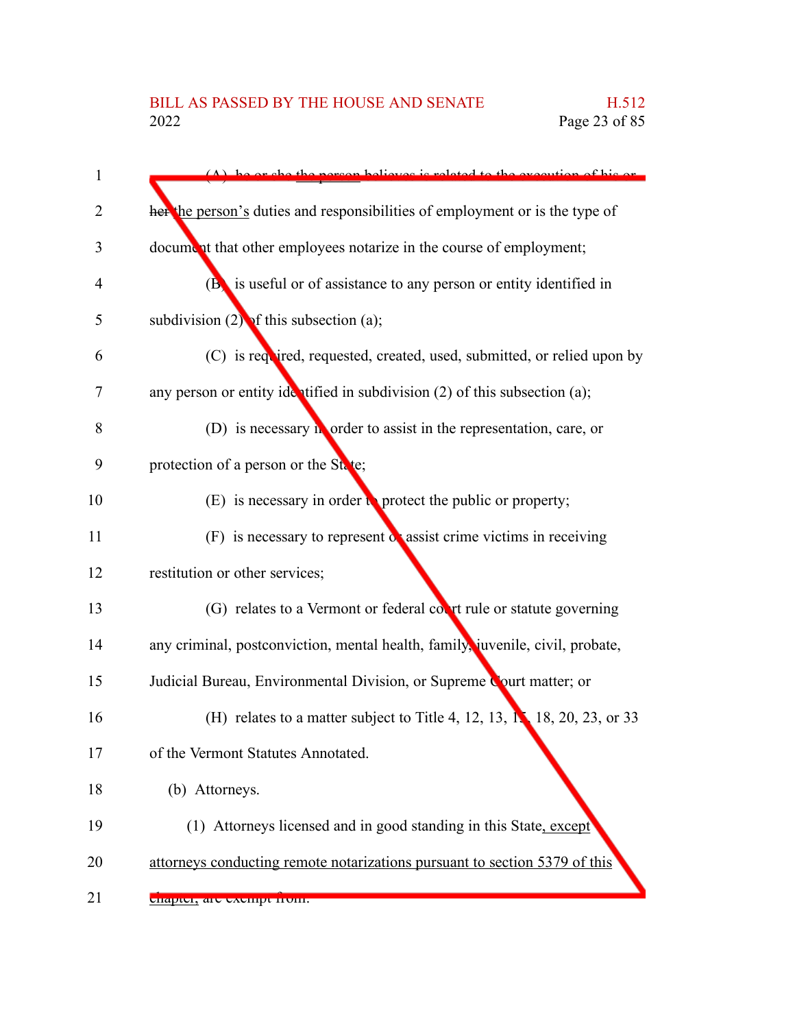(A) he or she the person believes is related to the execution of his or her the person's duties and responsibilities of employment or is the type of document that other employees notarize in the course of employment;

(B) is useful or of assistance to any person or entity identified in subdivision (2) of this subsection (a);

(C) is required, requested, created, used, submitted, or relied upon by any person or entity identified in subdivision (2) of this subsection (a);

(D) is necessary in order to assist in the representation, care, or protection of a person or the State;

(E) is necessary in order to protect the public or property;

(F) is necessary to represent or assist crime victims in receiving restitution or other services;

(G) relates to a Vermont or federal court rule or statute governing any criminal, postconviction, mental health, family, juvenile, civil, probate, Judicial Bureau, Environmental Division, or Supreme Court matter; or

(H) relates to a matter subject to Title 4, 12, 13, 15, 18, 20, 23, or 33 of the Vermont Statutes Annotated.

(b) Attorneys.

(1) Attorneys licensed and in good standing in this State, except attorneys conducting remote notarizations pursuant to section 5379 of this chapter, are exempt from: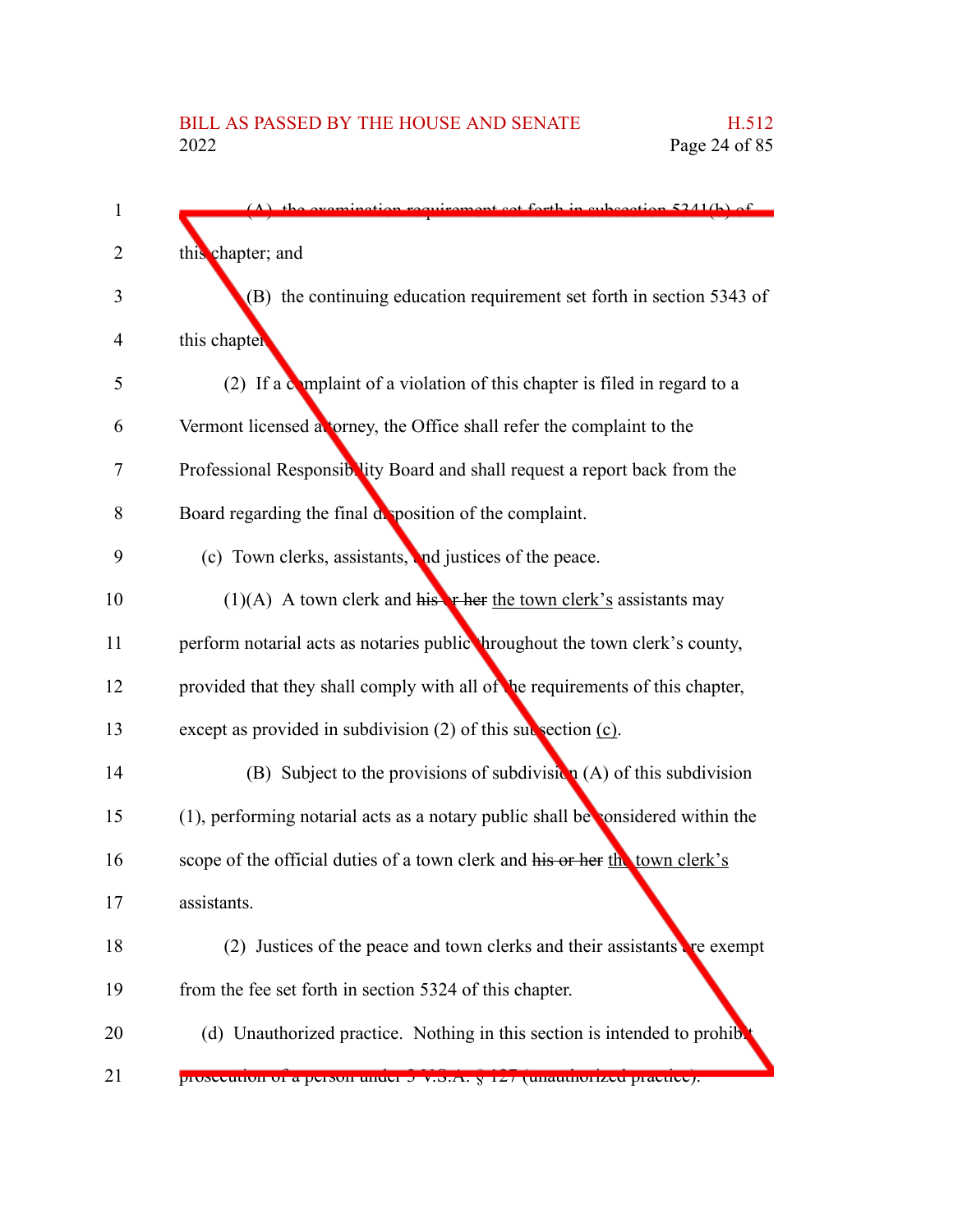(A) the examination requirement set forth in subsection 5341(b) of this chapter; and

(B) the continuing education requirement set forth in section 5343 of this chapter.

(2) If a complaint of a violation of this chapter is filed in regard to a Vermont licensed attorney, the Office shall refer the complaint to the Professional Responsibility Board and shall request a report back from the Board regarding the final disposition of the complaint.

(c) Town clerks, assistants, and justices of the peace.

(1)(A) A town clerk and ~~his or her~~ the town clerk's assistants may perform notarial acts as notaries public throughout the town clerk's county, provided that they shall comply with all of the requirements of this chapter, except as provided in subdivision (2) of this subsection (c).

(B) Subject to the provisions of subdivision (A) of this subdivision (1), performing notarial acts as a notary public shall be considered within the scope of the official duties of a town clerk and ~~his or her~~ the town clerk's assistants.

(2) Justices of the peace and town clerks and their assistants are exempt from the fee set forth in section 5324 of this chapter.

(d) Unauthorized practice. Nothing in this section is intended to prohibit prosecution of a person under 3 V.S.A. § 127 (unauthorized practice).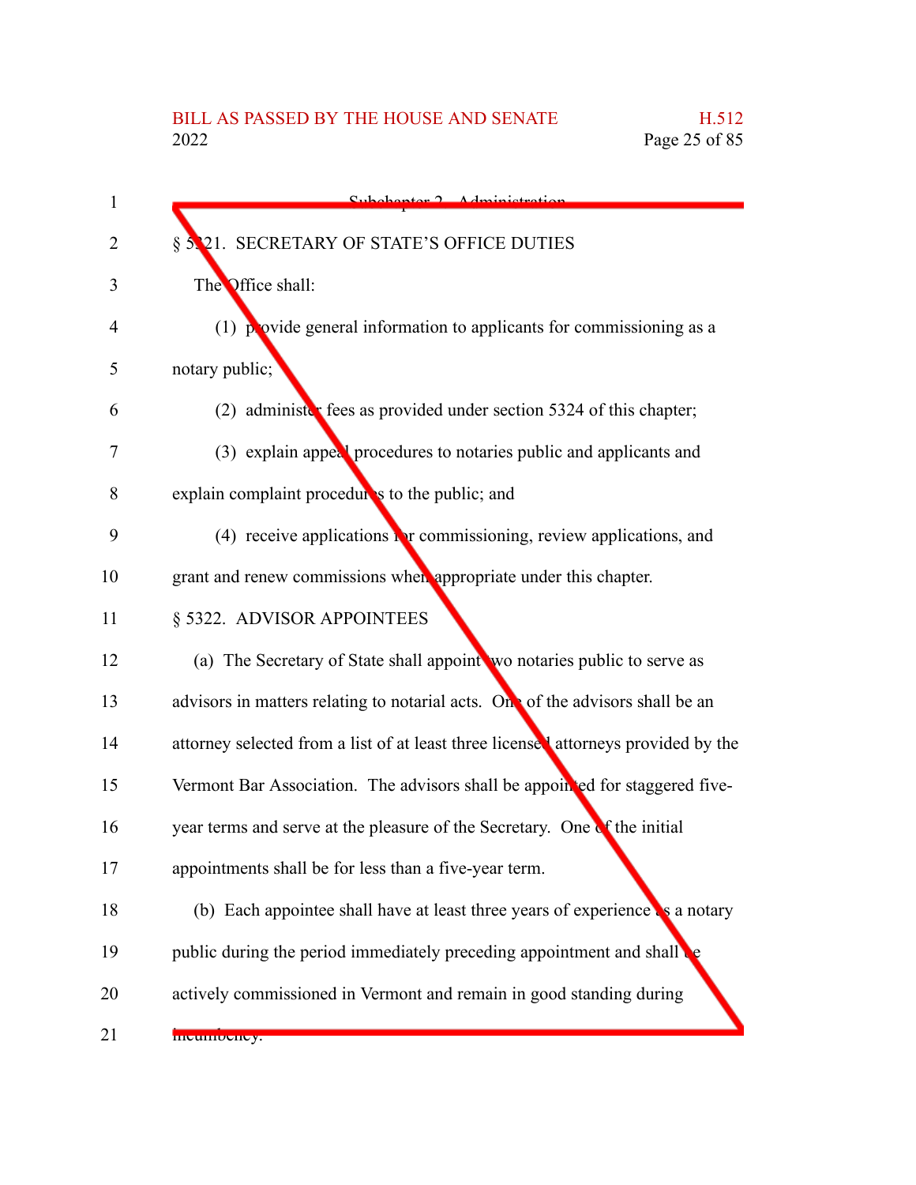Subchapter 2. Administration

§ 5321. SECRETARY OF STATE'S OFFICE DUTIES

The Office shall:

(1) provide general information to applicants for commissioning as a notary public;

(2) administer fees as provided under section 5324 of this chapter;

(3) explain appeal procedures to notaries public and applicants and explain complaint procedures to the public; and

(4) receive applications for commissioning, review applications, and grant and renew commissions when appropriate under this chapter.

§ 5322. ADVISOR APPOINTEES

(a) The Secretary of State shall appoint two notaries public to serve as advisors in matters relating to notarial acts. One of the advisors shall be an attorney selected from a list of at least three licensed attorneys provided by the Vermont Bar Association. The advisors shall be appointed for staggered five-year terms and serve at the pleasure of the Secretary. One of the initial appointments shall be for less than a five-year term.

(b) Each appointee shall have at least three years of experience as a notary public during the period immediately preceding appointment and shall be actively commissioned in Vermont and remain in good standing during incumbency.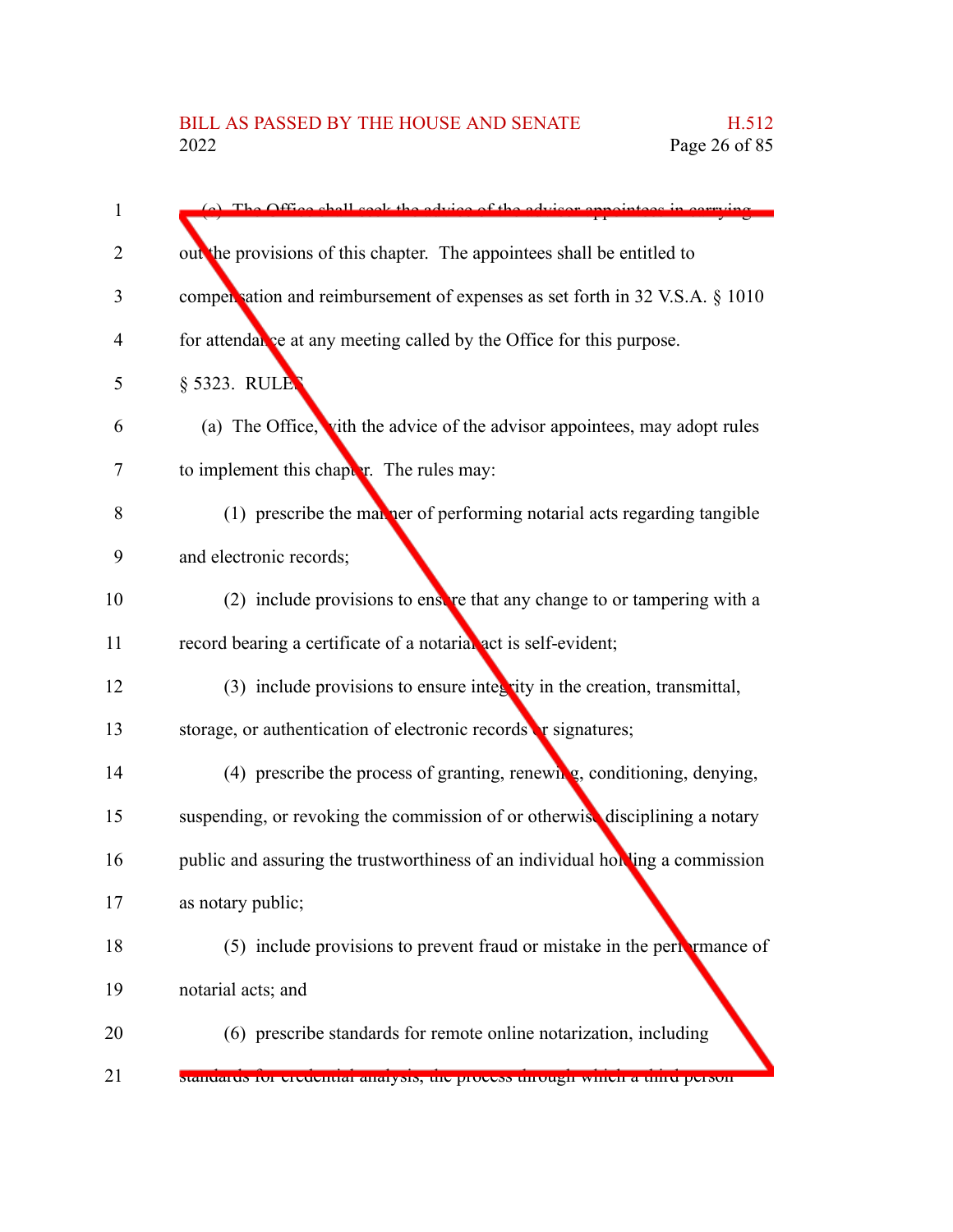(c) The Office shall seek the advice of the advisor appointees in carrying out the provisions of this chapter. The appointees shall be entitled to compensation and reimbursement of expenses as set forth in 32 V.S.A. § 1010 for attendance at any meeting called by the Office for this purpose.

§ 5323. RULES

(a) The Office, with the advice of the advisor appointees, may adopt rules to implement this chapter. The rules may:

(1) prescribe the manner of performing notarial acts regarding tangible and electronic records;

(2) include provisions to ensure that any change to or tampering with a record bearing a certificate of a notarial act is self-evident;

(3) include provisions to ensure integrity in the creation, transmittal, storage, or authentication of electronic records or signatures;

(4) prescribe the process of granting, renewing, conditioning, denying, suspending, or revoking the commission of or otherwise disciplining a notary public and assuring the trustworthiness of an individual holding a commission as notary public;

(5) include provisions to prevent fraud or mistake in the performance of notarial acts; and

(6) prescribe standards for remote online notarization, including standards for credential analysis, the process through which a third person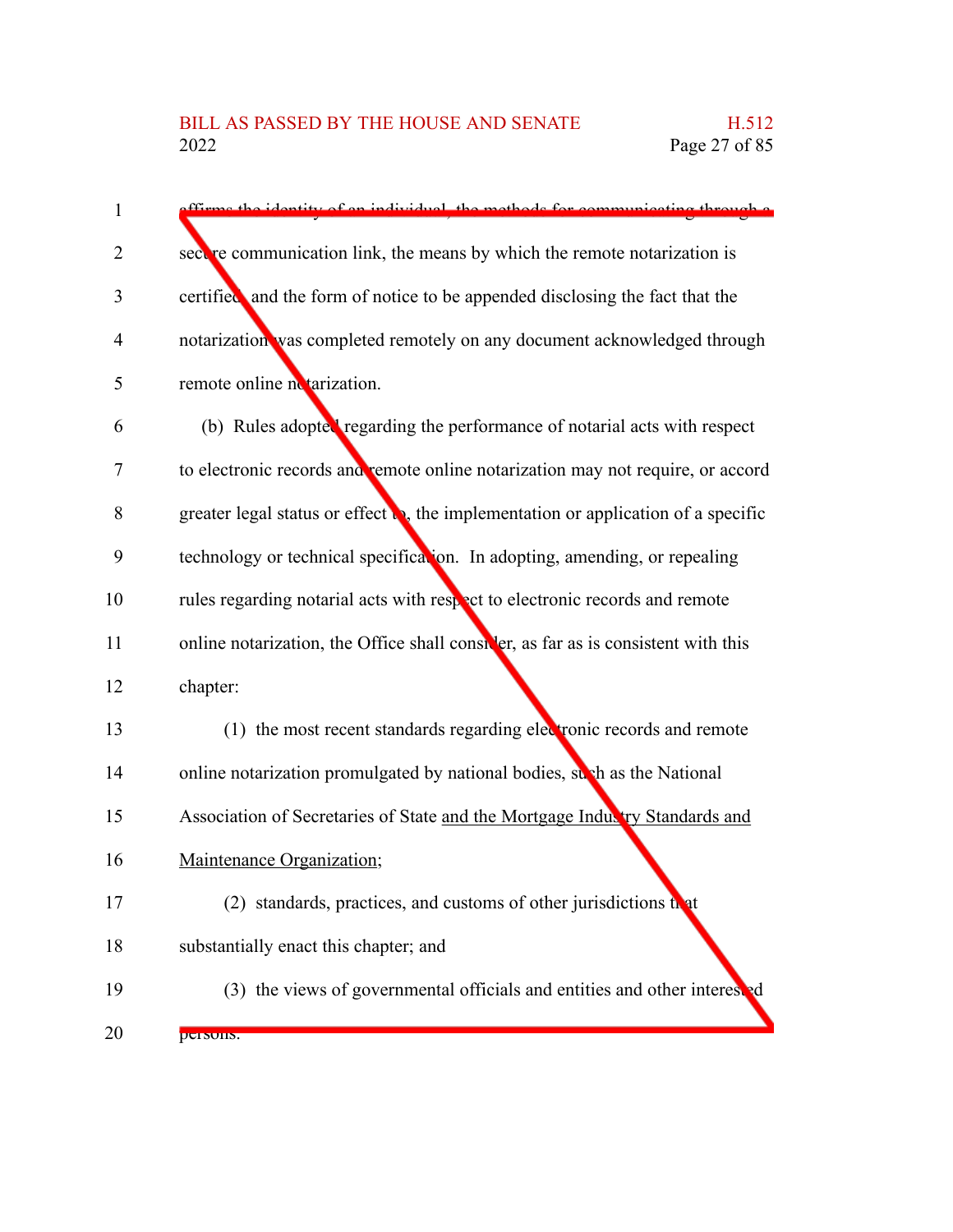affirms the identity of an individual, the methods for communicating through a secure communication link, the means by which the remote notarization is certified, and the form of notice to be appended disclosing the fact that the notarization was completed remotely on any document acknowledged through remote online notarization.

(b) Rules adopted regarding the performance of notarial acts with respect to electronic records and remote online notarization may not require, or accord greater legal status or effect to, the implementation or application of a specific technology or technical specification. In adopting, amending, or repealing rules regarding notarial acts with respect to electronic records and remote online notarization, the Office shall consider, as far as is consistent with this chapter:

(1) the most recent standards regarding electronic records and remote online notarization promulgated by national bodies, such as the National Association of Secretaries of State and the Mortgage Industry Standards and Maintenance Organization;

(2) standards, practices, and customs of other jurisdictions that substantially enact this chapter; and

(3) the views of governmental officials and entities and other interested persons.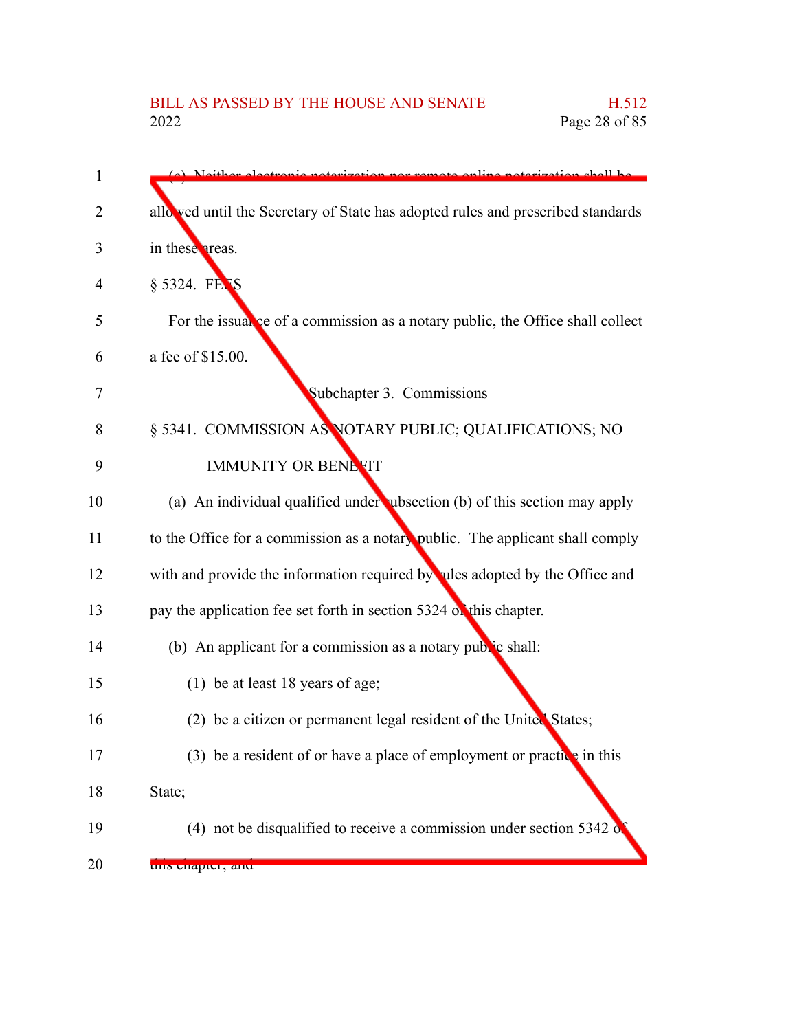(c) Neither electronic notarization nor remote online notarization shall be allowed until the Secretary of State has adopted rules and prescribed standards in these areas.

§ 5324. FEES

For the issuance of a commission as a notary public, the Office shall collect a fee of $15.00.

Subchapter 3. Commissions

§ 5341. COMMISSION AS NOTARY PUBLIC; QUALIFICATIONS; NO IMMUNITY OR BENEFIT

(a) An individual qualified under subsection (b) of this section may apply to the Office for a commission as a notary public. The applicant shall comply with and provide the information required by rules adopted by the Office and pay the application fee set forth in section 5324 of this chapter.

(b) An applicant for a commission as a notary public shall:

(1) be at least 18 years of age;

(2) be a citizen or permanent legal resident of the United States;

(3) be a resident of or have a place of employment or practice in this State;

(4) not be disqualified to receive a commission under section 5342 of this chapter; and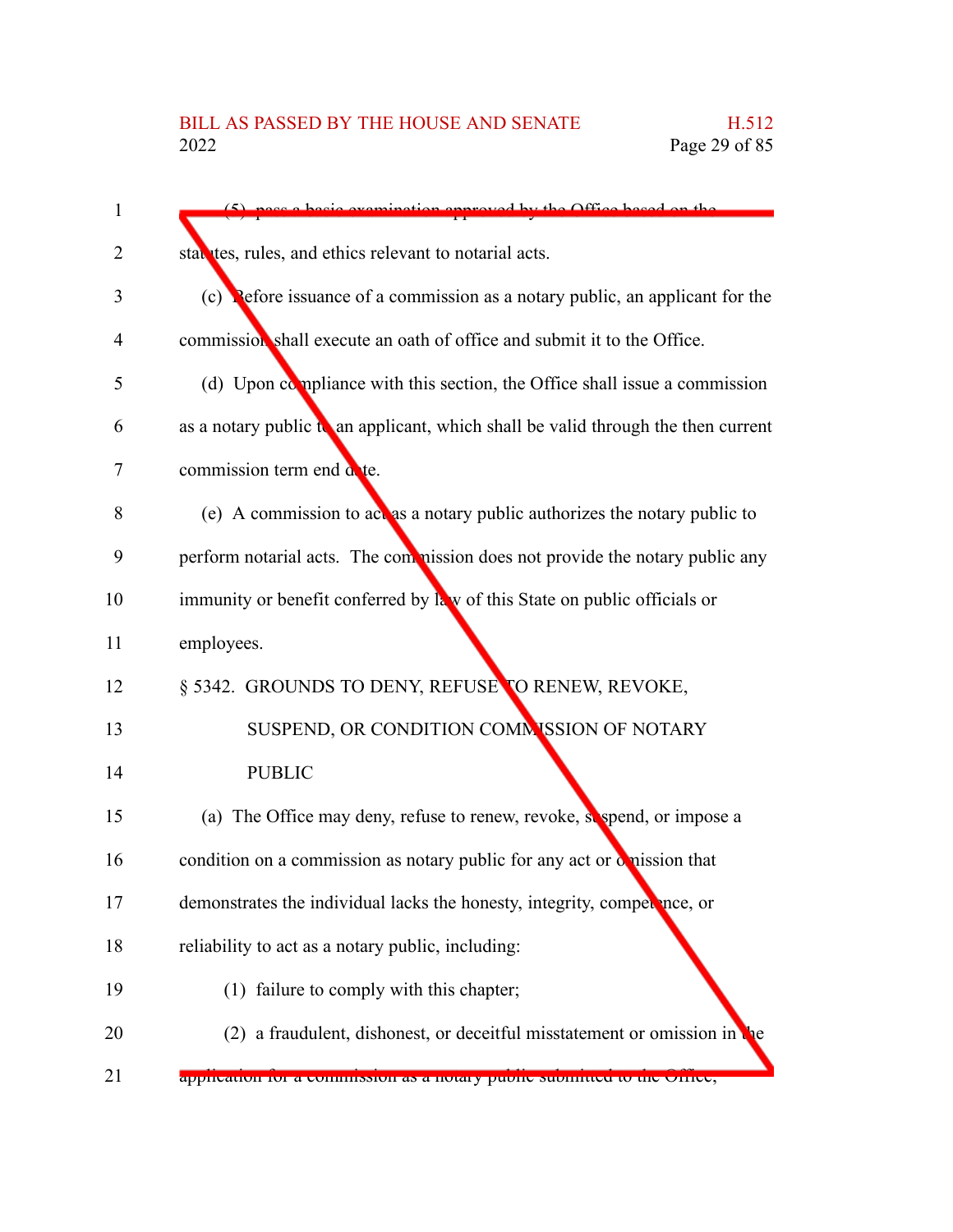(5) pass a basic examination approved by the Office based on the statutes, rules, and ethics relevant to notarial acts.

(c) Before issuance of a commission as a notary public, an applicant for the commission shall execute an oath of office and submit it to the Office.

(d) Upon compliance with this section, the Office shall issue a commission as a notary public to an applicant, which shall be valid through the then current commission term end date.

(e) A commission to act as a notary public authorizes the notary public to perform notarial acts. The commission does not provide the notary public any immunity or benefit conferred by law of this State on public officials or employees.

§ 5342. GROUNDS TO DENY, REFUSE TO RENEW, REVOKE, SUSPEND, OR CONDITION COMMISSION OF NOTARY PUBLIC

(a) The Office may deny, refuse to renew, revoke, suspend, or impose a condition on a commission as notary public for any act or omission that demonstrates the individual lacks the honesty, integrity, competence, or reliability to act as a notary public, including:

(1) failure to comply with this chapter;

(2) a fraudulent, dishonest, or deceitful misstatement or omission in the application for a commission as a notary public submitted to the Office;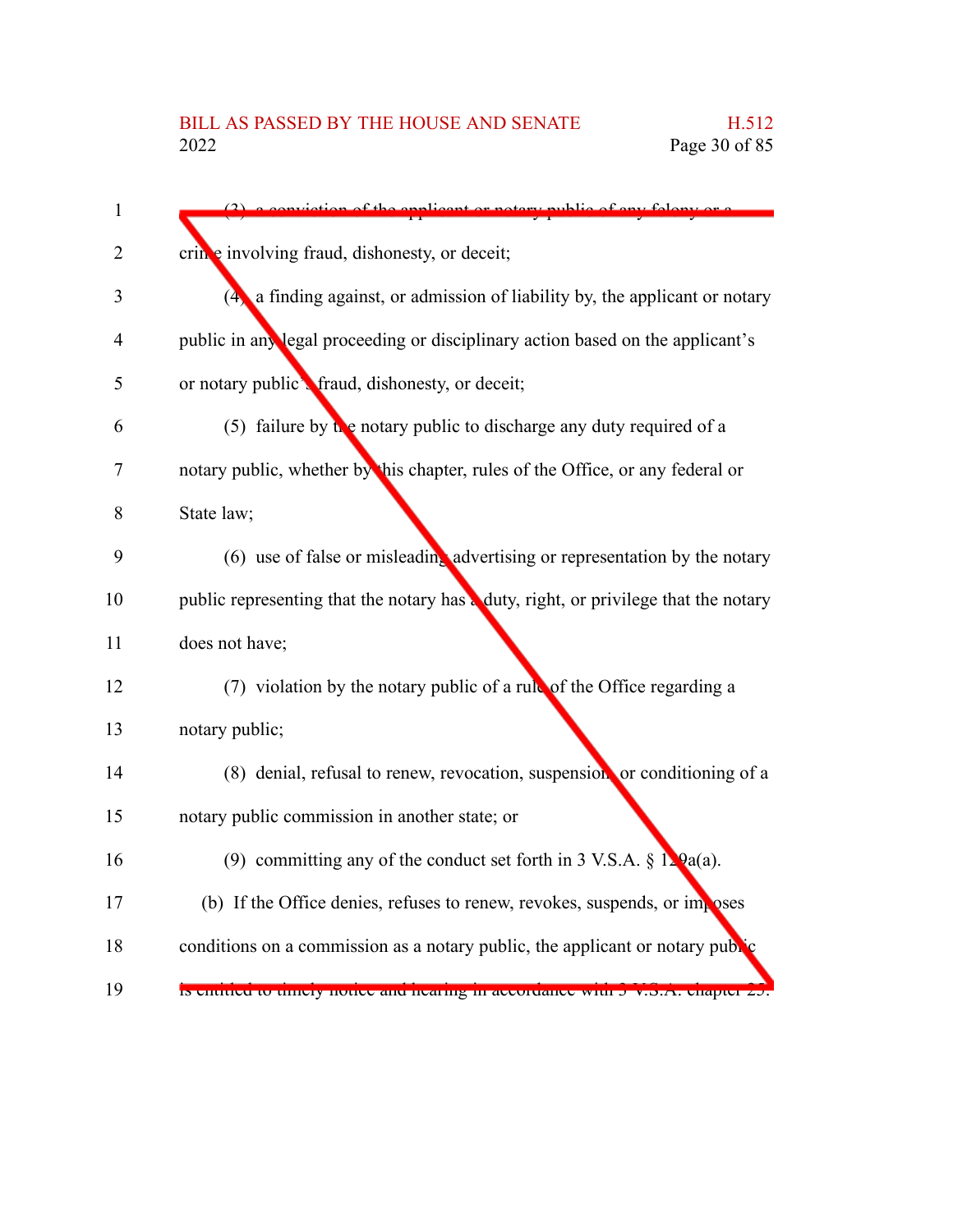(3) a conviction of the applicant or notary public of any felony or a crime involving fraud, dishonesty, or deceit;

(4) a finding against, or admission of liability by, the applicant or notary public in any legal proceeding or disciplinary action based on the applicant's or notary public's fraud, dishonesty, or deceit;

(5) failure by the notary public to discharge any duty required of a notary public, whether by this chapter, rules of the Office, or any federal or State law;

(6) use of false or misleading advertising or representation by the notary public representing that the notary has a duty, right, or privilege that the notary does not have;

(7) violation by the notary public of a rule of the Office regarding a notary public;

(8) denial, refusal to renew, revocation, suspension, or conditioning of a notary public commission in another state; or

(9) committing any of the conduct set forth in 3 V.S.A. § 129a(a).

(b) If the Office denies, refuses to renew, revokes, suspends, or imposes conditions on a commission as a notary public, the applicant or notary public is entitled to timely notice and hearing in accordance with 3 V.S.A. chapter 25.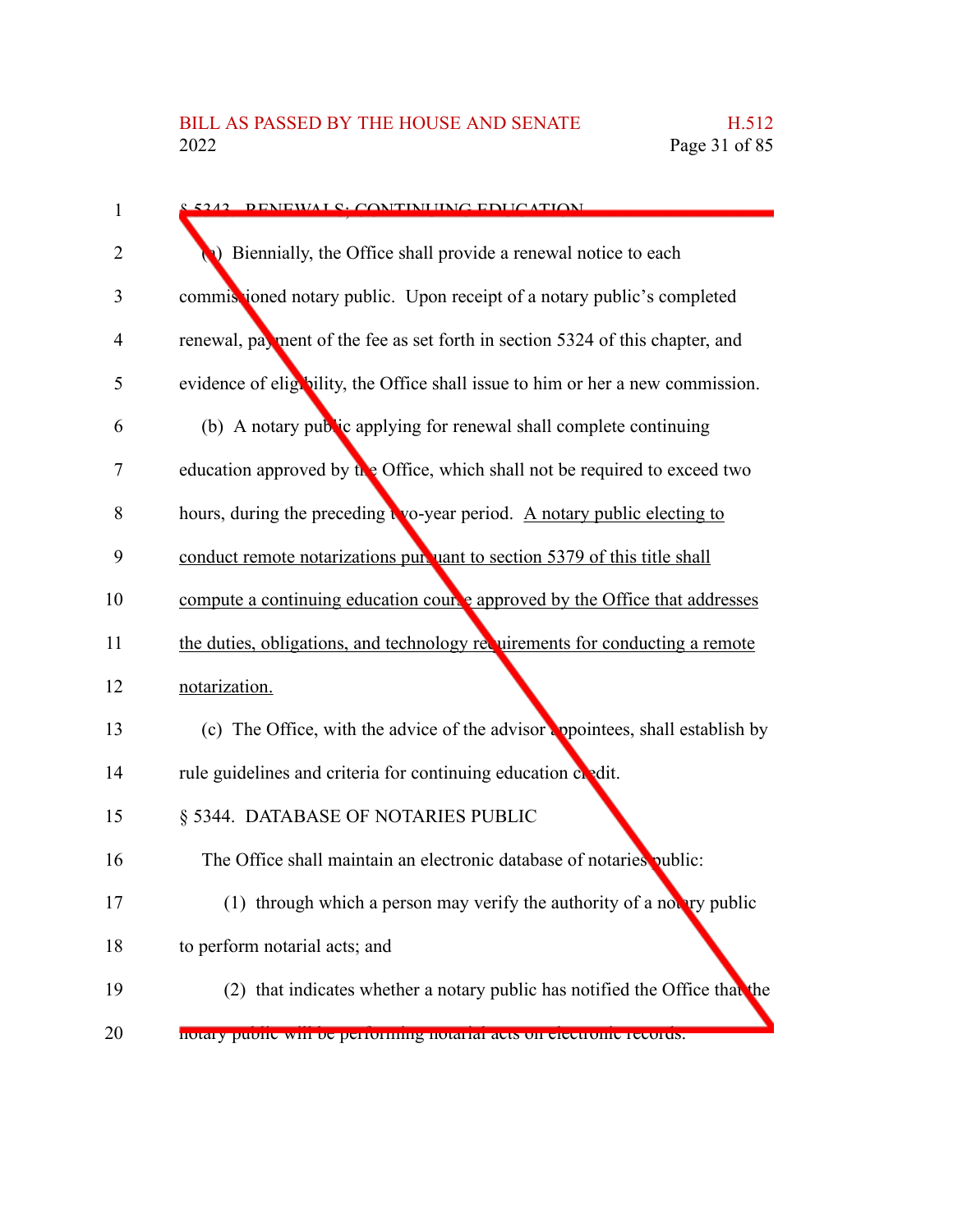§ 5343. RENEWALS; CONTINUING EDUCATION

(a) Biennially, the Office shall provide a renewal notice to each commissioned notary public. Upon receipt of a notary public's completed renewal, payment of the fee as set forth in section 5324 of this chapter, and evidence of eligibility, the Office shall issue to him or her a new commission.

(b) A notary public applying for renewal shall complete continuing education approved by the Office, which shall not be required to exceed two hours, during the preceding two-year period. <u>A notary public electing to conduct remote notarizations pursuant to section 5379 of this title shall compute a continuing education course approved by the Office that addresses the duties, obligations, and technology requirements for conducting a remote notarization.</u>

(c) The Office, with the advice of the advisor appointees, shall establish by rule guidelines and criteria for continuing education credit.

§ 5344. DATABASE OF NOTARIES PUBLIC

The Office shall maintain an electronic database of notaries public:

(1) through which a person may verify the authority of a notary public to perform notarial acts; and

(2) that indicates whether a notary public has notified the Office that the notary public will be performing notarial acts on electronic records.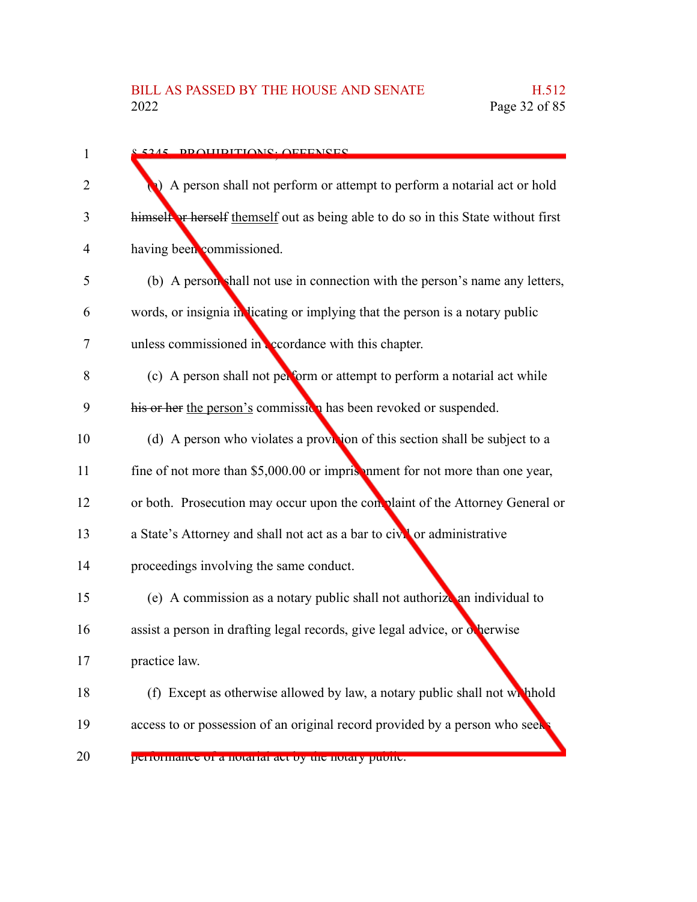§ 5345. PROHIBITIONS; OFFENSES

(a) A person shall not perform or attempt to perform a notarial act or hold ~~himself or herself~~ themself out as being able to do so in this State without first having been commissioned.

(b) A person shall not use in connection with the person's name any letters, words, or insignia indicating or implying that the person is a notary public unless commissioned in accordance with this chapter.

(c) A person shall not perform or attempt to perform a notarial act while ~~his or her~~ the person's commission has been revoked or suspended.

(d) A person who violates a provision of this section shall be subject to a fine of not more than $5,000.00 or imprisonment for not more than one year, or both. Prosecution may occur upon the complaint of the Attorney General or a State's Attorney and shall not act as a bar to civil or administrative proceedings involving the same conduct.

(e) A commission as a notary public shall not authorize an individual to assist a person in drafting legal records, give legal advice, or otherwise practice law.

(f) Except as otherwise allowed by law, a notary public shall not withhold access to or possession of an original record provided by a person who seeks performance of a notarial act by the notary public.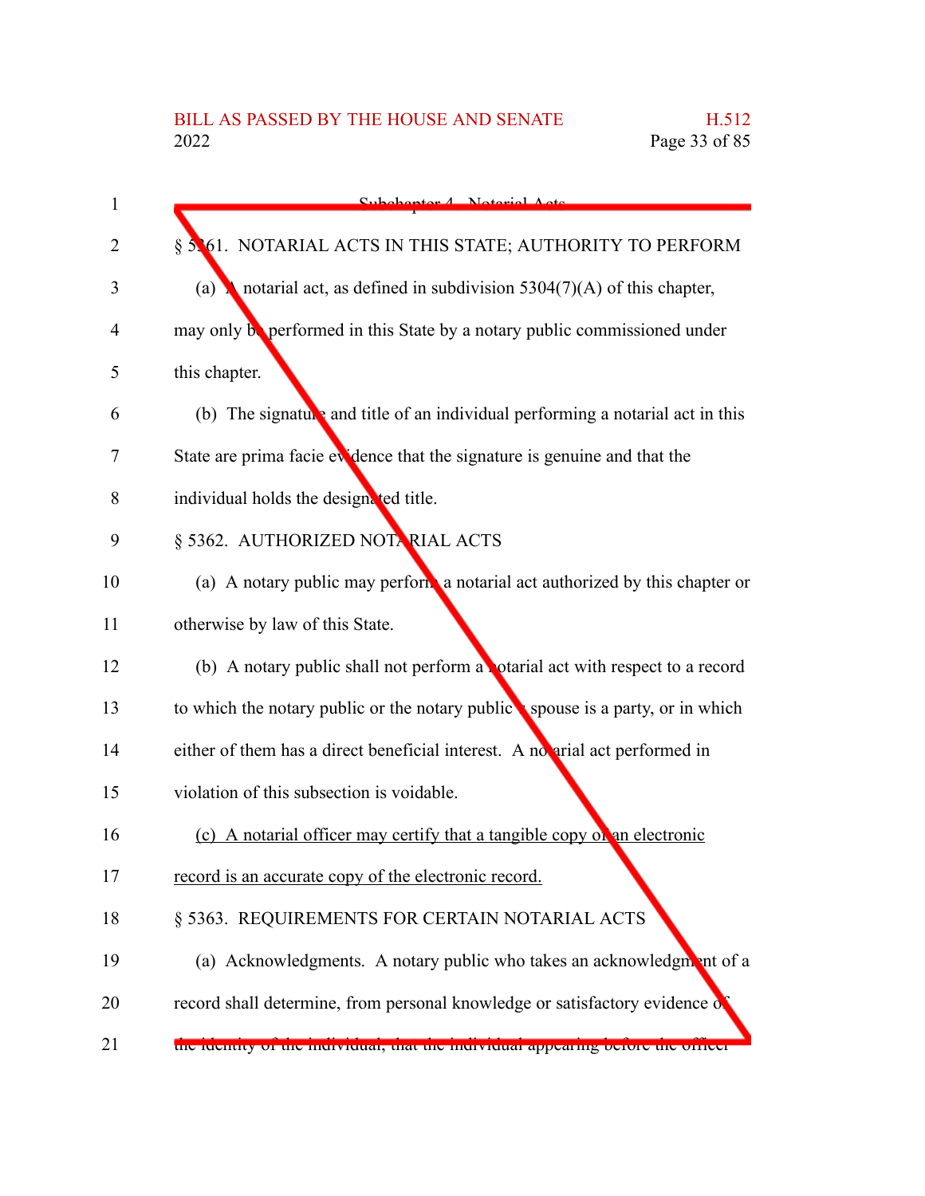Subchapter 4. Notarial Acts

§ 5361. NOTARIAL ACTS IN THIS STATE; AUTHORITY TO PERFORM

(a) A notarial act, as defined in subdivision 5304(7)(A) of this chapter, may only be performed in this State by a notary public commissioned under this chapter.

(b) The signature and title of an individual performing a notarial act in this State are prima facie evidence that the signature is genuine and that the individual holds the designated title.

§ 5362. AUTHORIZED NOTARIAL ACTS

(a) A notary public may perform a notarial act authorized by this chapter or otherwise by law of this State.

(b) A notary public shall not perform a notarial act with respect to a record to which the notary public or the notary public's spouse is a party, or in which either of them has a direct beneficial interest. A notarial act performed in violation of this subsection is voidable.

<u>(c) A notarial officer may certify that a tangible copy of an electronic record is an accurate copy of the electronic record.</u>

§ 5363. REQUIREMENTS FOR CERTAIN NOTARIAL ACTS

(a) Acknowledgments. A notary public who takes an acknowledgment of a record shall determine, from personal knowledge or satisfactory evidence of the identity of the individual, that the individual appearing before the officer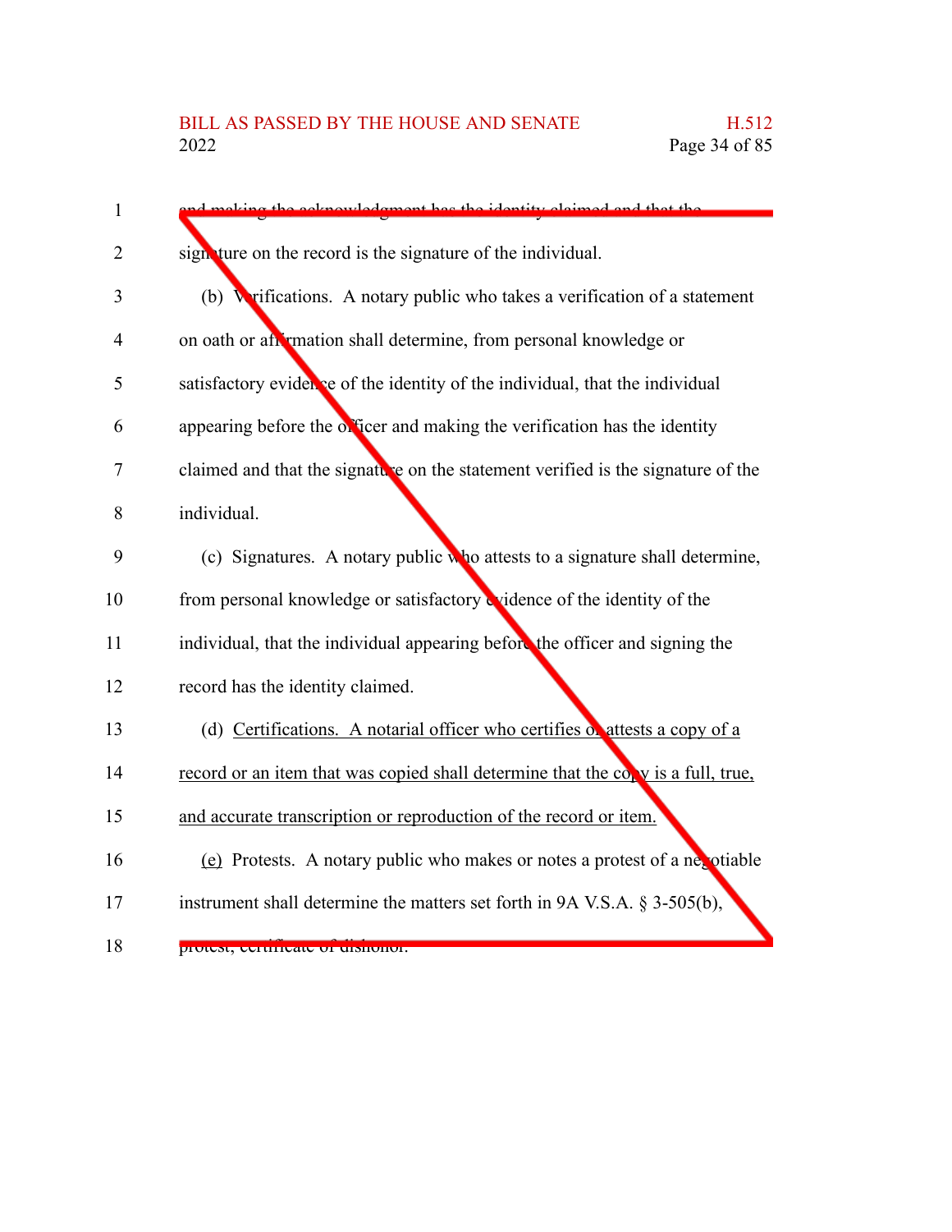and making the acknowledgment has the identity claimed and that the signature on the record is the signature of the individual.

(b) Verifications. A notary public who takes a verification of a statement on oath or affirmation shall determine, from personal knowledge or satisfactory evidence of the identity of the individual, that the individual appearing before the officer and making the verification has the identity claimed and that the signature on the statement verified is the signature of the individual.

(c) Signatures. A notary public who attests to a signature shall determine, from personal knowledge or satisfactory evidence of the identity of the individual, that the individual appearing before the officer and signing the record has the identity claimed.

(d) Certifications. A notarial officer who certifies or attests a copy of a record or an item that was copied shall determine that the copy is a full, true, and accurate transcription or reproduction of the record or item.

(e) Protests. A notary public who makes or notes a protest of a negotiable instrument shall determine the matters set forth in 9A V.S.A. § 3-505(b), protest; certificate of dishonor.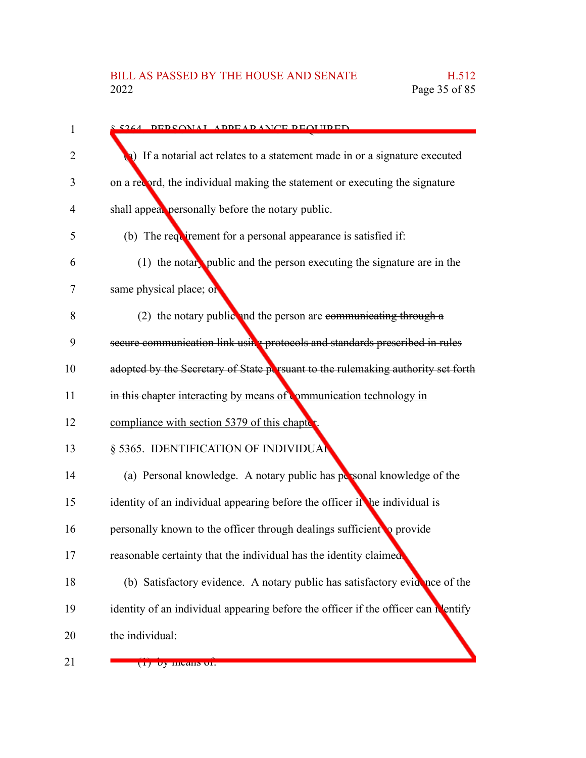§ 5364. PERSONAL APPEARANCE REQUIRED

(a) If a notarial act relates to a statement made in or a signature executed on a record, the individual making the statement or executing the signature shall appear personally before the notary public.

(b) The requirement for a personal appearance is satisfied if:

(1) the notary public and the person executing the signature are in the same physical place; or

(2) the notary public and the person are ~~communicating through a secure communication link using protocols and standards prescribed in rules adopted by the Secretary of State pursuant to the rulemaking authority set forth in this chapter~~ <u>interacting by means of communication technology in compliance with section 5379 of this chapter</u>.

§ 5365. IDENTIFICATION OF INDIVIDUAL

(a) Personal knowledge. A notary public has personal knowledge of the identity of an individual appearing before the officer if the individual is personally known to the officer through dealings sufficient to provide reasonable certainty that the individual has the identity claimed.

(b) Satisfactory evidence. A notary public has satisfactory evidence of the identity of an individual appearing before the officer if the officer can identify the individual:

(1) by means of: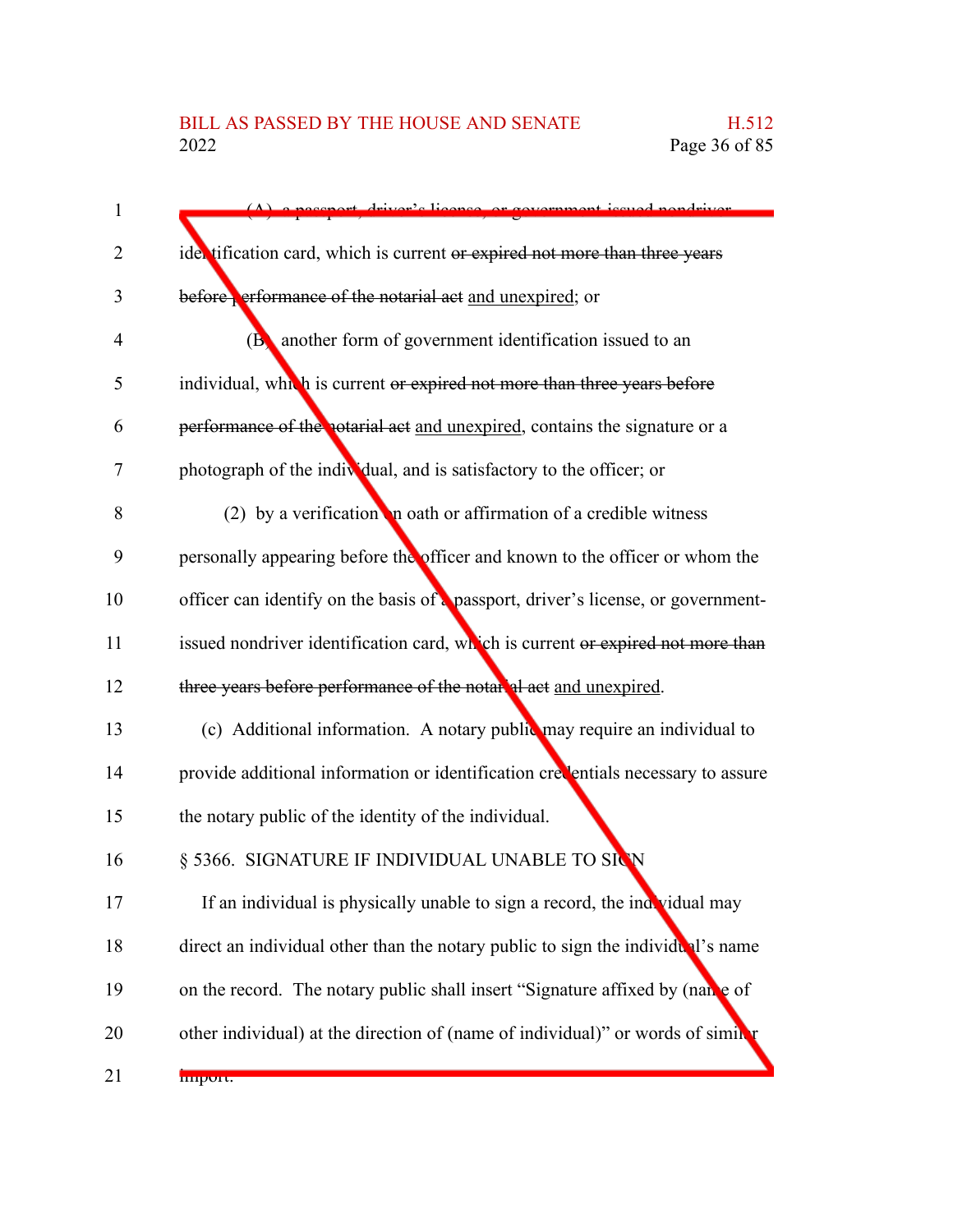(A) a passport, driver's license, or government-issued nondriver identification card, which is current ~~or expired not more than three years before performance of the notarial act~~ and unexpired; or

(B) another form of government identification issued to an individual, which is current ~~or expired not more than three years before performance of the notarial act~~ and unexpired, contains the signature or a photograph of the individual, and is satisfactory to the officer; or

(2) by a verification on oath or affirmation of a credible witness personally appearing before the officer and known to the officer or whom the officer can identify on the basis of a passport, driver's license, or government-issued nondriver identification card, which is current ~~or expired not more than three years before performance of the notarial act~~ and unexpired.

(c) Additional information. A notary public may require an individual to provide additional information or identification credentials necessary to assure the notary public of the identity of the individual.

§ 5366. SIGNATURE IF INDIVIDUAL UNABLE TO SIGN

If an individual is physically unable to sign a record, the individual may direct an individual other than the notary public to sign the individual's name on the record. The notary public shall insert "Signature affixed by (name of other individual) at the direction of (name of individual)" or words of similar import.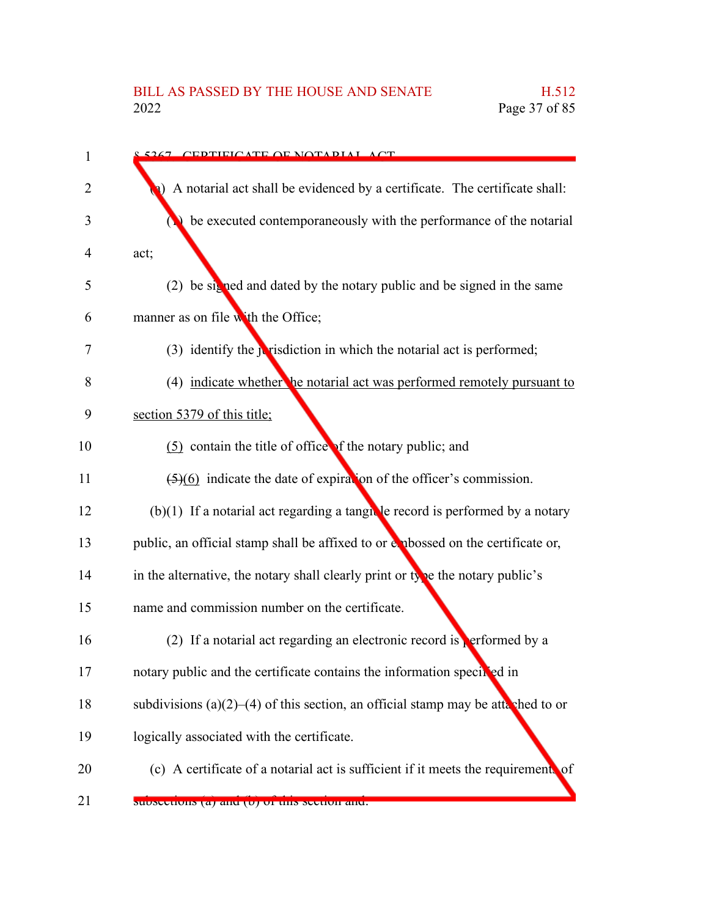§ 5367. CERTIFICATE OF NOTARIAL ACT

(a) A notarial act shall be evidenced by a certificate. The certificate shall:

(1) be executed contemporaneously with the performance of the notarial act;

(2) be signed and dated by the notary public and be signed in the same manner as on file with the Office;

(3) identify the jurisdiction in which the notarial act is performed;

(4) indicate whether the notarial act was performed remotely pursuant to section 5379 of this title;

(5) contain the title of office of the notary public; and

~~(5)~~(6) indicate the date of expiration of the officer's commission.

(b)(1) If a notarial act regarding a tangible record is performed by a notary public, an official stamp shall be affixed to or embossed on the certificate or, in the alternative, the notary shall clearly print or type the notary public's name and commission number on the certificate.

(2) If a notarial act regarding an electronic record is performed by a notary public and the certificate contains the information specified in subdivisions (a)(2)–(4) of this section, an official stamp may be attached to or logically associated with the certificate.

(c) A certificate of a notarial act is sufficient if it meets the requirements of subsections (a) and (b) of this section and: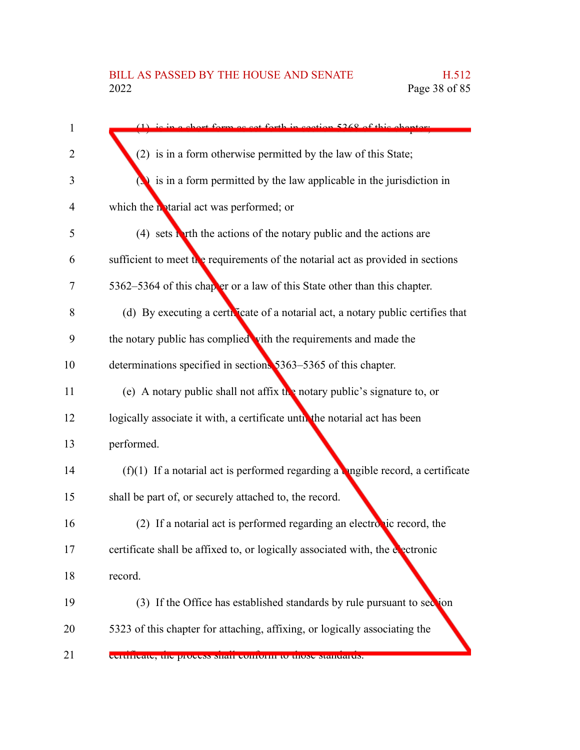(1) is in a short form as set forth in section 5368 of this chapter;

(2) is in a form otherwise permitted by the law of this State;

(3) is in a form permitted by the law applicable in the jurisdiction in which the notarial act was performed; or

(4) sets forth the actions of the notary public and the actions are sufficient to meet the requirements of the notarial act as provided in sections 5362–5364 of this chapter or a law of this State other than this chapter.

(d) By executing a certificate of a notarial act, a notary public certifies that the notary public has complied with the requirements and made the determinations specified in sections 5363–5365 of this chapter.

(e) A notary public shall not affix the notary public's signature to, or logically associate it with, a certificate until the notarial act has been performed.

(f)(1) If a notarial act is performed regarding a tangible record, a certificate shall be part of, or securely attached to, the record.

(2) If a notarial act is performed regarding an electronic record, the certificate shall be affixed to, or logically associated with, the electronic record.

(3) If the Office has established standards by rule pursuant to section 5323 of this chapter for attaching, affixing, or logically associating the certificate, the process shall conform to those standards.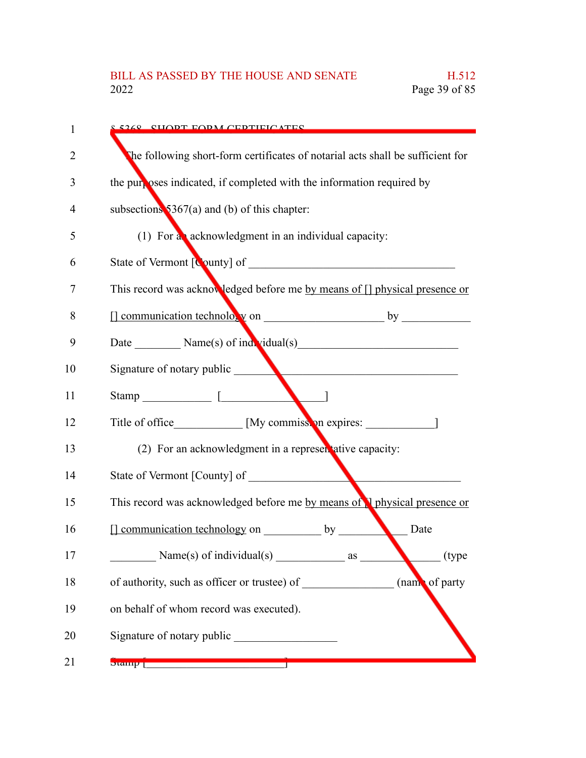§ 5368. SHORT-FORM CERTIFICATES

The following short-form certificates of notarial acts shall be sufficient for the purposes indicated, if completed with the information required by subsections 5367(a) and (b) of this chapter:

(1) For an acknowledgment in an individual capacity:

State of Vermont [County] of ___________________________________

This record was acknowledged before me by means of [] physical presence or [] communication technology on ____________________ by ___________

Date ________ Name(s) of individual(s)___________________________

Signature of notary public ______________________________________

Stamp ____________ [_________________]

Title of office____________ [My commission expires: ____________]

(2) For an acknowledgment in a representative capacity:

State of Vermont [County] of ____________________________________

This record was acknowledged before me by means of [] physical presence or [] communication technology on __________ by ____________ Date ________ Name(s) of individual(s) ____________ as _____________ (type of authority, such as officer or trustee) of _______________ (name of party on behalf of whom record was executed).

Signature of notary public _________________

Stamp [________________________]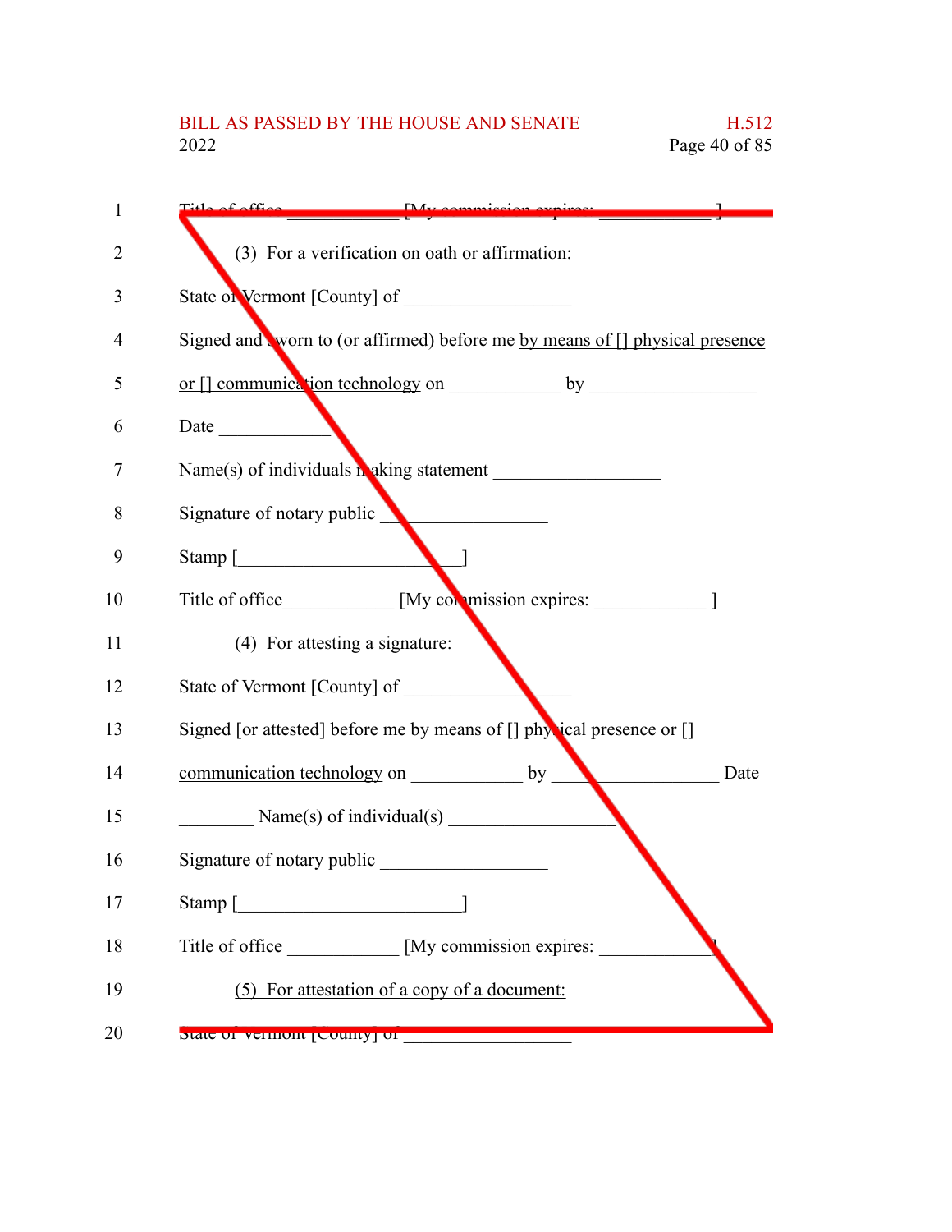Title of office ____________ [My commission expires: ____________ ]

(3) For a verification on oath or affirmation:

State of Vermont [County] of _________________

Signed and sworn to (or affirmed) before me by means of [] physical presence or [] communication technology on ____________ by _________________

Date ____________

Name(s) of individuals making statement _________________

Signature of notary public _________________

Stamp [_______________________]

Title of office____________ [My commission expires: ____________ ]

(4) For attesting a signature:

State of Vermont [County] of _________________

Signed [or attested] before me by means of [] physical presence or [] communication technology on ____________ by _________________ Date ________ Name(s) of individual(s) _________________

Signature of notary public _________________

Stamp [_______________________]

Title of office ____________ [My commission expires: ____________ ]

(5) For attestation of a copy of a document:

State of Vermont [County] of _________________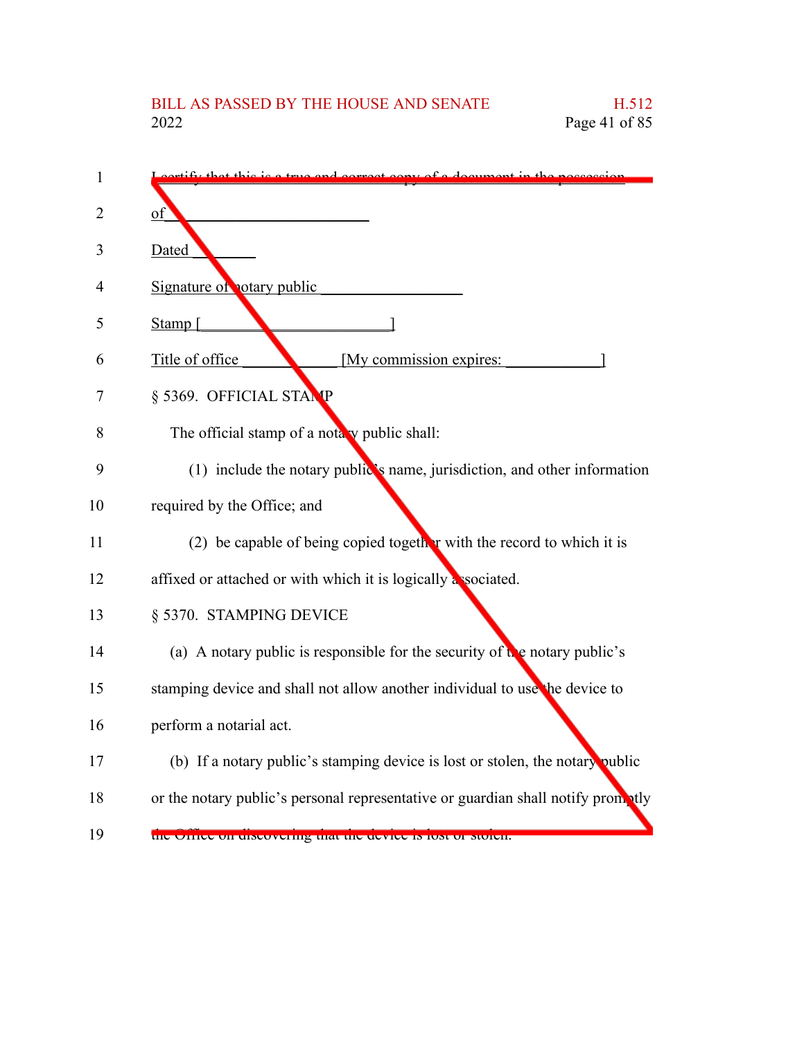I certify that this is a true and correct copy of a document in the possession of ________________________

Dated ________

Signature of notary public __________________

Stamp [________________________]

Title of office ____________ [My commission expires: ____________]

§ 5369. OFFICIAL STAMP

The official stamp of a notary public shall:

(1) include the notary public's name, jurisdiction, and other information required by the Office; and

(2) be capable of being copied together with the record to which it is affixed or attached or with which it is logically associated.

§ 5370. STAMPING DEVICE

(a) A notary public is responsible for the security of the notary public's stamping device and shall not allow another individual to use the device to perform a notarial act.

(b) If a notary public's stamping device is lost or stolen, the notary public or the notary public's personal representative or guardian shall notify promptly the Office on discovering that the device is lost or stolen.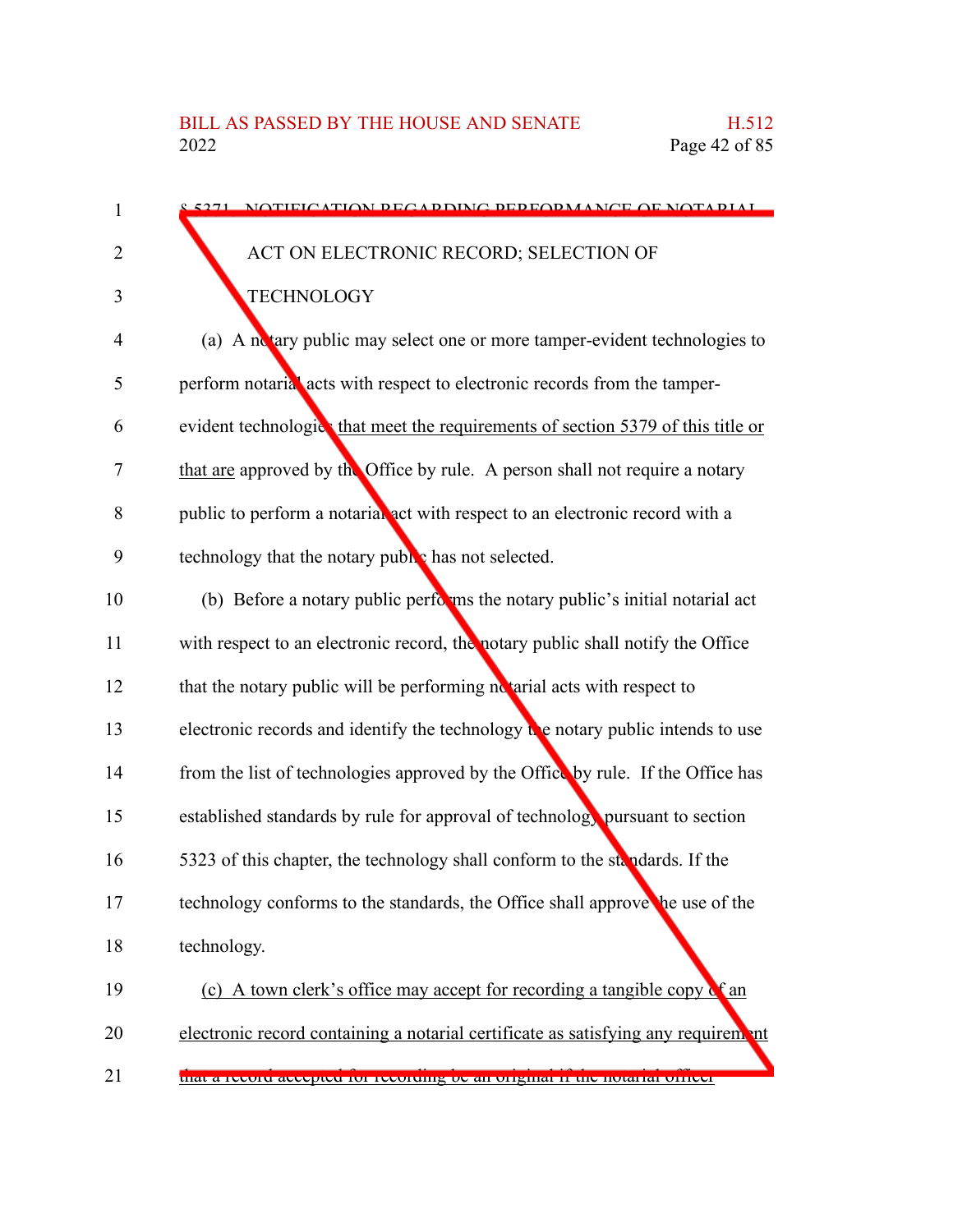§ 5371. NOTIFICATION REGARDING PERFORMANCE OF NOTARIAL ACT ON ELECTRONIC RECORD; SELECTION OF TECHNOLOGY

(a) A notary public may select one or more tamper-evident technologies to perform notarial acts with respect to electronic records from the tamper-evident technologies that meet the requirements of section 5379 of this title or that are approved by the Office by rule. A person shall not require a notary public to perform a notarial act with respect to an electronic record with a technology that the notary public has not selected.

(b) Before a notary public performs the notary public's initial notarial act with respect to an electronic record, the notary public shall notify the Office that the notary public will be performing notarial acts with respect to electronic records and identify the technology the notary public intends to use from the list of technologies approved by the Office by rule. If the Office has established standards by rule for approval of technology pursuant to section 5323 of this chapter, the technology shall conform to the standards. If the technology conforms to the standards, the Office shall approve the use of the technology.

(c) A town clerk's office may accept for recording a tangible copy of an electronic record containing a notarial certificate as satisfying any requirement that a record accepted for recording be an original if the notarial officer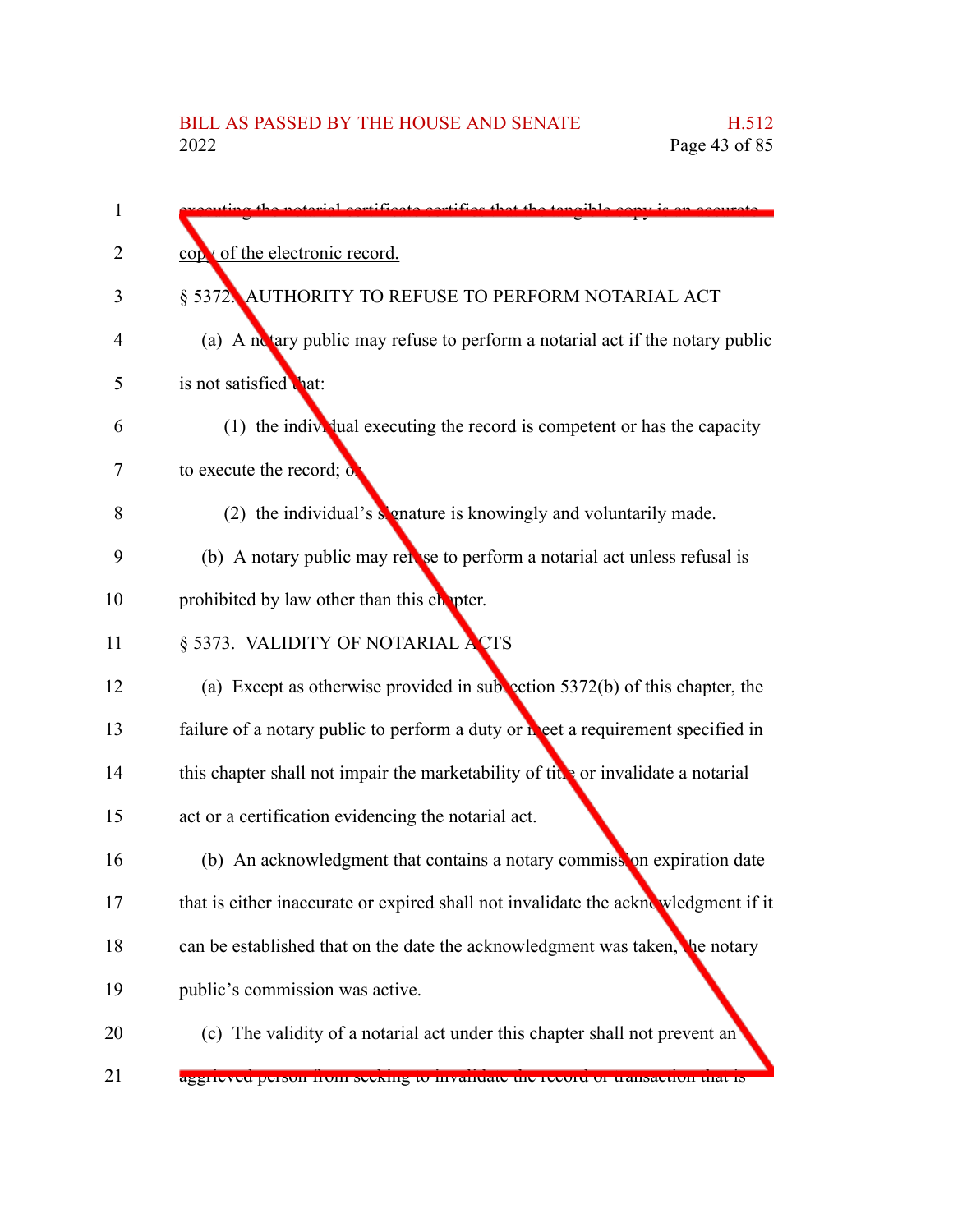executing the notarial certificate certifies that the tangible copy is an accurate copy of the electronic record.

§ 5372. AUTHORITY TO REFUSE TO PERFORM NOTARIAL ACT

(a) A notary public may refuse to perform a notarial act if the notary public is not satisfied that:

(1) the individual executing the record is competent or has the capacity to execute the record; or

(2) the individual's signature is knowingly and voluntarily made.

(b) A notary public may refuse to perform a notarial act unless refusal is prohibited by law other than this chapter.

§ 5373. VALIDITY OF NOTARIAL ACTS

(a) Except as otherwise provided in subsection 5372(b) of this chapter, the failure of a notary public to perform a duty or meet a requirement specified in this chapter shall not impair the marketability of title or invalidate a notarial act or a certification evidencing the notarial act.

(b) An acknowledgment that contains a notary commission expiration date that is either inaccurate or expired shall not invalidate the acknowledgment if it can be established that on the date the acknowledgment was taken, the notary public's commission was active.

(c) The validity of a notarial act under this chapter shall not prevent an aggrieved person from seeking to invalidate the record or transaction that is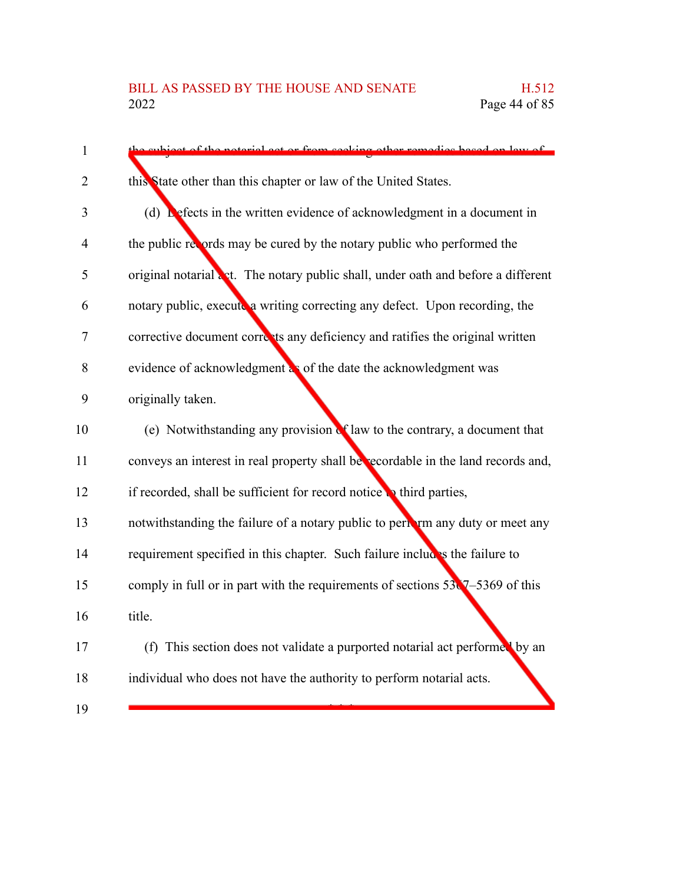the subject of the notarial act or from seeking other remedies based on law of this State other than this chapter or law of the United States.

(d) Defects in the written evidence of acknowledgment in a document in the public records may be cured by the notary public who performed the original notarial act. The notary public shall, under oath and before a different notary public, execute a writing correcting any defect. Upon recording, the corrective document corrects any deficiency and ratifies the original written evidence of acknowledgment as of the date the acknowledgment was originally taken.

(e) Notwithstanding any provision of law to the contrary, a document that conveys an interest in real property shall be recordable in the land records and, if recorded, shall be sufficient for record notice to third parties, notwithstanding the failure of a notary public to perform any duty or meet any requirement specified in this chapter. Such failure includes the failure to comply in full or in part with the requirements of sections 5367–5369 of this title.

(f) This section does not validate a purported notarial act performed by an individual who does not have the authority to perform notarial acts.

\* \* \*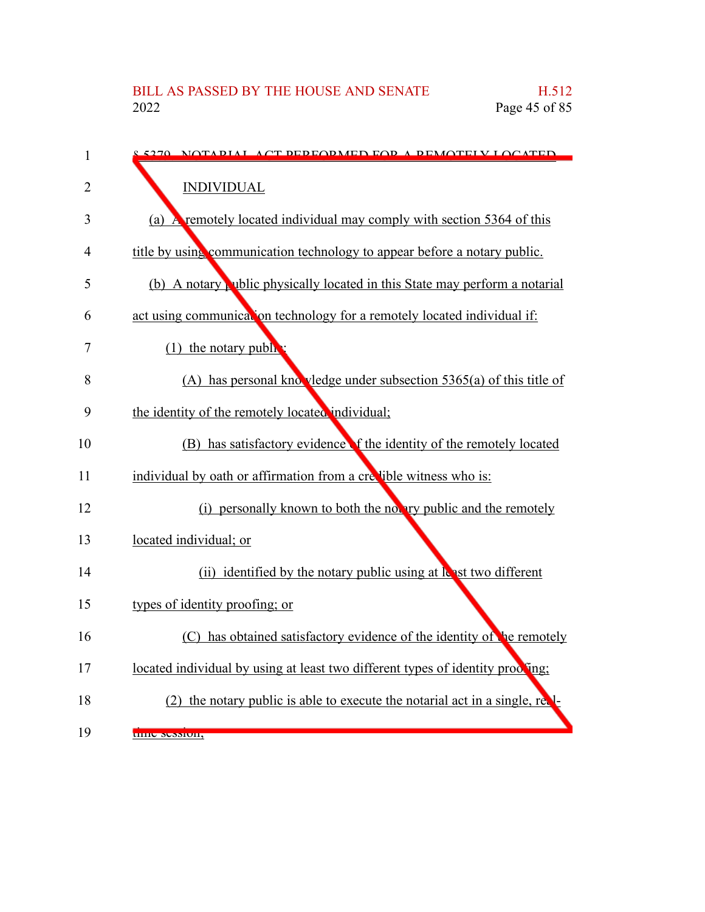§ 5379. NOTARIAL ACT PERFORMED FOR A REMOTELY LOCATED INDIVIDUAL

(a) A remotely located individual may comply with section 5364 of this title by using communication technology to appear before a notary public.

(b) A notary public physically located in this State may perform a notarial act using communication technology for a remotely located individual if:

(1) the notary public:

(A) has personal knowledge under subsection 5365(a) of this title of the identity of the remotely located individual;

(B) has satisfactory evidence of the identity of the remotely located individual by oath or affirmation from a credible witness who is:

(i) personally known to both the notary public and the remotely located individual; or

(ii) identified by the notary public using at least two different types of identity proofing; or

(C) has obtained satisfactory evidence of the identity of the remotely located individual by using at least two different types of identity proofing;

(2) the notary public is able to execute the notarial act in a single, real-time session;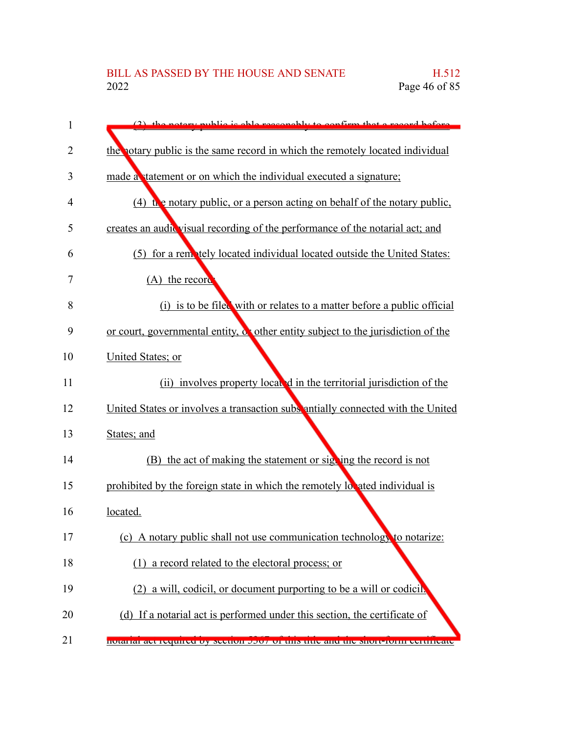(3) the notary public is able reasonably to confirm that a record before the notary public is the same record in which the remotely located individual made a statement or on which the individual executed a signature;

(4) the notary public, or a person acting on behalf of the notary public, creates an audiovisual recording of the performance of the notarial act; and

(5) for a remotely located individual located outside the United States:

(A) the record:

(i) is to be filed with or relates to a matter before a public official or court, governmental entity, or other entity subject to the jurisdiction of the United States; or

(ii) involves property located in the territorial jurisdiction of the United States or involves a transaction substantially connected with the United States; and

(B) the act of making the statement or signing the record is not prohibited by the foreign state in which the remotely located individual is located.

(c) A notary public shall not use communication technology to notarize:

(1) a record related to the electoral process; or

(2) a will, codicil, or document purporting to be a will or codicil.

(d) If a notarial act is performed under this section, the certificate of notarial act required by section 5367 of this title and the short-form certificate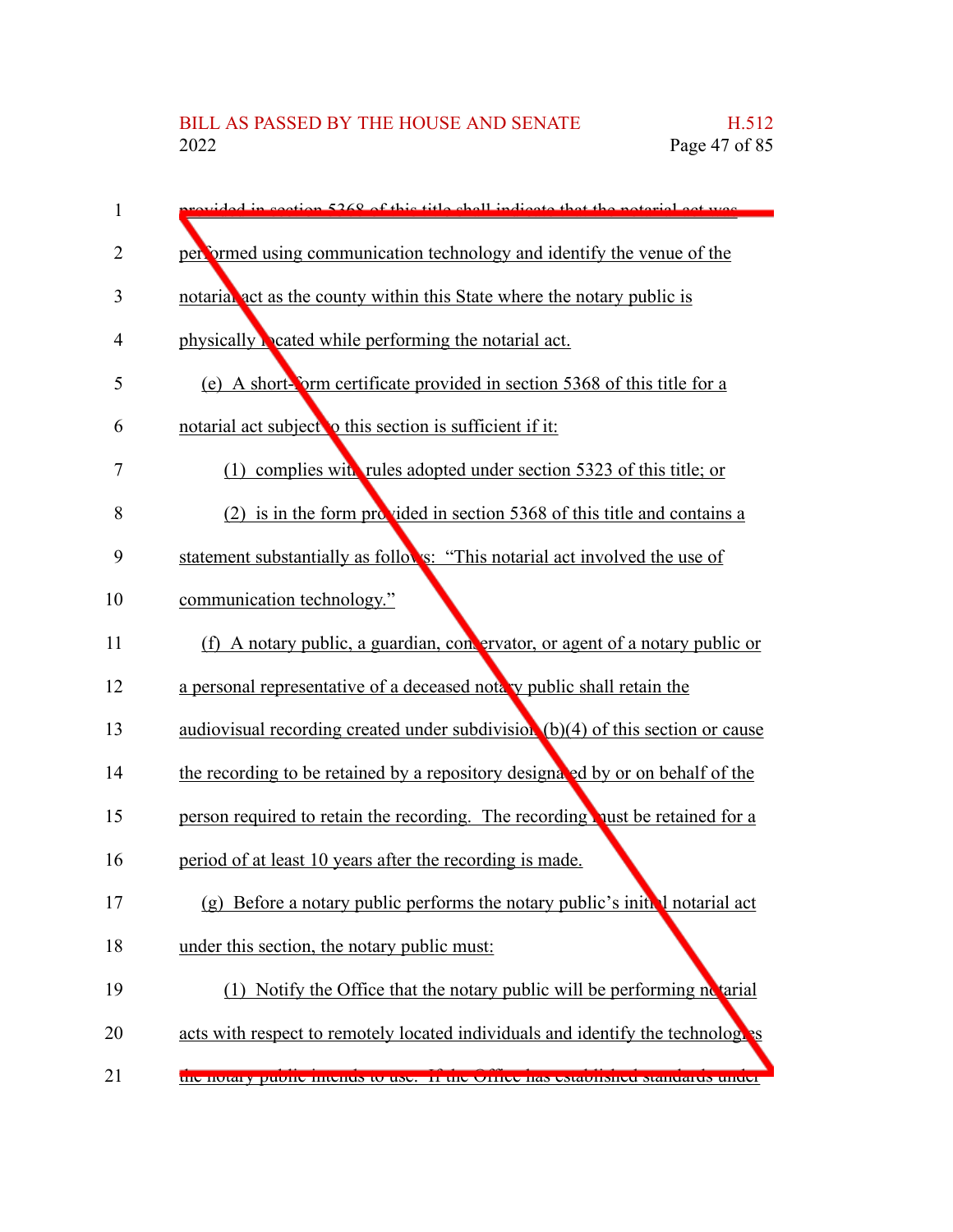provided in section 5368 of this title shall indicate that the notarial act was performed using communication technology and identify the venue of the notarial act as the county within this State where the notary public is physically located while performing the notarial act.

(e) A short-form certificate provided in section 5368 of this title for a notarial act subject to this section is sufficient if it:

(1) complies with rules adopted under section 5323 of this title; or

(2) is in the form provided in section 5368 of this title and contains a statement substantially as follows: "This notarial act involved the use of communication technology."

(f) A notary public, a guardian, conservator, or agent of a notary public or a personal representative of a deceased notary public shall retain the audiovisual recording created under subdivision (b)(4) of this section or cause the recording to be retained by a repository designated by or on behalf of the person required to retain the recording. The recording must be retained for a period of at least 10 years after the recording is made.

(g) Before a notary public performs the notary public's initial notarial act under this section, the notary public must:

(1) Notify the Office that the notary public will be performing notarial acts with respect to remotely located individuals and identify the technologies the notary public intends to use. If the Office has established standards under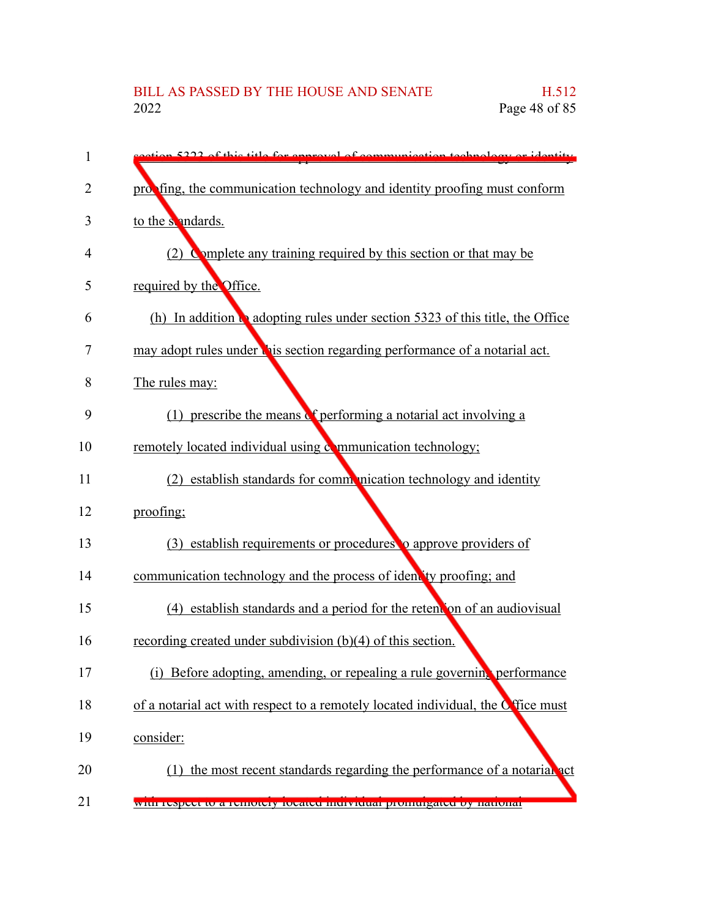section 5323 of this title for approval of communication technology or identity proofing, the communication technology and identity proofing must conform to the standards.

(2) Complete any training required by this section or that may be required by the Office.

(h) In addition to adopting rules under section 5323 of this title, the Office may adopt rules under this section regarding performance of a notarial act. The rules may:

(1) prescribe the means of performing a notarial act involving a remotely located individual using communication technology;

(2) establish standards for communication technology and identity proofing;

(3) establish requirements or procedures to approve providers of communication technology and the process of identity proofing; and

(4) establish standards and a period for the retention of an audiovisual recording created under subdivision (b)(4) of this section.

(i) Before adopting, amending, or repealing a rule governing performance of a notarial act with respect to a remotely located individual, the Office must consider:

(1) the most recent standards regarding the performance of a notarial act with respect to a remotely located individual promulgated by national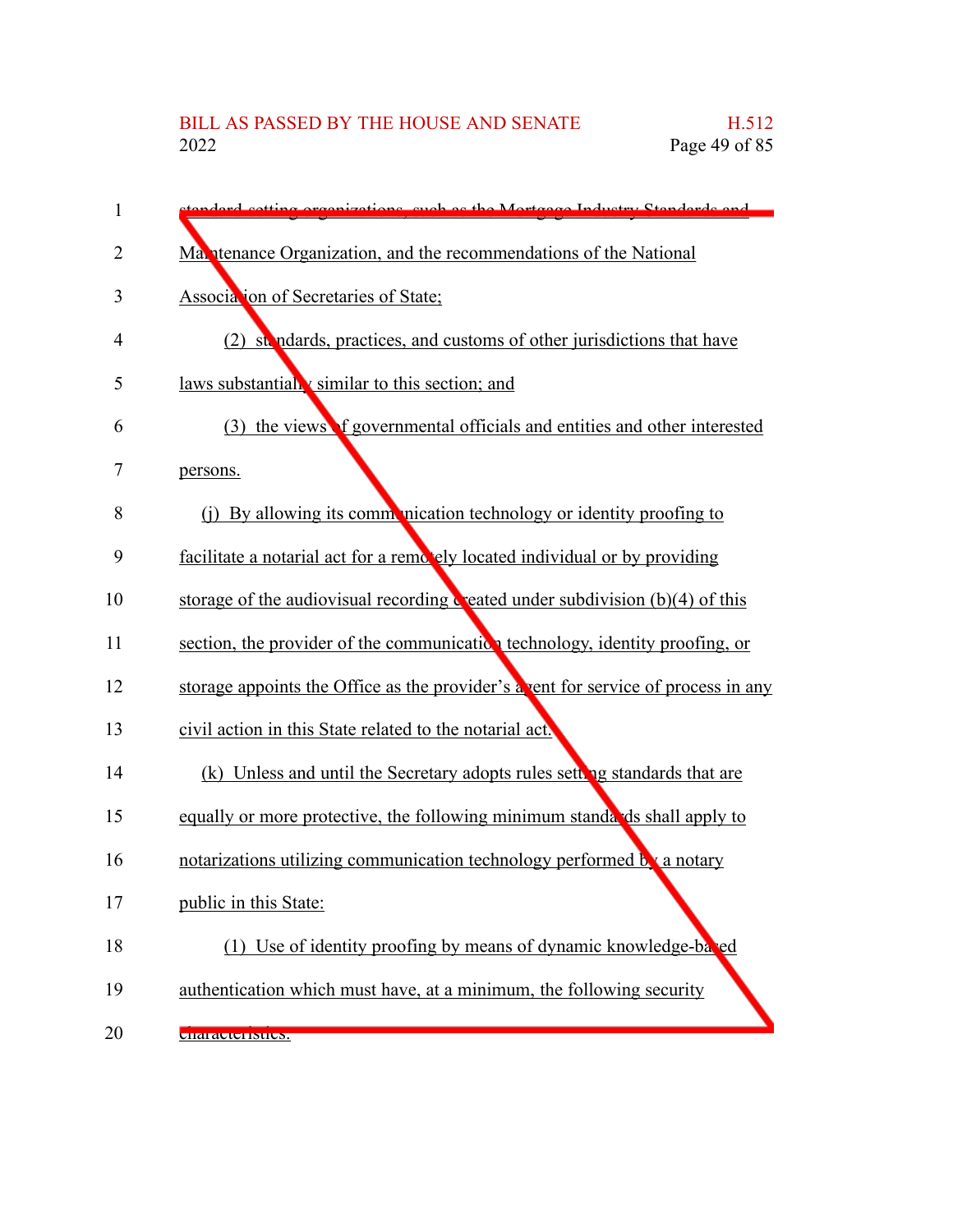standard-setting organizations, such as the Mortgage Industry Standards and Maintenance Organization, and the recommendations of the National Association of Secretaries of State;

(2) standards, practices, and customs of other jurisdictions that have laws substantially similar to this section; and

(3) the views of governmental officials and entities and other interested persons.

(j) By allowing its communication technology or identity proofing to facilitate a notarial act for a remotely located individual or by providing storage of the audiovisual recording created under subdivision (b)(4) of this section, the provider of the communication technology, identity proofing, or storage appoints the Office as the provider's agent for service of process in any civil action in this State related to the notarial act.

(k) Unless and until the Secretary adopts rules setting standards that are equally or more protective, the following minimum standards shall apply to notarizations utilizing communication technology performed by a notary public in this State:

(1) Use of identity proofing by means of dynamic knowledge-based authentication which must have, at a minimum, the following security characteristics: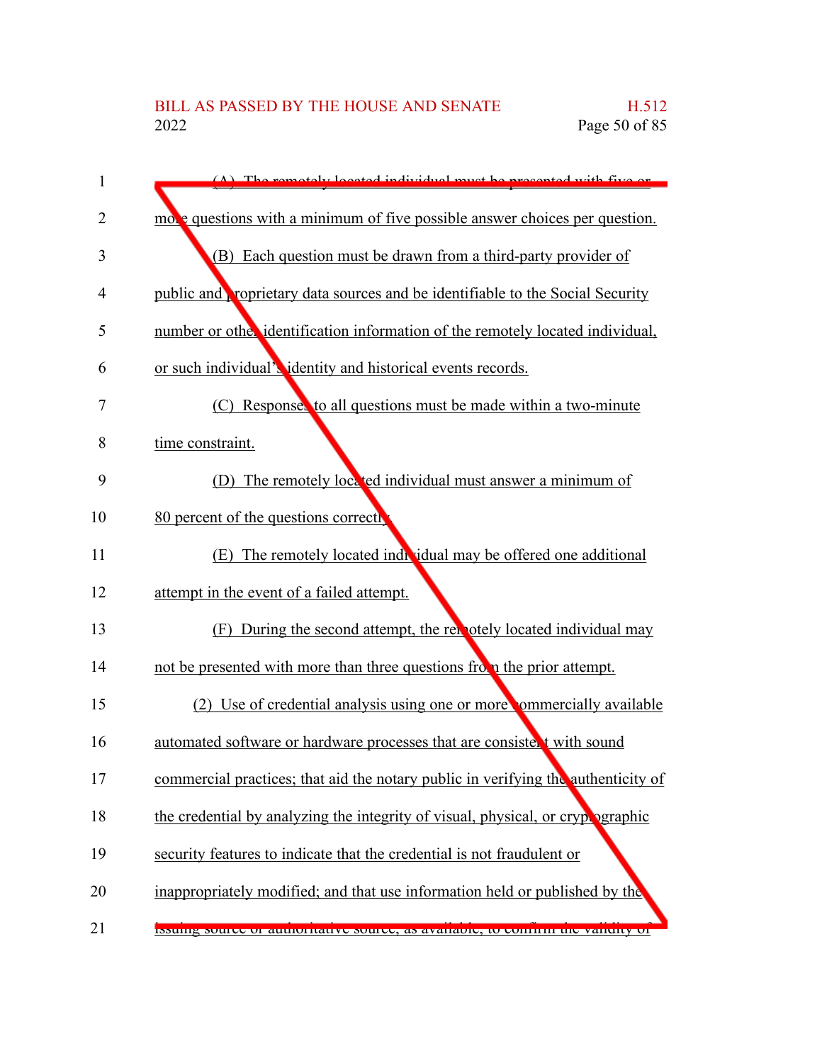(A) The remotely located individual must be presented with five or more questions with a minimum of five possible answer choices per question.

(B) Each question must be drawn from a third-party provider of public and proprietary data sources and be identifiable to the Social Security number or other identification information of the remotely located individual, or such individual's identity and historical events records.

(C) Responses to all questions must be made within a two-minute time constraint.

(D) The remotely located individual must answer a minimum of 80 percent of the questions correctly.

(E) The remotely located individual may be offered one additional attempt in the event of a failed attempt.

(F) During the second attempt, the remotely located individual may not be presented with more than three questions from the prior attempt.

(2) Use of credential analysis using one or more commercially available automated software or hardware processes that are consistent with sound commercial practices; that aid the notary public in verifying the authenticity of the credential by analyzing the integrity of visual, physical, or cryptographic security features to indicate that the credential is not fraudulent or inappropriately modified; and that use information held or published by the issuing source or authoritative source, as available, to confirm the validity of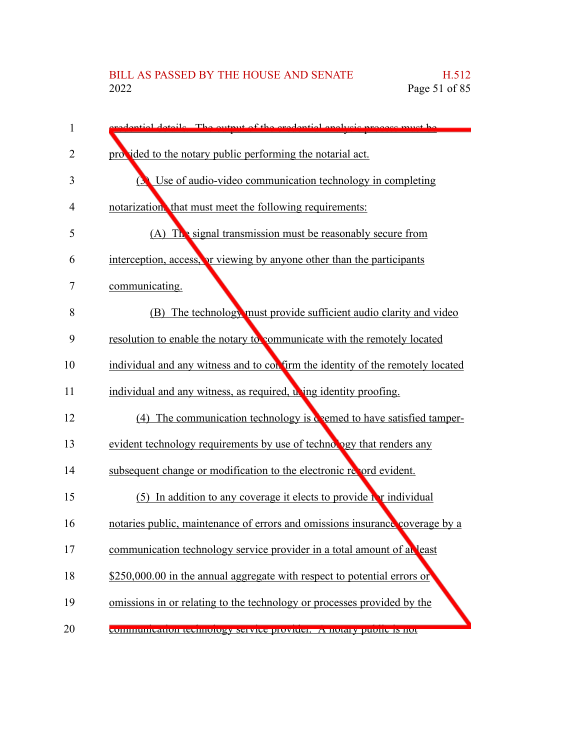credential details. The output of the credential analysis process must be provided to the notary public performing the notarial act.

(3) Use of audio-video communication technology in completing notarizations that must meet the following requirements:

(A) The signal transmission must be reasonably secure from interception, access, or viewing by anyone other than the participants communicating.

(B) The technology must provide sufficient audio clarity and video resolution to enable the notary to communicate with the remotely located individual and any witness and to confirm the identity of the remotely located individual and any witness, as required, using identity proofing.

(4) The communication technology is deemed to have satisfied tamper-evident technology requirements by use of technology that renders any subsequent change or modification to the electronic record evident.

(5) In addition to any coverage it elects to provide for individual notaries public, maintenance of errors and omissions insurance coverage by a communication technology service provider in a total amount of at least $250,000.00 in the annual aggregate with respect to potential errors or omissions in or relating to the technology or processes provided by the communication technology service provider. A notary public is not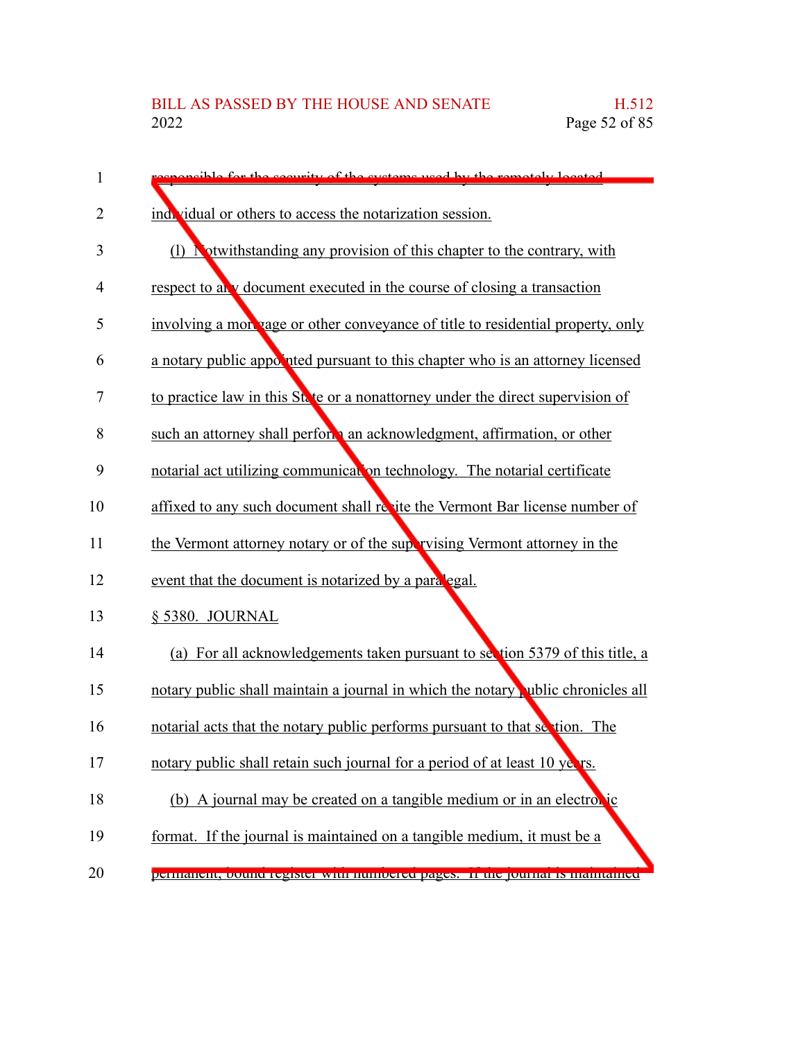responsible for the security of the systems used by the remotely located individual or others to access the notarization session.

(l) Notwithstanding any provision of this chapter to the contrary, with respect to any document executed in the course of closing a transaction involving a mortgage or other conveyance of title to residential property, only a notary public appointed pursuant to this chapter who is an attorney licensed to practice law in this State or a nonattorney under the direct supervision of such an attorney shall perform an acknowledgment, affirmation, or other notarial act utilizing communication technology. The notarial certificate affixed to any such document shall recite the Vermont Bar license number of the Vermont attorney notary or of the supervising Vermont attorney in the event that the document is notarized by a paralegal.

§ 5380. JOURNAL

(a) For all acknowledgements taken pursuant to section 5379 of this title, a notary public shall maintain a journal in which the notary public chronicles all notarial acts that the notary public performs pursuant to that section. The notary public shall retain such journal for a period of at least 10 years.

(b) A journal may be created on a tangible medium or in an electronic format. If the journal is maintained on a tangible medium, it must be a permanent, bound register with numbered pages. If the journal is maintained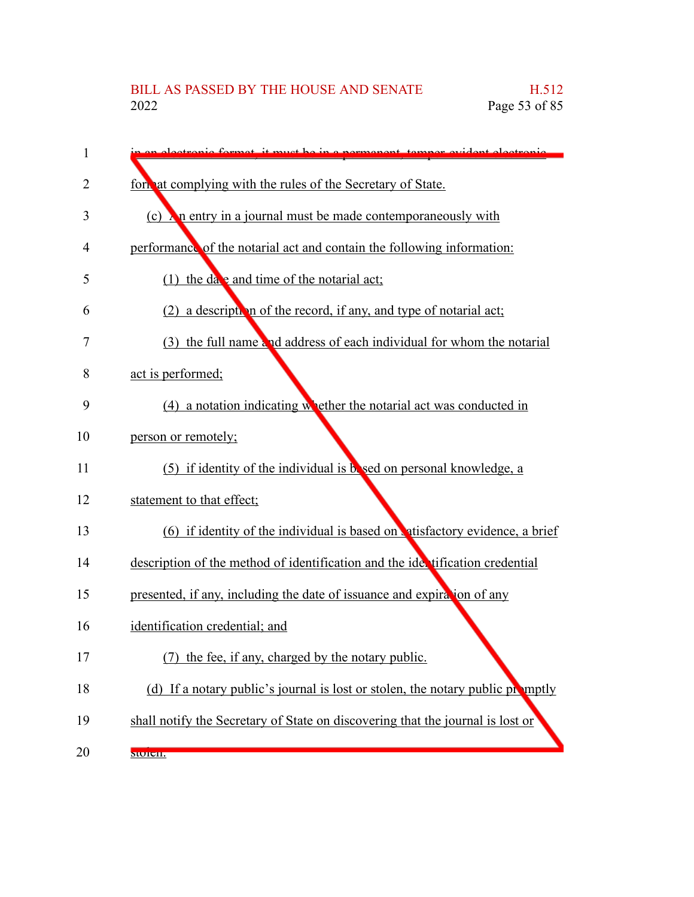in an electronic format, it must be in a permanent, tamper-evident electronic format complying with the rules of the Secretary of State.

(c) An entry in a journal must be made contemporaneously with performance of the notarial act and contain the following information:

(1) the date and time of the notarial act;

(2) a description of the record, if any, and type of notarial act;

(3) the full name and address of each individual for whom the notarial act is performed;

(4) a notation indicating whether the notarial act was conducted in person or remotely;

(5) if identity of the individual is based on personal knowledge, a statement to that effect;

(6) if identity of the individual is based on satisfactory evidence, a brief description of the method of identification and the identification credential presented, if any, including the date of issuance and expiration of any identification credential; and

(7) the fee, if any, charged by the notary public.

(d) If a notary public's journal is lost or stolen, the notary public promptly shall notify the Secretary of State on discovering that the journal is lost or stolen.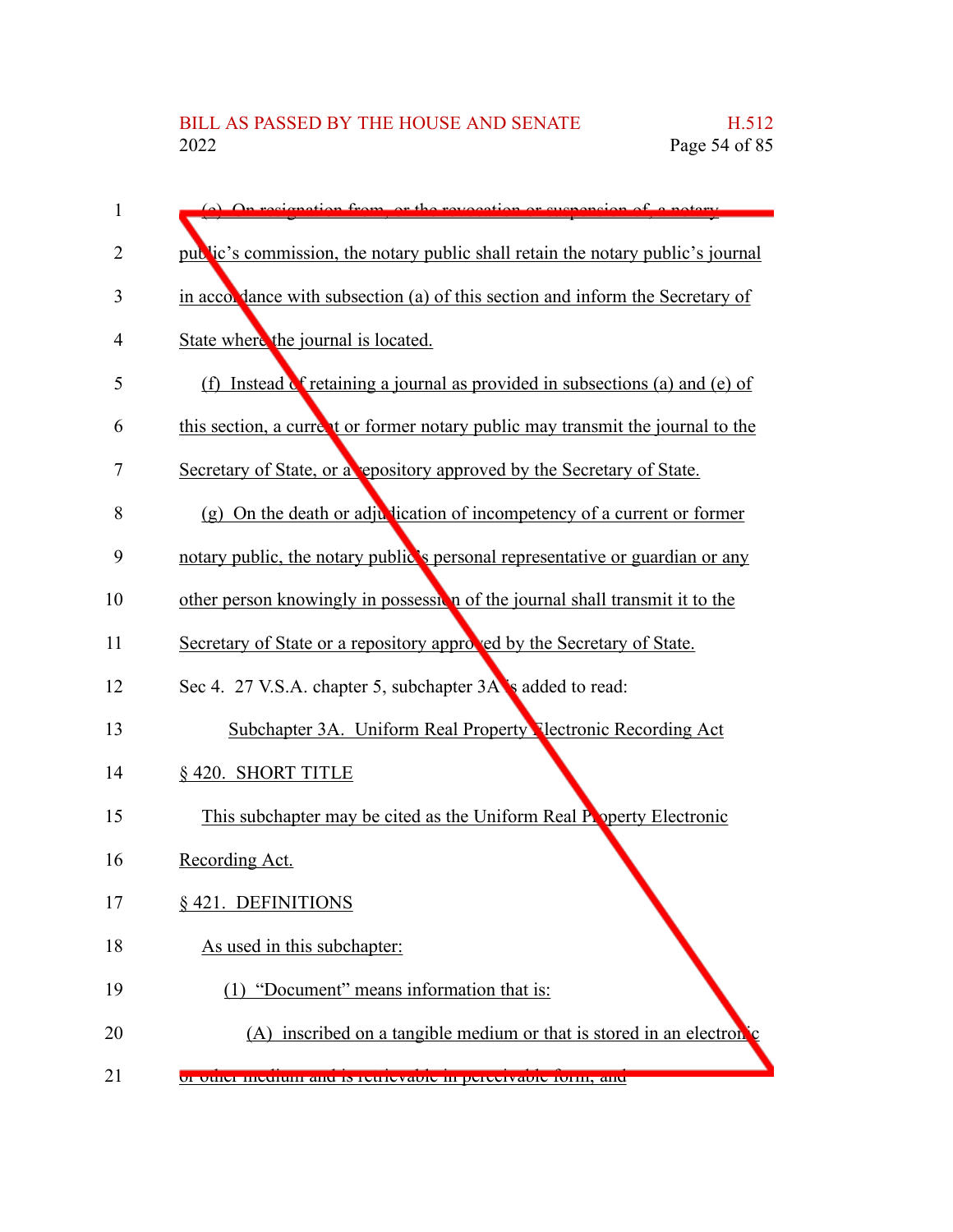(e) On resignation from, or the revocation or suspension of, a notary public's commission, the notary public shall retain the notary public's journal in accordance with subsection (a) of this section and inform the Secretary of State where the journal is located.

(f) Instead of retaining a journal as provided in subsections (a) and (e) of this section, a current or former notary public may transmit the journal to the Secretary of State, or a repository approved by the Secretary of State.

(g) On the death or adjudication of incompetency of a current or former notary public, the notary public's personal representative or guardian or any other person knowingly in possession of the journal shall transmit it to the Secretary of State or a repository approved by the Secretary of State.

Sec 4. 27 V.S.A. chapter 5, subchapter 3A is added to read:

Subchapter 3A. Uniform Real Property Electronic Recording Act

§ 420. SHORT TITLE

This subchapter may be cited as the Uniform Real Property Electronic Recording Act.

§ 421. DEFINITIONS

As used in this subchapter:

(1) "Document" means information that is:

(A) inscribed on a tangible medium or that is stored in an electronic or other medium and is retrievable in perceivable form; and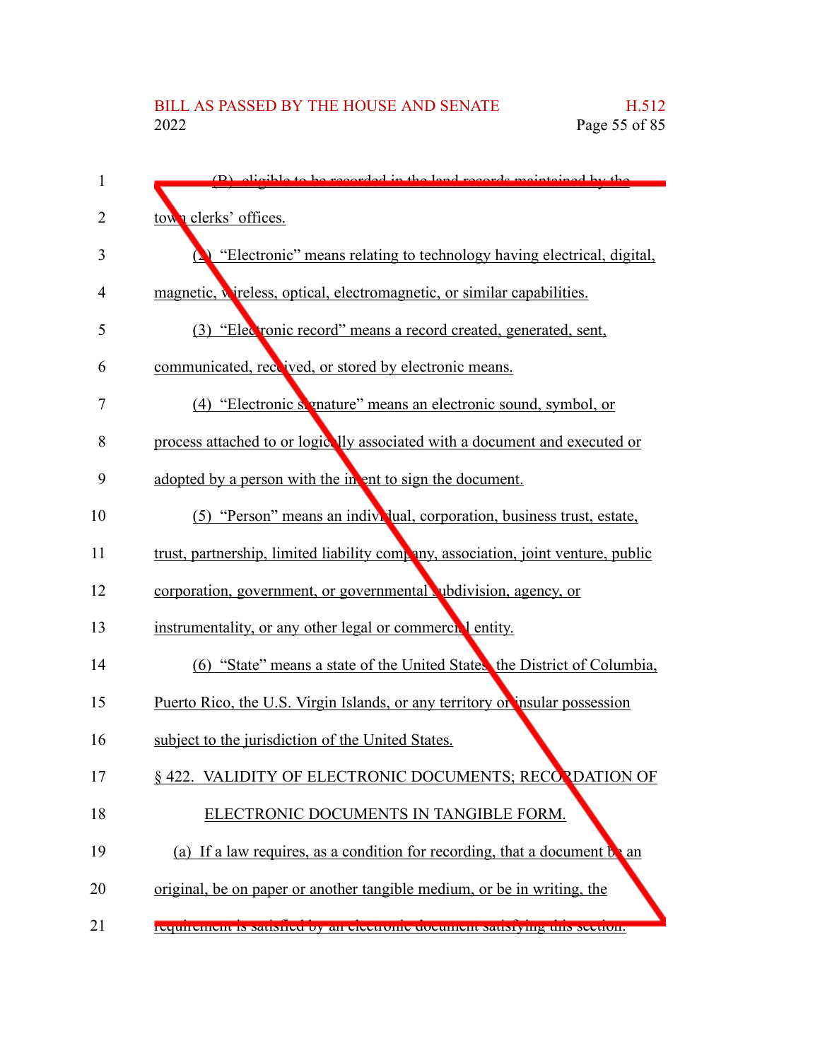(B) eligible to be recorded in the land records maintained by the town clerks' offices.

(2) "Electronic" means relating to technology having electrical, digital, magnetic, wireless, optical, electromagnetic, or similar capabilities.

(3) "Electronic record" means a record created, generated, sent, communicated, received, or stored by electronic means.

(4) "Electronic signature" means an electronic sound, symbol, or process attached to or logically associated with a document and executed or adopted by a person with the intent to sign the document.

(5) "Person" means an individual, corporation, business trust, estate, trust, partnership, limited liability company, association, joint venture, public corporation, government, or governmental subdivision, agency, or instrumentality, or any other legal or commercial entity.

(6) "State" means a state of the United States, the District of Columbia, Puerto Rico, the U.S. Virgin Islands, or any territory or insular possession subject to the jurisdiction of the United States.

§ 422. VALIDITY OF ELECTRONIC DOCUMENTS; RECORDATION OF ELECTRONIC DOCUMENTS IN TANGIBLE FORM.

(a) If a law requires, as a condition for recording, that a document be an original, be on paper or another tangible medium, or be in writing, the requirement is satisfied by an electronic document satisfying this section.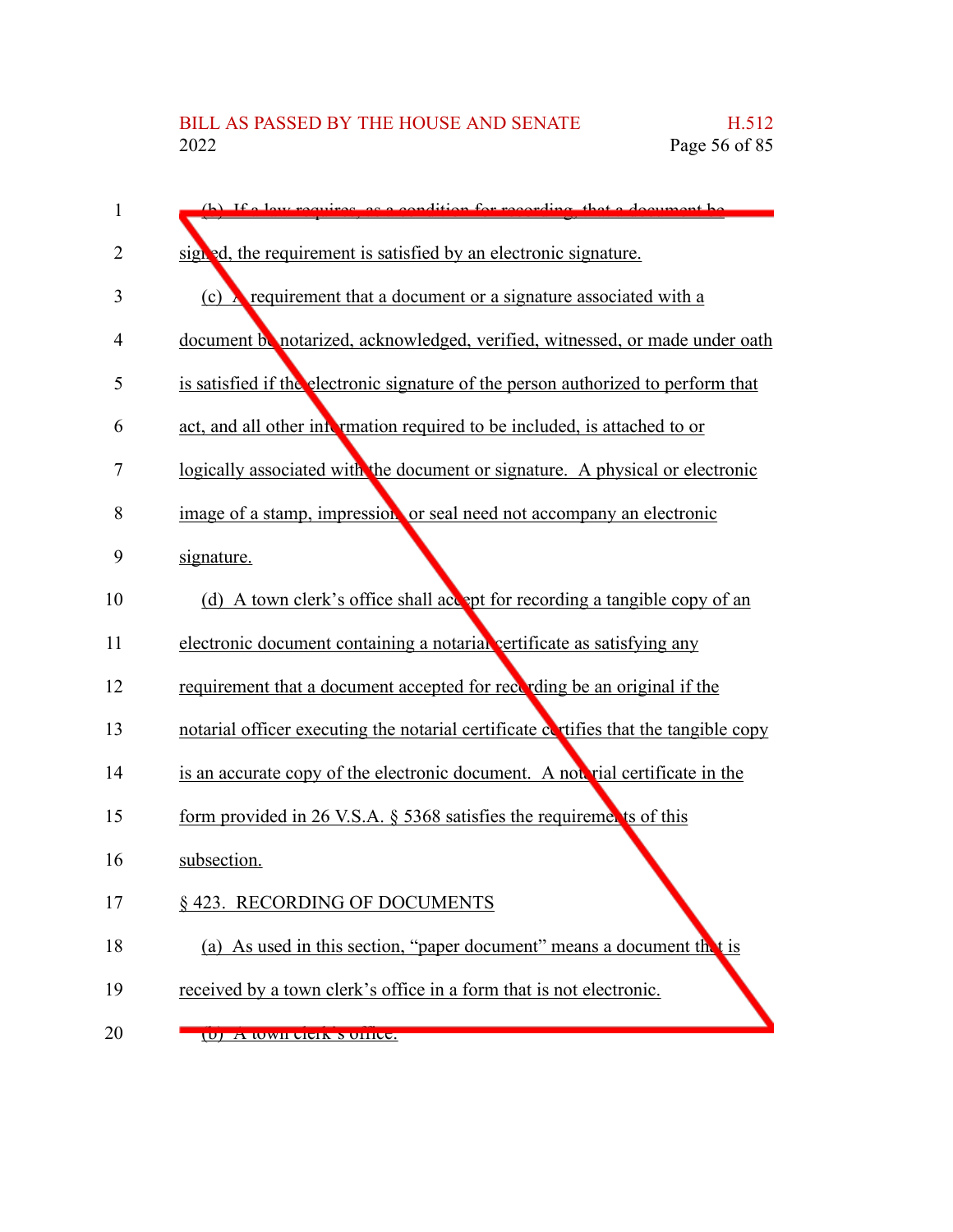(b) If a law requires, as a condition for recording, that a document be signed, the requirement is satisfied by an electronic signature.

(c) A requirement that a document or a signature associated with a document be notarized, acknowledged, verified, witnessed, or made under oath is satisfied if the electronic signature of the person authorized to perform that act, and all other information required to be included, is attached to or logically associated with the document or signature. A physical or electronic image of a stamp, impression, or seal need not accompany an electronic signature.

(d) A town clerk's office shall accept for recording a tangible copy of an electronic document containing a notarial certificate as satisfying any requirement that a document accepted for recording be an original if the notarial officer executing the notarial certificate certifies that the tangible copy is an accurate copy of the electronic document. A notarial certificate in the form provided in 26 V.S.A. § 5368 satisfies the requirements of this subsection.

§ 423. RECORDING OF DOCUMENTS

(a) As used in this section, "paper document" means a document that is received by a town clerk's office in a form that is not electronic.

(b) A town clerk's office: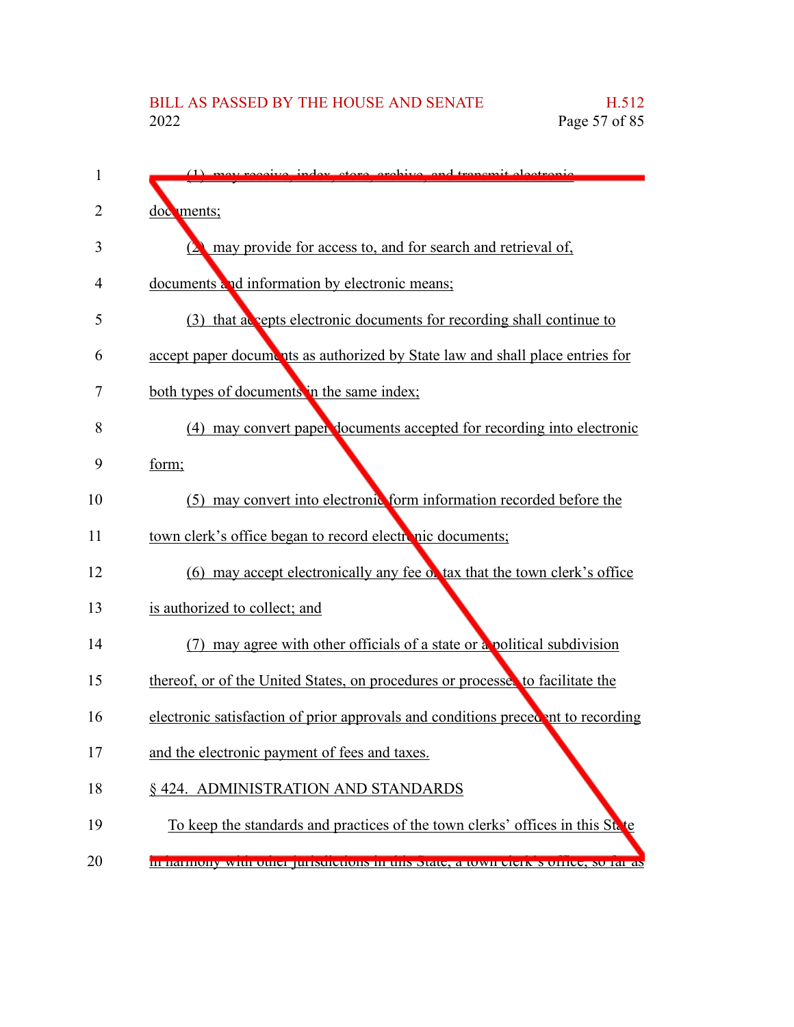(1) may receive, index, store, archive, and transmit electronic documents;

(2) may provide for access to, and for search and retrieval of, documents and information by electronic means;

(3) that accepts electronic documents for recording shall continue to accept paper documents as authorized by State law and shall place entries for both types of documents in the same index;

(4) may convert paper documents accepted for recording into electronic form;

(5) may convert into electronic form information recorded before the town clerk's office began to record electronic documents;

(6) may accept electronically any fee or tax that the town clerk's office is authorized to collect; and

(7) may agree with other officials of a state or a political subdivision thereof, or of the United States, on procedures or processes to facilitate the electronic satisfaction of prior approvals and conditions precedent to recording and the electronic payment of fees and taxes.

§ 424. ADMINISTRATION AND STANDARDS

To keep the standards and practices of the town clerks' offices in this State in harmony with other jurisdictions in this State, a town clerk's office, so far as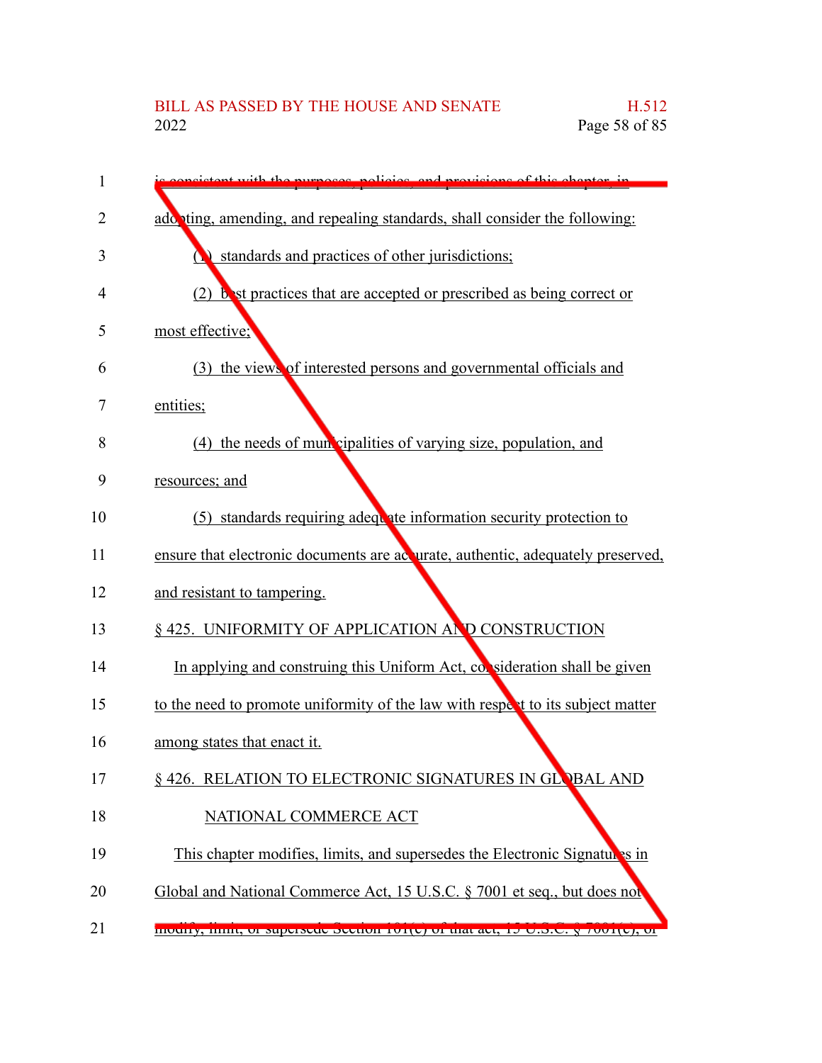is consistent with the purposes, policies, and provisions of this chapter, in adopting, amending, and repealing standards, shall consider the following:

(1) standards and practices of other jurisdictions;

(2) best practices that are accepted or prescribed as being correct or most effective;

(3) the views of interested persons and governmental officials and entities;

(4) the needs of municipalities of varying size, population, and resources; and

(5) standards requiring adequate information security protection to ensure that electronic documents are accurate, authentic, adequately preserved, and resistant to tampering.

§ 425. UNIFORMITY OF APPLICATION AND CONSTRUCTION

In applying and construing this Uniform Act, consideration shall be given to the need to promote uniformity of the law with respect to its subject matter among states that enact it.

§ 426. RELATION TO ELECTRONIC SIGNATURES IN GLOBAL AND NATIONAL COMMERCE ACT

This chapter modifies, limits, and supersedes the Electronic Signatures in Global and National Commerce Act, 15 U.S.C. § 7001 et seq., but does not modify, limit, or supersede Section 101(c) of that act, 15 U.S.C. § 7001(c), or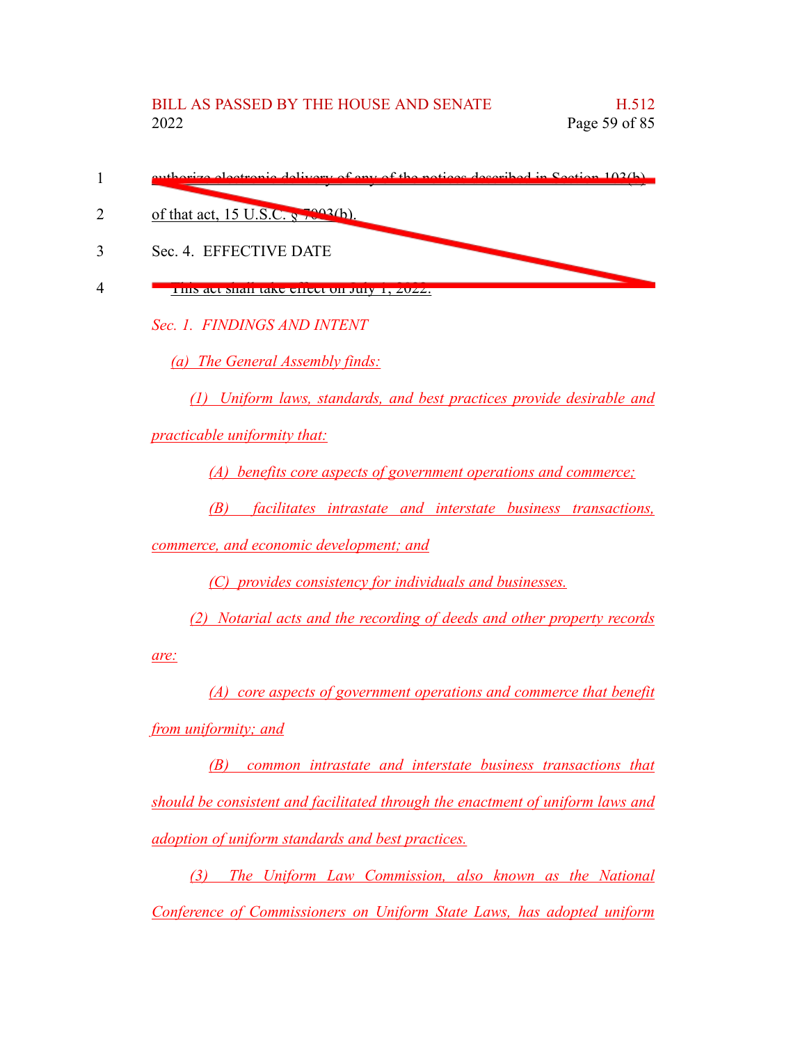authorize electronic delivery of any of the notices described in Section 103(b) of that act, 15 U.S.C. § 7003(b).

Sec. 4. EFFECTIVE DATE

This act shall take effect on July 1, 2022.

*Sec. 1. FINDINGS AND INTENT*

*(a) The General Assembly finds:*

*(1) Uniform laws, standards, and best practices provide desirable and practicable uniformity that:*

*(A) benefits core aspects of government operations and commerce;*

*(B) facilitates intrastate and interstate business transactions, commerce, and economic development; and*

*(C) provides consistency for individuals and businesses.*

*(2) Notarial acts and the recording of deeds and other property records are:*

*(A) core aspects of government operations and commerce that benefit from uniformity; and*

*(B) common intrastate and interstate business transactions that should be consistent and facilitated through the enactment of uniform laws and adoption of uniform standards and best practices.*

*(3) The Uniform Law Commission, also known as the National Conference of Commissioners on Uniform State Laws, has adopted uniform*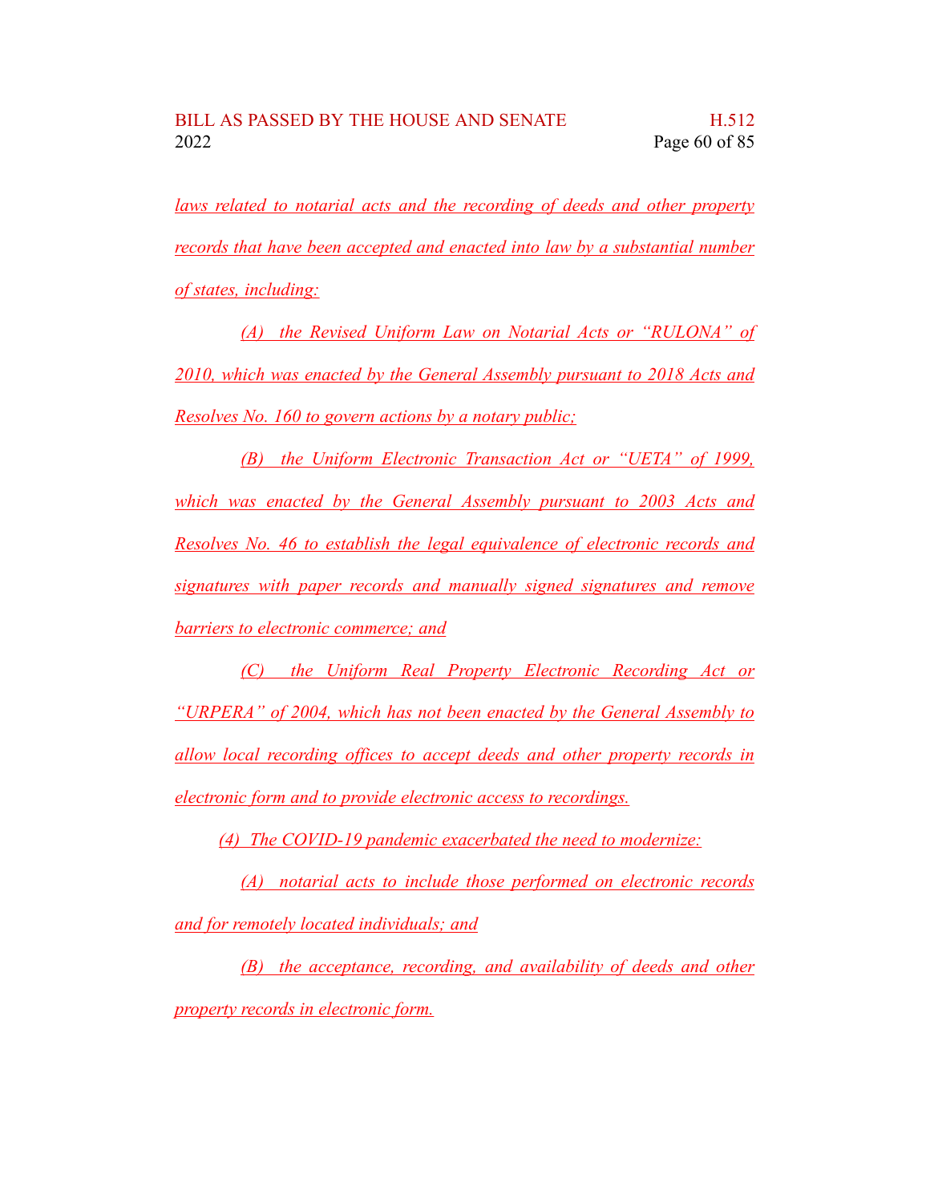laws related to notarial acts and the recording of deeds and other property records that have been accepted and enacted into law by a substantial number of states, including:

(A) the Revised Uniform Law on Notarial Acts or "RULONA" of 2010, which was enacted by the General Assembly pursuant to 2018 Acts and Resolves No. 160 to govern actions by a notary public;

(B) the Uniform Electronic Transaction Act or "UETA" of 1999, which was enacted by the General Assembly pursuant to 2003 Acts and Resolves No. 46 to establish the legal equivalence of electronic records and signatures with paper records and manually signed signatures and remove barriers to electronic commerce; and

(C) the Uniform Real Property Electronic Recording Act or "URPERA" of 2004, which has not been enacted by the General Assembly to allow local recording offices to accept deeds and other property records in electronic form and to provide electronic access to recordings.

(4) The COVID-19 pandemic exacerbated the need to modernize:

(A) notarial acts to include those performed on electronic records and for remotely located individuals; and

(B) the acceptance, recording, and availability of deeds and other property records in electronic form.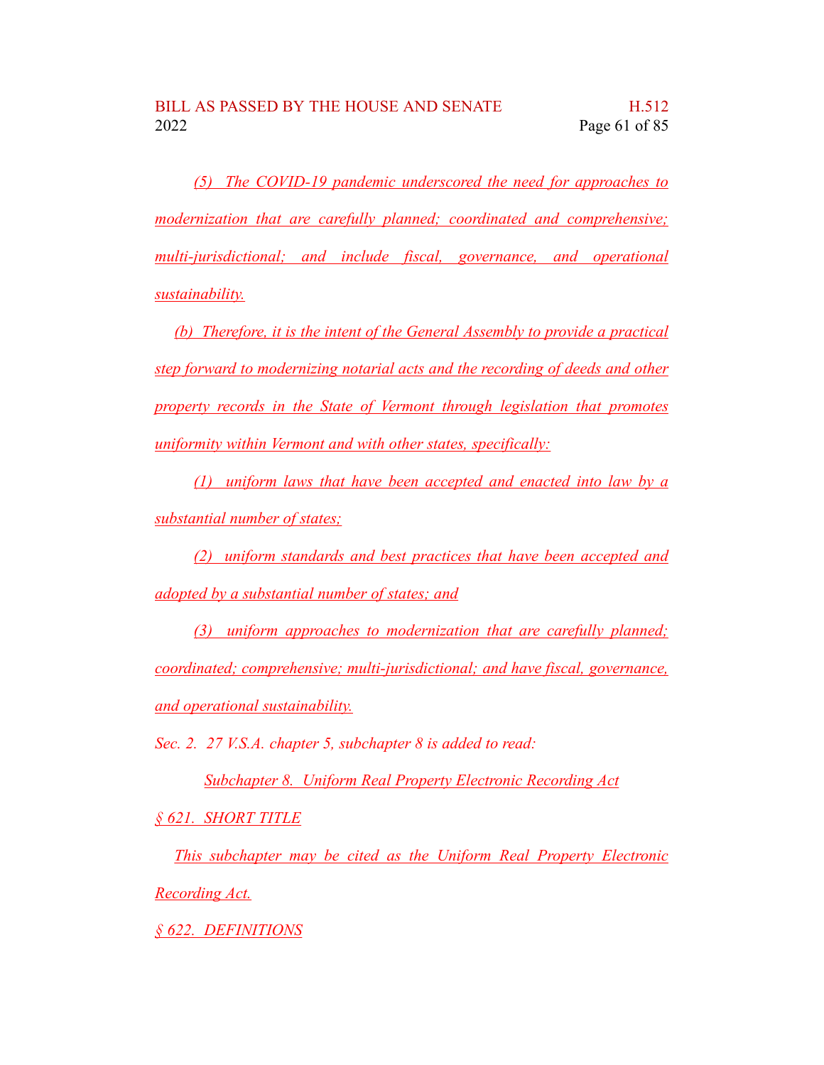*(5) The COVID-19 pandemic underscored the need for approaches to modernization that are carefully planned; coordinated and comprehensive; multi-jurisdictional; and include fiscal, governance, and operational sustainability.*

*(b) Therefore, it is the intent of the General Assembly to provide a practical step forward to modernizing notarial acts and the recording of deeds and other property records in the State of Vermont through legislation that promotes uniformity within Vermont and with other states, specifically:*

*(1) uniform laws that have been accepted and enacted into law by a substantial number of states;*

*(2) uniform standards and best practices that have been accepted and adopted by a substantial number of states; and*

*(3) uniform approaches to modernization that are carefully planned; coordinated; comprehensive; multi-jurisdictional; and have fiscal, governance, and operational sustainability.*

*Sec. 2. 27 V.S.A. chapter 5, subchapter 8 is added to read:*

*Subchapter 8. Uniform Real Property Electronic Recording Act*

*§ 621. SHORT TITLE*

*This subchapter may be cited as the Uniform Real Property Electronic Recording Act.*

*§ 622. DEFINITIONS*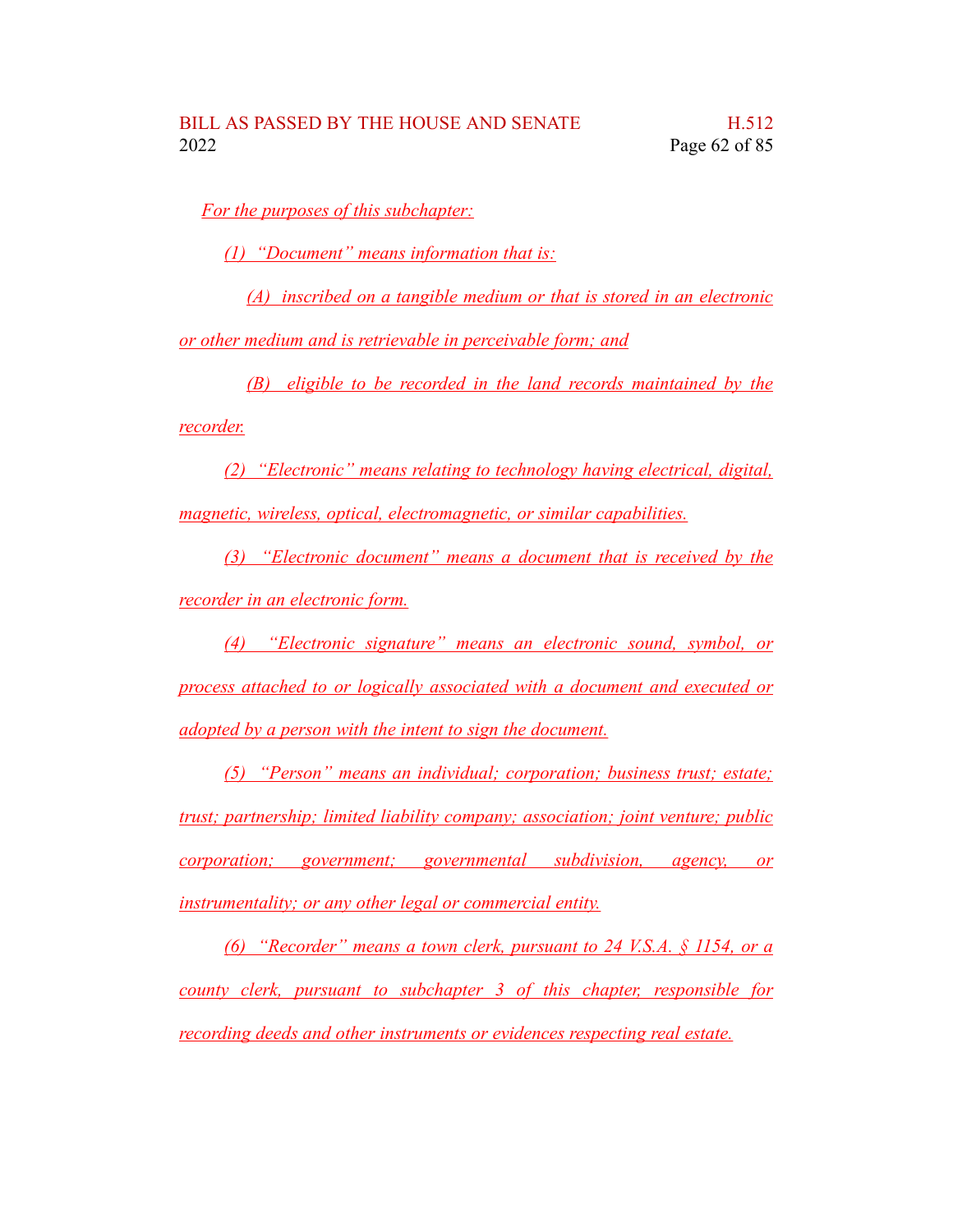For the purposes of this subchapter:

(1) "Document" means information that is:

(A) inscribed on a tangible medium or that is stored in an electronic or other medium and is retrievable in perceivable form; and

(B) eligible to be recorded in the land records maintained by the recorder.

(2) "Electronic" means relating to technology having electrical, digital, magnetic, wireless, optical, electromagnetic, or similar capabilities.

(3) "Electronic document" means a document that is received by the recorder in an electronic form.

(4) "Electronic signature" means an electronic sound, symbol, or process attached to or logically associated with a document and executed or adopted by a person with the intent to sign the document.

(5) "Person" means an individual; corporation; business trust; estate; trust; partnership; limited liability company; association; joint venture; public corporation; government; governmental subdivision, agency, or instrumentality; or any other legal or commercial entity.

(6) "Recorder" means a town clerk, pursuant to 24 V.S.A. § 1154, or a county clerk, pursuant to subchapter 3 of this chapter, responsible for recording deeds and other instruments or evidences respecting real estate.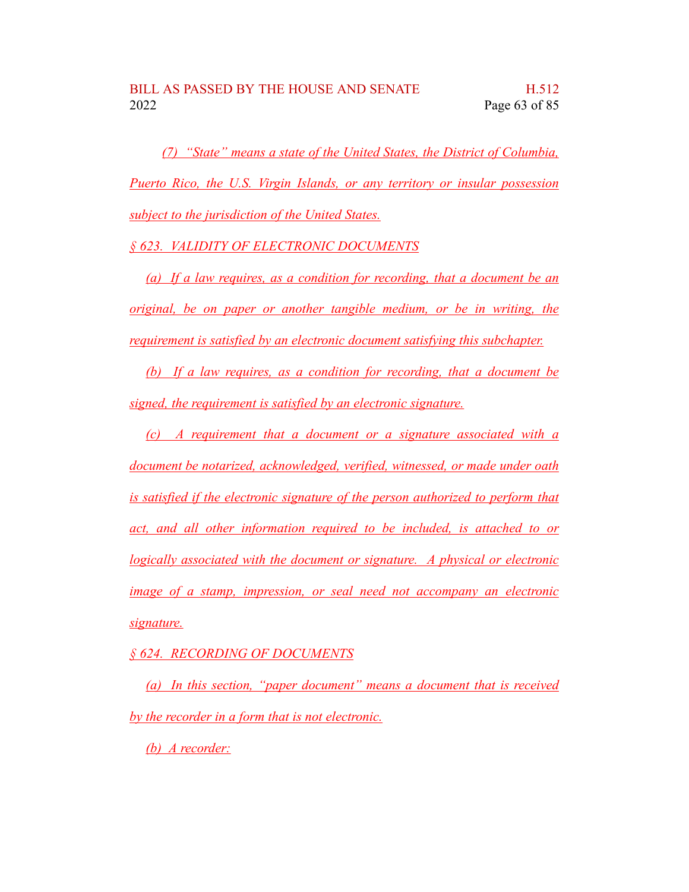(7) "State" means a state of the United States, the District of Columbia, Puerto Rico, the U.S. Virgin Islands, or any territory or insular possession subject to the jurisdiction of the United States.

§ 623. VALIDITY OF ELECTRONIC DOCUMENTS

(a) If a law requires, as a condition for recording, that a document be an original, be on paper or another tangible medium, or be in writing, the requirement is satisfied by an electronic document satisfying this subchapter.

(b) If a law requires, as a condition for recording, that a document be signed, the requirement is satisfied by an electronic signature.

(c) A requirement that a document or a signature associated with a document be notarized, acknowledged, verified, witnessed, or made under oath is satisfied if the electronic signature of the person authorized to perform that act, and all other information required to be included, is attached to or logically associated with the document or signature. A physical or electronic image of a stamp, impression, or seal need not accompany an electronic signature.

§ 624. RECORDING OF DOCUMENTS

(a) In this section, "paper document" means a document that is received by the recorder in a form that is not electronic.

(b) A recorder: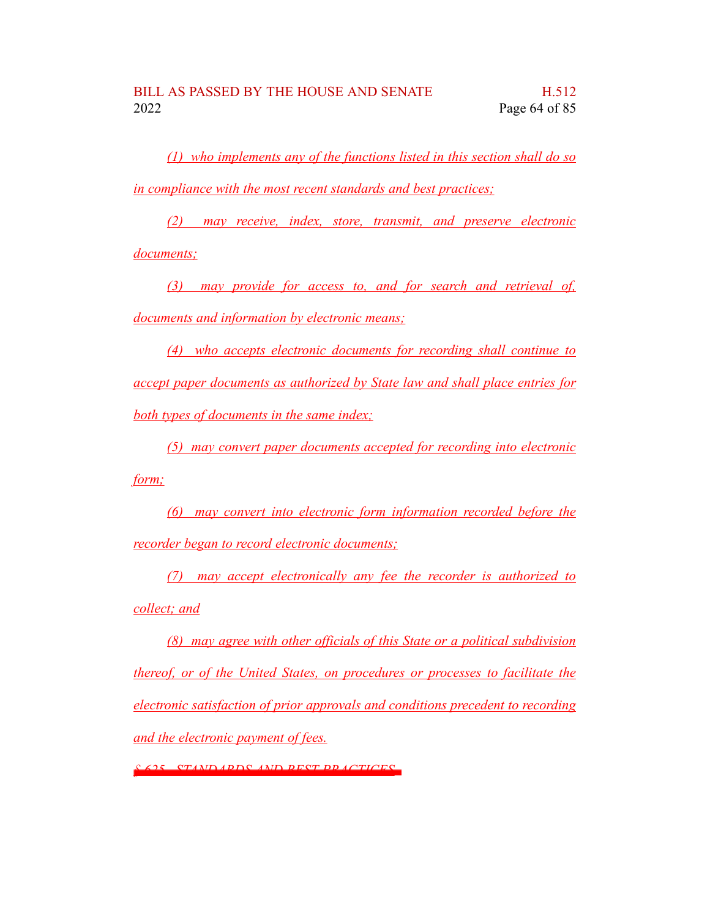*(1) who implements any of the functions listed in this section shall do so in compliance with the most recent standards and best practices;*

*(2) may receive, index, store, transmit, and preserve electronic documents;*

*(3) may provide for access to, and for search and retrieval of, documents and information by electronic means;*

*(4) who accepts electronic documents for recording shall continue to accept paper documents as authorized by State law and shall place entries for both types of documents in the same index;*

*(5) may convert paper documents accepted for recording into electronic form;*

*(6) may convert into electronic form information recorded before the recorder began to record electronic documents;*

*(7) may accept electronically any fee the recorder is authorized to collect; and*

*(8) may agree with other officials of this State or a political subdivision thereof, or of the United States, on procedures or processes to facilitate the electronic satisfaction of prior approvals and conditions precedent to recording and the electronic payment of fees.*

*§ 625. STANDARDS AND BEST PRACTICES*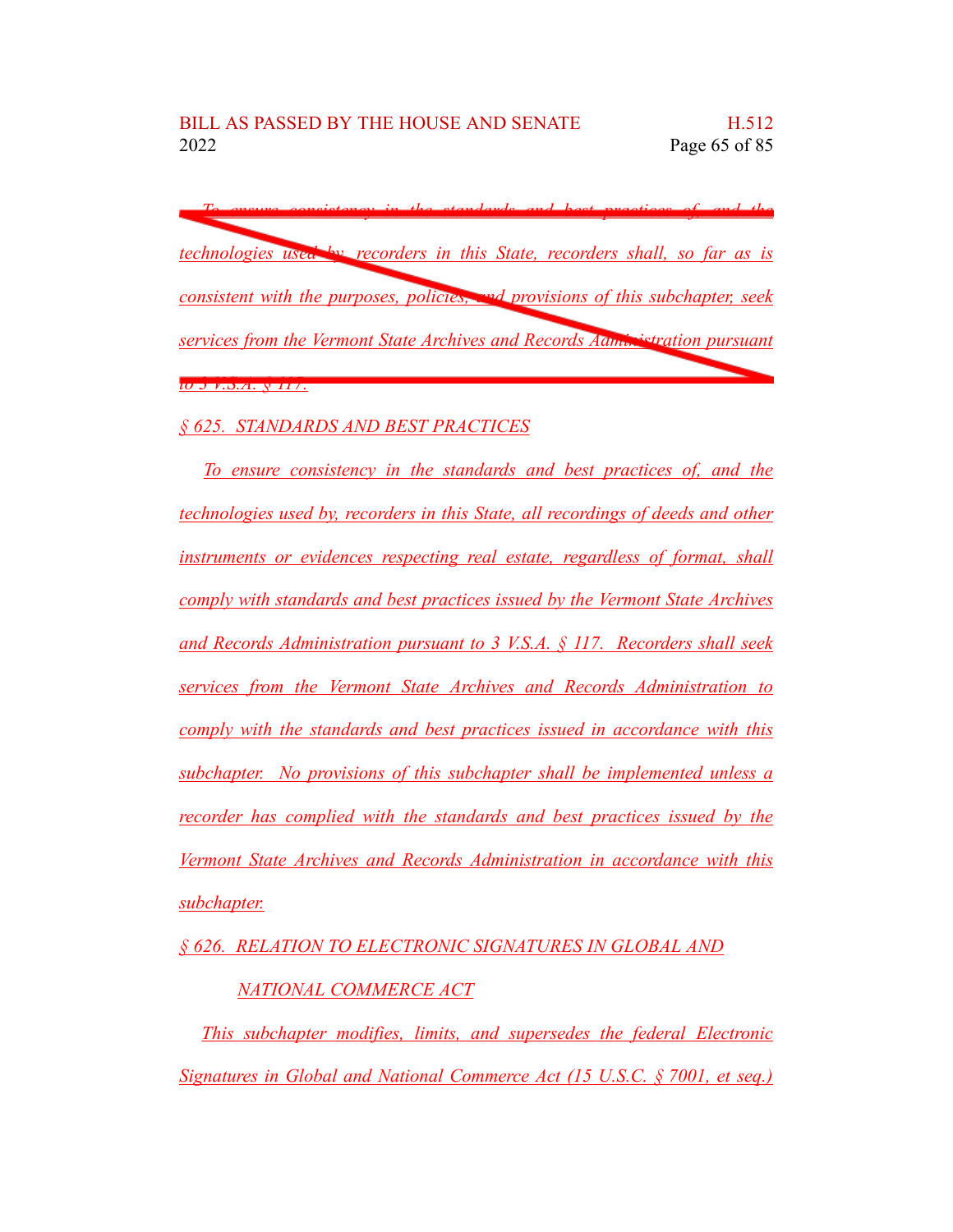~~*To ensure consistency in the standards and best practices of, and the technologies used by, recorders in this State, recorders shall, so far as is consistent with the purposes, policies, and provisions of this subchapter, seek services from the Vermont State Archives and Records Administration pursuant to 3 V.S.A. § 117.*~~

*§ 625. STANDARDS AND BEST PRACTICES*

*To ensure consistency in the standards and best practices of, and the technologies used by, recorders in this State, all recordings of deeds and other instruments or evidences respecting real estate, regardless of format, shall comply with standards and best practices issued by the Vermont State Archives and Records Administration pursuant to 3 V.S.A. § 117. Recorders shall seek services from the Vermont State Archives and Records Administration to comply with the standards and best practices issued in accordance with this subchapter. No provisions of this subchapter shall be implemented unless a recorder has complied with the standards and best practices issued by the Vermont State Archives and Records Administration in accordance with this subchapter.*

*§ 626. RELATION TO ELECTRONIC SIGNATURES IN GLOBAL AND NATIONAL COMMERCE ACT*

*This subchapter modifies, limits, and supersedes the federal Electronic Signatures in Global and National Commerce Act (15 U.S.C. § 7001, et seq.)*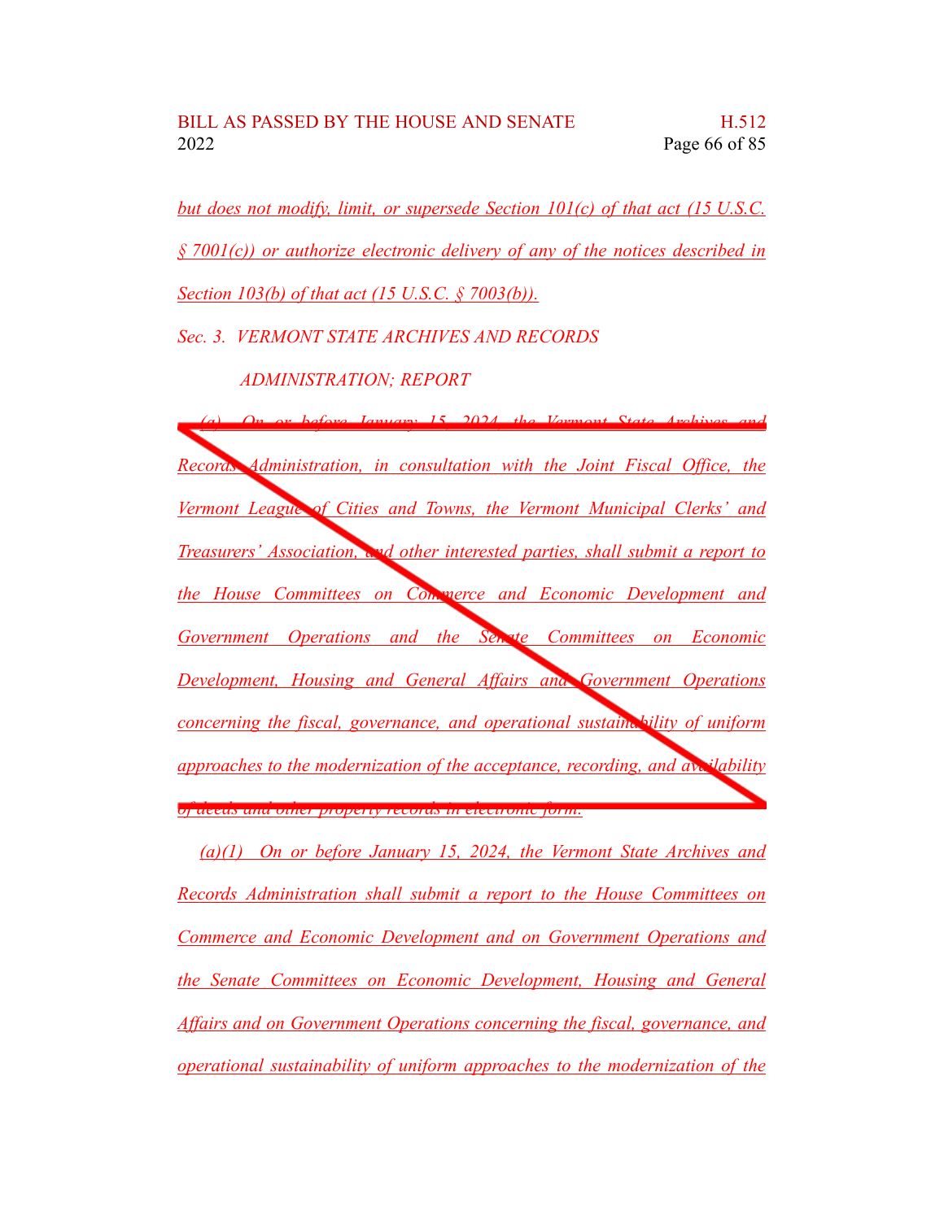*but does not modify, limit, or supersede Section 101(c) of that act (15 U.S.C. § 7001(c)) or authorize electronic delivery of any of the notices described in Section 103(b) of that act (15 U.S.C. § 7003(b)).*

*Sec. 3. VERMONT STATE ARCHIVES AND RECORDS ADMINISTRATION; REPORT*

~~*(a) On or before January 15, 2024, the Vermont State Archives and Records Administration, in consultation with the Joint Fiscal Office, the Vermont League of Cities and Towns, the Vermont Municipal Clerks' and Treasurers' Association, and other interested parties, shall submit a report to the House Committees on Commerce and Economic Development and Government Operations and the Senate Committees on Economic Development, Housing and General Affairs and Government Operations concerning the fiscal, governance, and operational sustainability of uniform approaches to the modernization of the acceptance, recording, and availability of deeds and other property records in electronic form.*~~

*(a)(1) On or before January 15, 2024, the Vermont State Archives and Records Administration shall submit a report to the House Committees on Commerce and Economic Development and on Government Operations and the Senate Committees on Economic Development, Housing and General Affairs and on Government Operations concerning the fiscal, governance, and operational sustainability of uniform approaches to the modernization of the*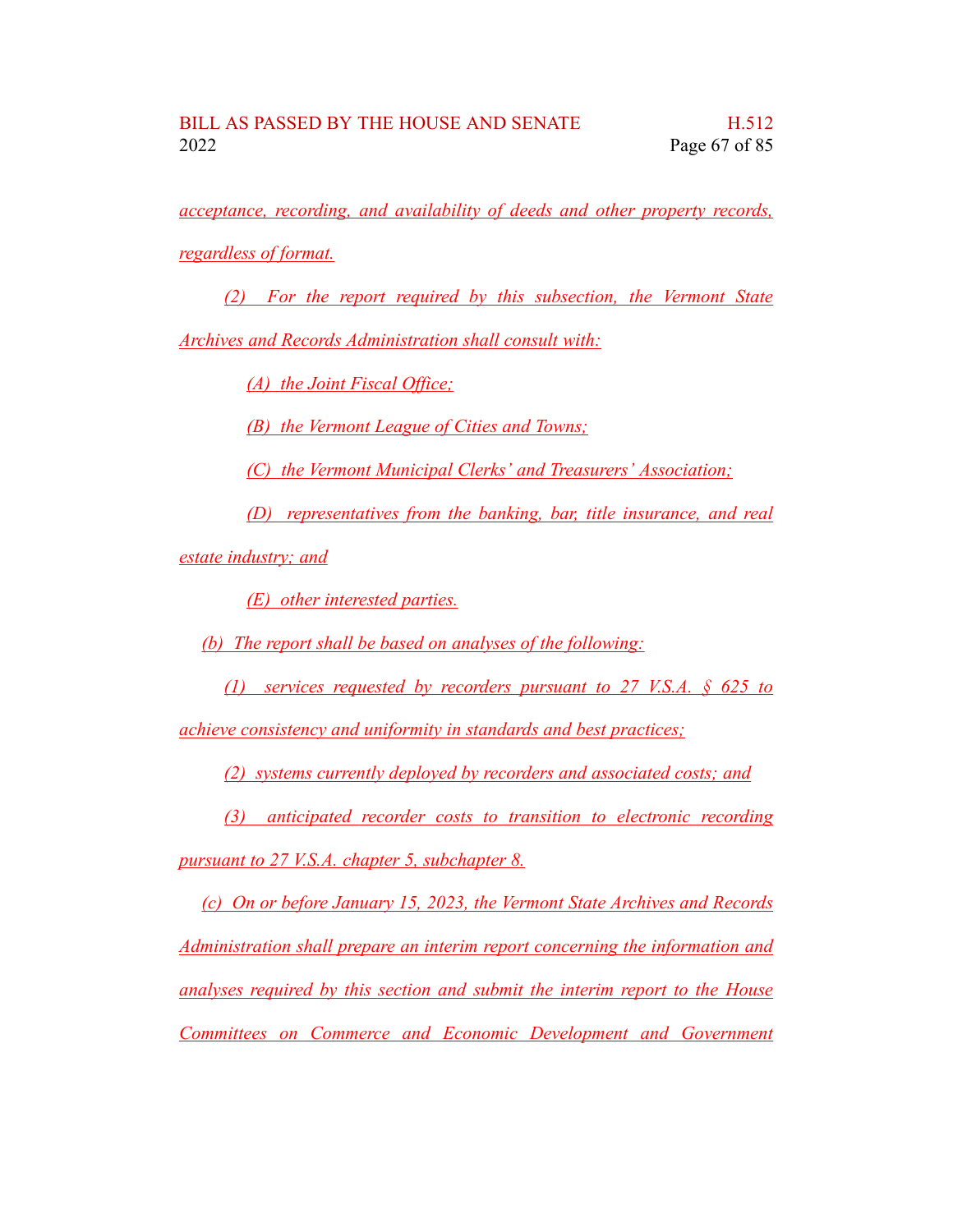*acceptance, recording, and availability of deeds and other property records, regardless of format.*

*(2) For the report required by this subsection, the Vermont State Archives and Records Administration shall consult with:*

*(A) the Joint Fiscal Office;*

*(B) the Vermont League of Cities and Towns;*

*(C) the Vermont Municipal Clerks' and Treasurers' Association;*

*(D) representatives from the banking, bar, title insurance, and real estate industry; and*

*(E) other interested parties.*

*(b) The report shall be based on analyses of the following:*

*(1) services requested by recorders pursuant to 27 V.S.A. § 625 to achieve consistency and uniformity in standards and best practices;*

*(2) systems currently deployed by recorders and associated costs; and*

*(3) anticipated recorder costs to transition to electronic recording pursuant to 27 V.S.A. chapter 5, subchapter 8.*

*(c) On or before January 15, 2023, the Vermont State Archives and Records Administration shall prepare an interim report concerning the information and analyses required by this section and submit the interim report to the House Committees on Commerce and Economic Development and Government*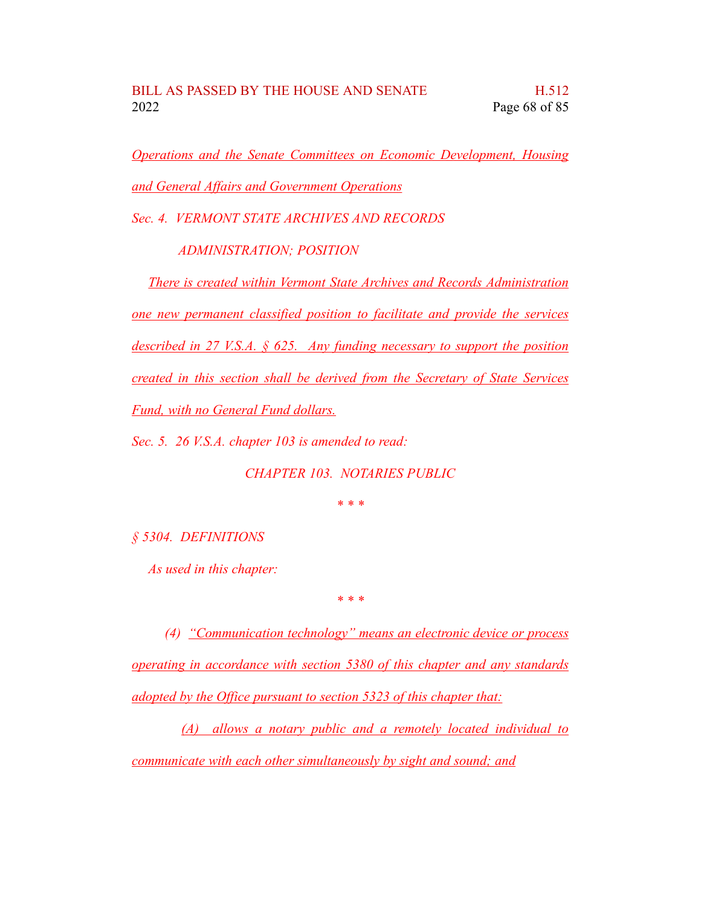*Operations and the Senate Committees on Economic Development, Housing and General Affairs and Government Operations*

*Sec. 4. VERMONT STATE ARCHIVES AND RECORDS ADMINISTRATION; POSITION*

*There is created within Vermont State Archives and Records Administration one new permanent classified position to facilitate and provide the services described in 27 V.S.A. § 625. Any funding necessary to support the position created in this section shall be derived from the Secretary of State Services Fund, with no General Fund dollars.*

*Sec. 5. 26 V.S.A. chapter 103 is amended to read:*

*CHAPTER 103. NOTARIES PUBLIC*

*\* \* \**

*§ 5304. DEFINITIONS*

*As used in this chapter:*

*\* \* \**

*(4) "Communication technology" means an electronic device or process operating in accordance with section 5380 of this chapter and any standards adopted by the Office pursuant to section 5323 of this chapter that:*

*(A) allows a notary public and a remotely located individual to communicate with each other simultaneously by sight and sound; and*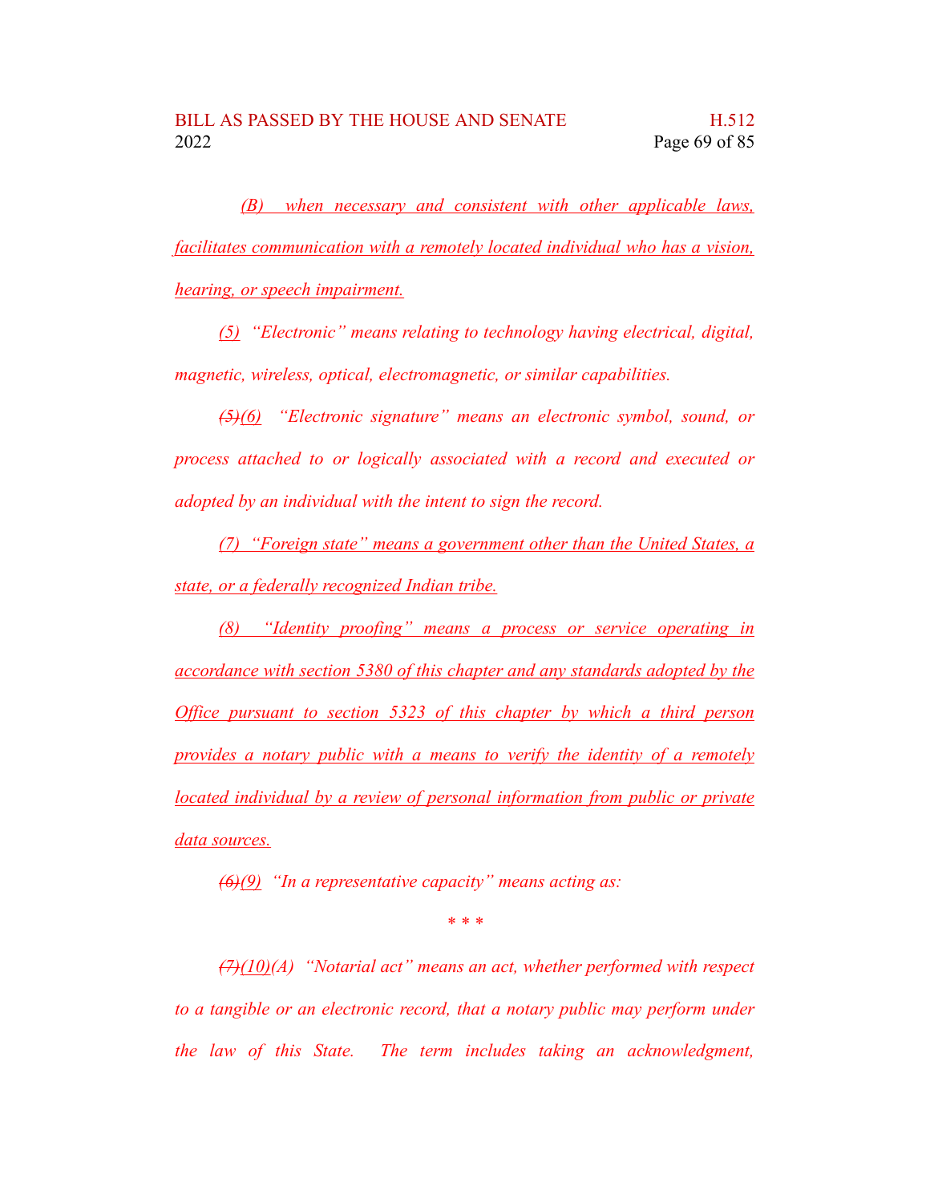*(B) when necessary and consistent with other applicable laws, facilitates communication with a remotely located individual who has a vision, hearing, or speech impairment.*

*(5) "Electronic" means relating to technology having electrical, digital, magnetic, wireless, optical, electromagnetic, or similar capabilities.*

*~~(5)~~(6) "Electronic signature" means an electronic symbol, sound, or process attached to or logically associated with a record and executed or adopted by an individual with the intent to sign the record.*

*(7) "Foreign state" means a government other than the United States, a state, or a federally recognized Indian tribe.*

*(8) "Identity proofing" means a process or service operating in accordance with section 5380 of this chapter and any standards adopted by the Office pursuant to section 5323 of this chapter by which a third person provides a notary public with a means to verify the identity of a remotely located individual by a review of personal information from public or private data sources.*

*~~(6)~~(9) "In a representative capacity" means acting as:*

*\* \* \**

*~~(7)~~(10)(A) "Notarial act" means an act, whether performed with respect to a tangible or an electronic record, that a notary public may perform under the law of this State. The term includes taking an acknowledgment,*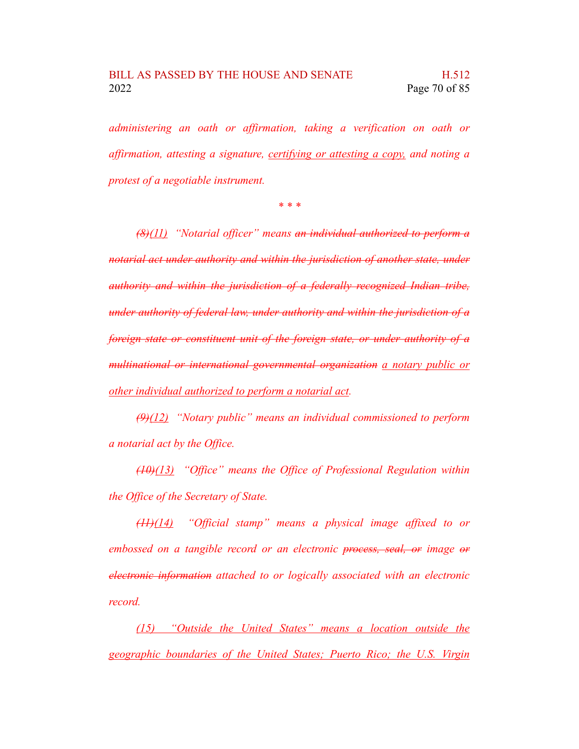*administering an oath or affirmation, taking a verification on oath or affirmation, attesting a signature, <u>certifying or attesting a copy,</u> and noting a protest of a negotiable instrument.*

\* \* \*

*~~(8)~~<u>(11)</u> "Notarial officer" means ~~an individual authorized to perform a notarial act under authority and within the jurisdiction of another state, under authority and within the jurisdiction of a federally recognized Indian tribe, under authority of federal law, under authority and within the jurisdiction of a foreign state or constituent unit of the foreign state, or under authority of a multinational or international governmental organization~~ <u>a notary public or other individual authorized to perform a notarial act</u>.*

*~~(9)~~<u>(12)</u> "Notary public" means an individual commissioned to perform a notarial act by the Office.*

*~~(10)~~<u>(13)</u> "Office" means the Office of Professional Regulation within the Office of the Secretary of State.*

*~~(11)~~<u>(14)</u> "Official stamp" means a physical image affixed to or embossed on a tangible record or an electronic ~~process, seal, or~~ image ~~or electronic information~~ attached to or logically associated with an electronic record.*

*<u>(15) "Outside the United States" means a location outside the geographic boundaries of the United States; Puerto Rico; the U.S. Virgin</u>*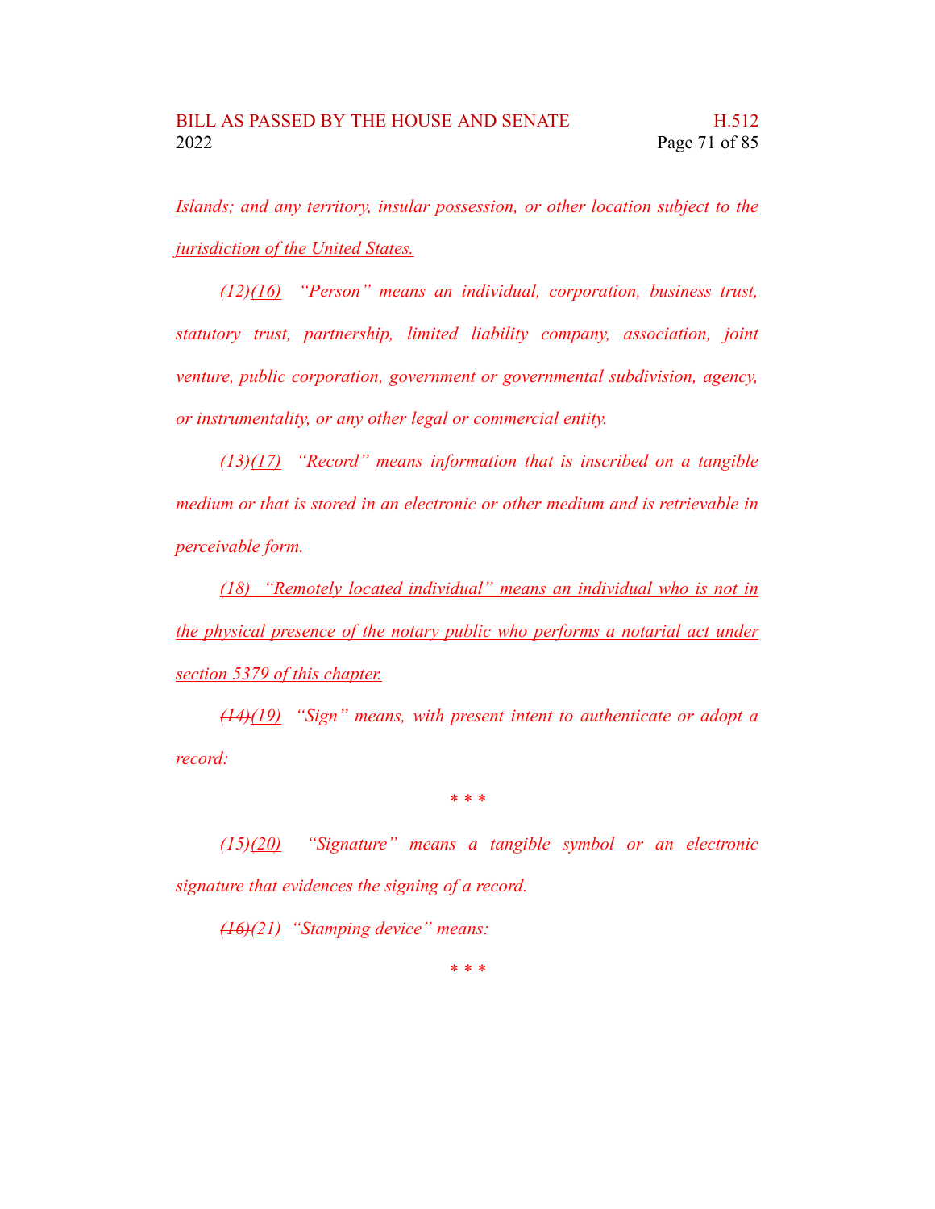*Islands; and any territory, insular possession, or other location subject to the jurisdiction of the United States.*

*~~(12)~~(16) "Person" means an individual, corporation, business trust, statutory trust, partnership, limited liability company, association, joint venture, public corporation, government or governmental subdivision, agency, or instrumentality, or any other legal or commercial entity.*

*~~(13)~~(17) "Record" means information that is inscribed on a tangible medium or that is stored in an electronic or other medium and is retrievable in perceivable form.*

*(18) "Remotely located individual" means an individual who is not in the physical presence of the notary public who performs a notarial act under section 5379 of this chapter.*

*~~(14)~~(19) "Sign" means, with present intent to authenticate or adopt a record:*

\* \* \*

*~~(15)~~(20) "Signature" means a tangible symbol or an electronic signature that evidences the signing of a record.*

*~~(16)~~(21) "Stamping device" means:*

\* \* \*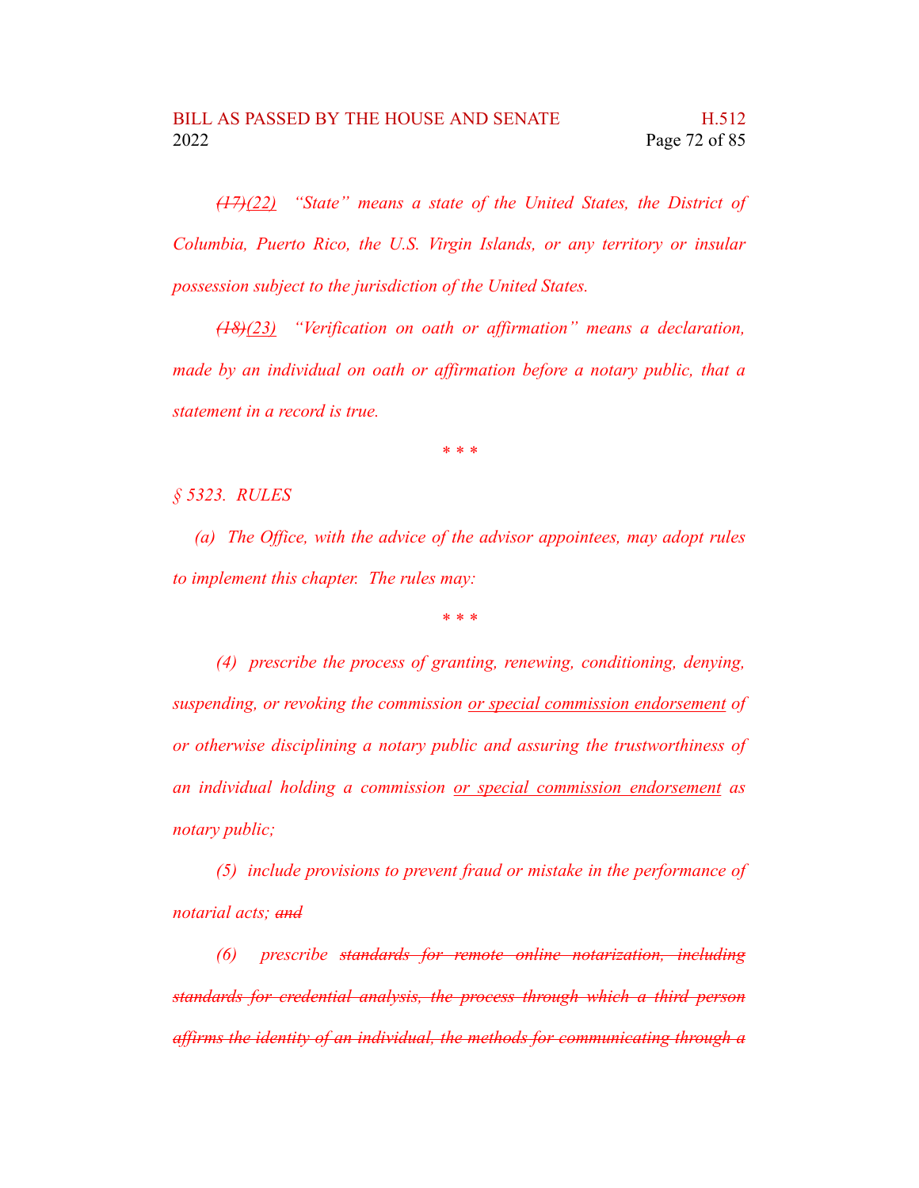*~~(17)~~<u>(22)</u> "State" means a state of the United States, the District of Columbia, Puerto Rico, the U.S. Virgin Islands, or any territory or insular possession subject to the jurisdiction of the United States.*

*~~(18)~~<u>(23)</u> "Verification on oath or affirmation" means a declaration, made by an individual on oath or affirmation before a notary public, that a statement in a record is true.*

\* \* \*

*§ 5323. RULES*

*(a) The Office, with the advice of the advisor appointees, may adopt rules to implement this chapter. The rules may:*

\* \* \*

*(4) prescribe the process of granting, renewing, conditioning, denying, suspending, or revoking the commission <u>or special commission endorsement</u> of or otherwise disciplining a notary public and assuring the trustworthiness of an individual holding a commission <u>or special commission endorsement</u> as notary public;*

*(5) include provisions to prevent fraud or mistake in the performance of notarial acts; ~~and~~*

*(6) prescribe ~~standards for remote online notarization, including standards for credential analysis, the process through which a third person affirms the identity of an individual, the methods for communicating through a~~*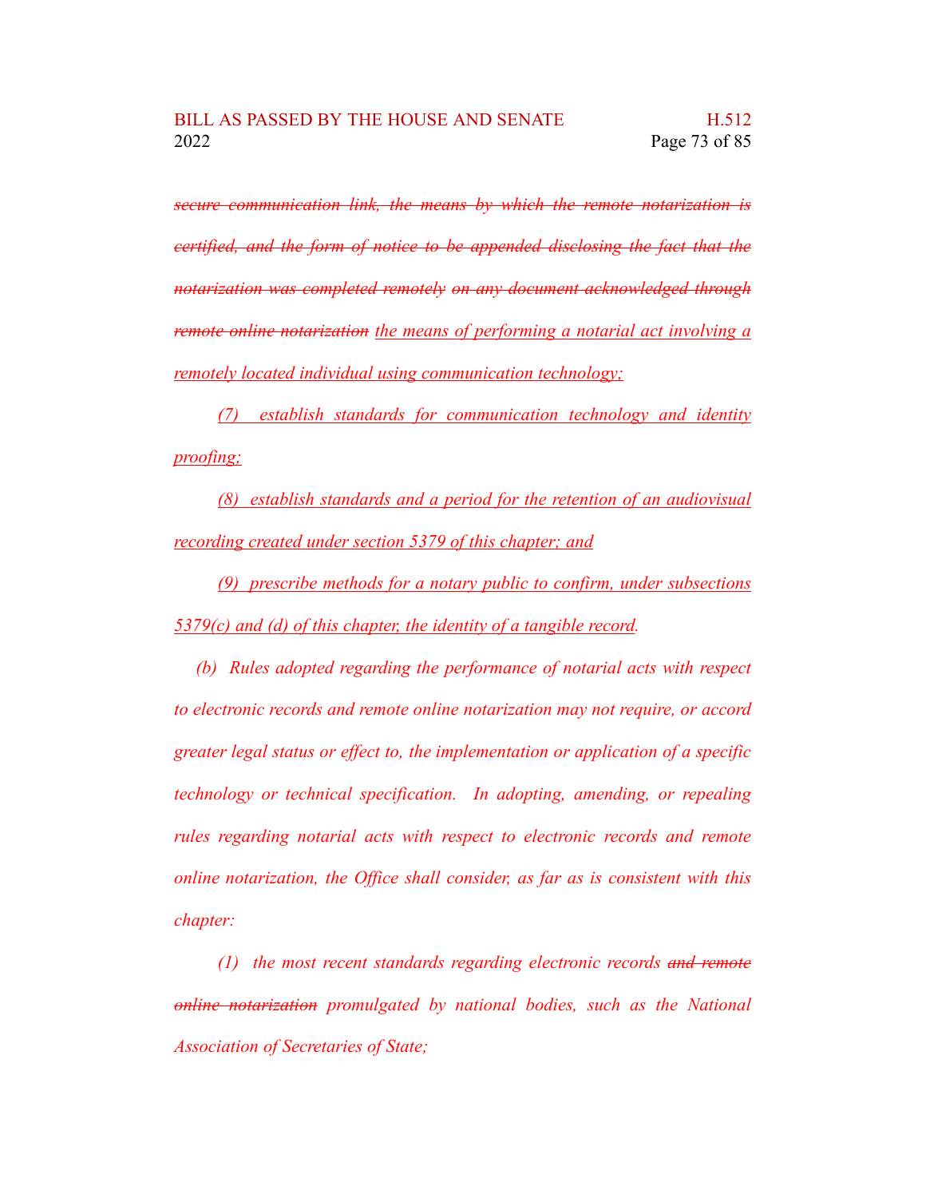*~~secure communication link, the means by which the remote notarization is certified, and the form of notice to be appended disclosing the fact that the notarization was completed remotely on any document acknowledged through remote online notarization~~* <u>*the means of performing a notarial act involving a remotely located individual using communication technology;*</u>

<u>*(7) establish standards for communication technology and identity proofing;*</u>

<u>*(8) establish standards and a period for the retention of an audiovisual recording created under section 5379 of this chapter; and*</u>

<u>*(9) prescribe methods for a notary public to confirm, under subsections 5379(c) and (d) of this chapter, the identity of a tangible record*</u>*.*

*(b) Rules adopted regarding the performance of notarial acts with respect to electronic records and remote online notarization may not require, or accord greater legal status or effect to, the implementation or application of a specific technology or technical specification. In adopting, amending, or repealing rules regarding notarial acts with respect to electronic records and remote online notarization, the Office shall consider, as far as is consistent with this chapter:*

*(1) the most recent standards regarding electronic records ~~and remote online notarization~~ promulgated by national bodies, such as the National Association of Secretaries of State;*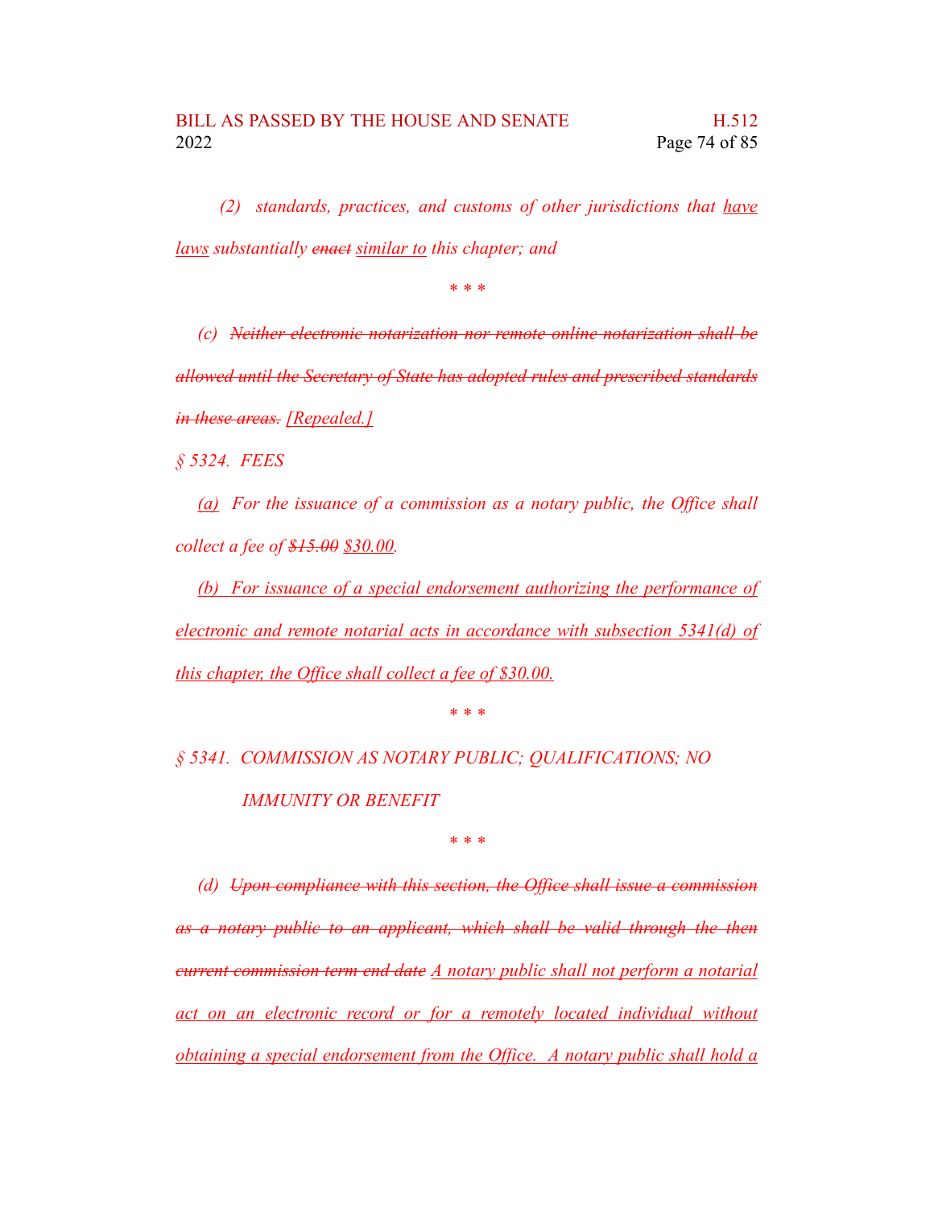*(2) standards, practices, and customs of other jurisdictions that <u>have laws</u> substantially ~~enact~~ <u>similar to</u> this chapter; and*

*\* \* \**

*(c) ~~Neither electronic notarization nor remote online notarization shall be allowed until the Secretary of State has adopted rules and prescribed standards in these areas.~~ <u>[Repealed.]</u>*

*§ 5324. FEES*

*<u>(a)</u> For the issuance of a commission as a notary public, the Office shall collect a fee of ~~$15.00~~ <u>$30.00</u>.*

*<u>(b) For issuance of a special endorsement authorizing the performance of electronic and remote notarial acts in accordance with subsection 5341(d) of this chapter, the Office shall collect a fee of $30.00.</u>*

*\* \* \**

*§ 5341. COMMISSION AS NOTARY PUBLIC; QUALIFICATIONS; NO IMMUNITY OR BENEFIT*

*\* \* \**

*(d) ~~Upon compliance with this section, the Office shall issue a commission as a notary public to an applicant, which shall be valid through the then current commission term end date~~ <u>A notary public shall not perform a notarial act on an electronic record or for a remotely located individual without obtaining a special endorsement from the Office. A notary public shall hold a</u>*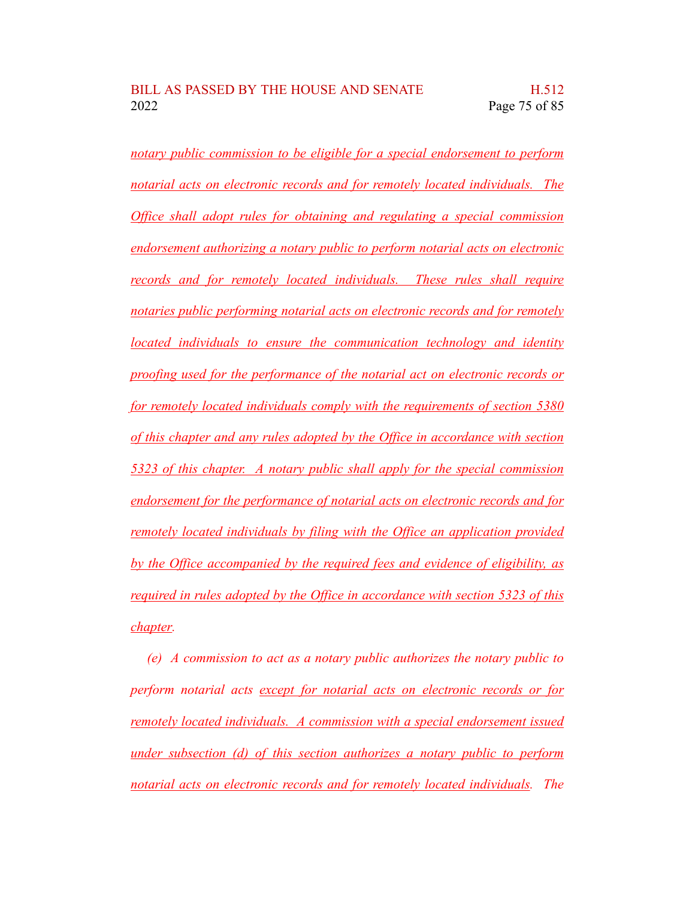notary public commission to be eligible for a special endorsement to perform notarial acts on electronic records and for remotely located individuals. The Office shall adopt rules for obtaining and regulating a special commission endorsement authorizing a notary public to perform notarial acts on electronic records and for remotely located individuals. These rules shall require notaries public performing notarial acts on electronic records and for remotely located individuals to ensure the communication technology and identity proofing used for the performance of the notarial act on electronic records or for remotely located individuals comply with the requirements of section 5380 of this chapter and any rules adopted by the Office in accordance with section 5323 of this chapter. A notary public shall apply for the special commission endorsement for the performance of notarial acts on electronic records and for remotely located individuals by filing with the Office an application provided by the Office accompanied by the required fees and evidence of eligibility, as required in rules adopted by the Office in accordance with section 5323 of this chapter.

(e) A commission to act as a notary public authorizes the notary public to perform notarial acts except for notarial acts on electronic records or for remotely located individuals. A commission with a special endorsement issued under subsection (d) of this section authorizes a notary public to perform notarial acts on electronic records and for remotely located individuals. The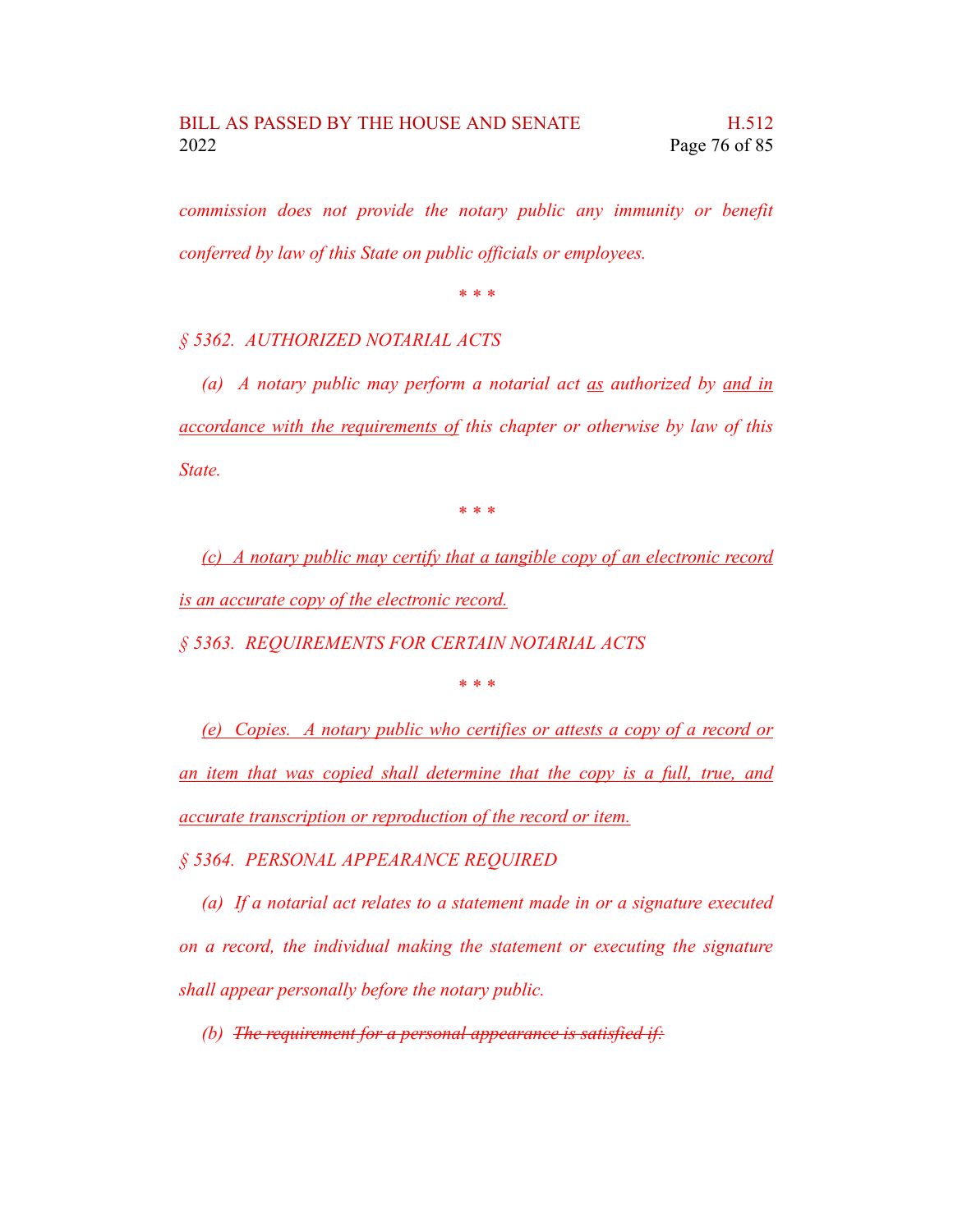*commission does not provide the notary public any immunity or benefit conferred by law of this State on public officials or employees.*

\* \* \*

*§ 5362. AUTHORIZED NOTARIAL ACTS*

*(a) A notary public may perform a notarial act <u>as</u> authorized by <u>and in accordance with the requirements of</u> this chapter or otherwise by law of this State.*

\* \* \*

*<u>(c) A notary public may certify that a tangible copy of an electronic record is an accurate copy of the electronic record.</u>*

*§ 5363. REQUIREMENTS FOR CERTAIN NOTARIAL ACTS*

\* \* \*

*<u>(e) Copies. A notary public who certifies or attests a copy of a record or an item that was copied shall determine that the copy is a full, true, and accurate transcription or reproduction of the record or item.</u>*

*§ 5364. PERSONAL APPEARANCE REQUIRED*

*(a) If a notarial act relates to a statement made in or a signature executed on a record, the individual making the statement or executing the signature shall appear personally before the notary public.*

*(b) ~~The requirement for a personal appearance is satisfied if:~~*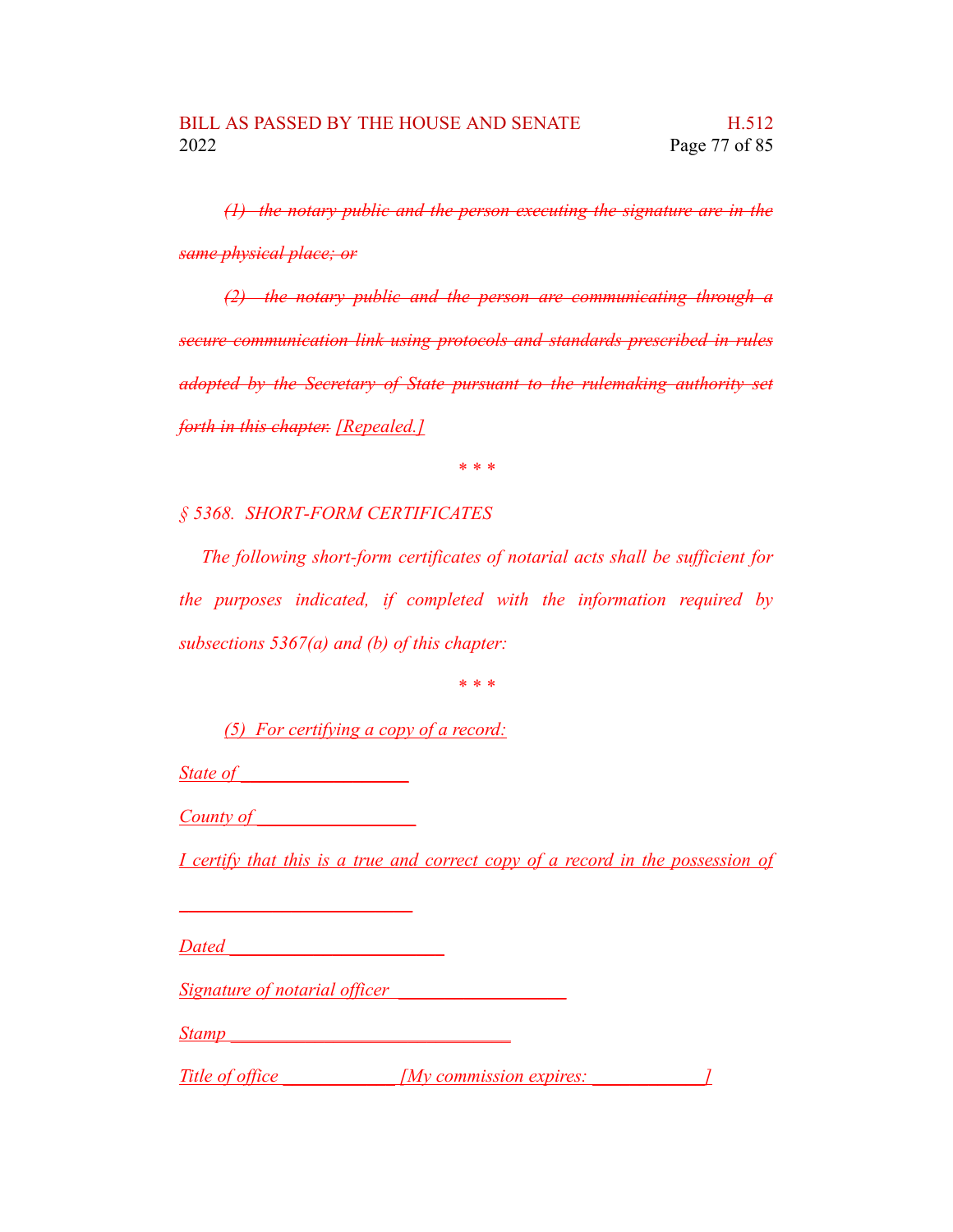*(1) the notary public and the person executing the signature are in the same physical place; or*

*(2) the notary public and the person are communicating through a secure communication link using protocols and standards prescribed in rules adopted by the Secretary of State pursuant to the rulemaking authority set forth in this chapter.* *[Repealed.]*

\* \* \*

*§ 5368. SHORT-FORM CERTIFICATES*

*The following short-form certificates of notarial acts shall be sufficient for the purposes indicated, if completed with the information required by subsections 5367(a) and (b) of this chapter:*

\* \* \*

*(5) For certifying a copy of a record:*

*State of* ________________

*County of* _______________

*I certify that this is a true and correct copy of a record in the possession of*

______________________

*Dated* ____________________

*Signature of notarial officer* ________________

*Stamp* ___________________________

*Title of office* ___________ *[My commission expires:* ___________*]*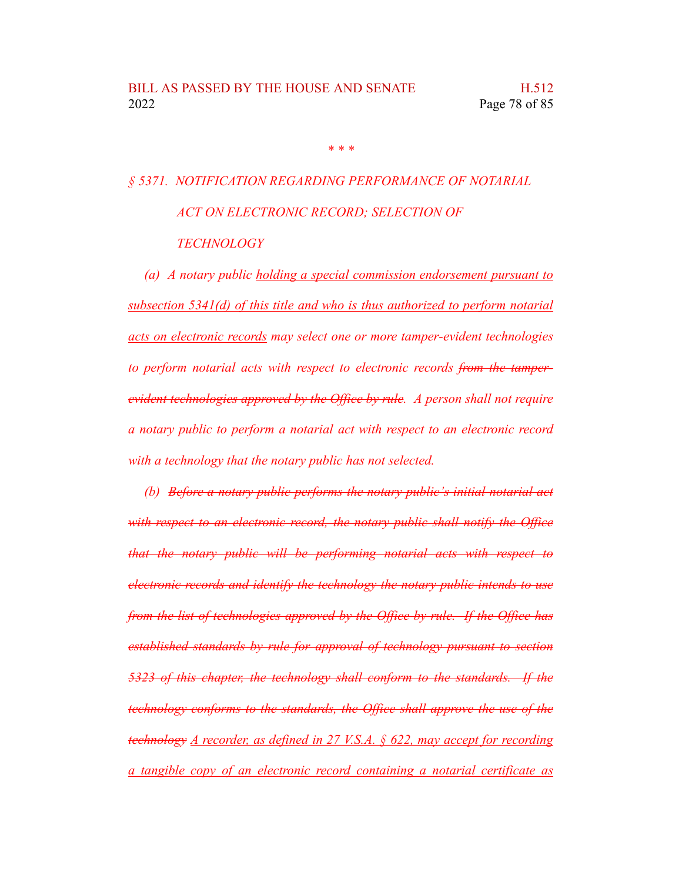\* \* \*

*§ 5371. NOTIFICATION REGARDING PERFORMANCE OF NOTARIAL ACT ON ELECTRONIC RECORD; SELECTION OF TECHNOLOGY*

*(a) A notary public <u>holding a special commission endorsement pursuant to subsection 5341(d) of this title and who is thus authorized to perform notarial acts on electronic records</u> may select one or more tamper-evident technologies to perform notarial acts with respect to electronic records ~~from the tamper-evident technologies approved by the Office by rule~~. A person shall not require a notary public to perform a notarial act with respect to an electronic record with a technology that the notary public has not selected.*

*(b) ~~Before a notary public performs the notary public's initial notarial act with respect to an electronic record, the notary public shall notify the Office that the notary public will be performing notarial acts with respect to electronic records and identify the technology the notary public intends to use from the list of technologies approved by the Office by rule. If the Office has established standards by rule for approval of technology pursuant to section 5323 of this chapter, the technology shall conform to the standards. If the technology conforms to the standards, the Office shall approve the use of the technology~~ <u>A recorder, as defined in 27 V.S.A. § 622, may accept for recording a tangible copy of an electronic record containing a notarial certificate as</u>*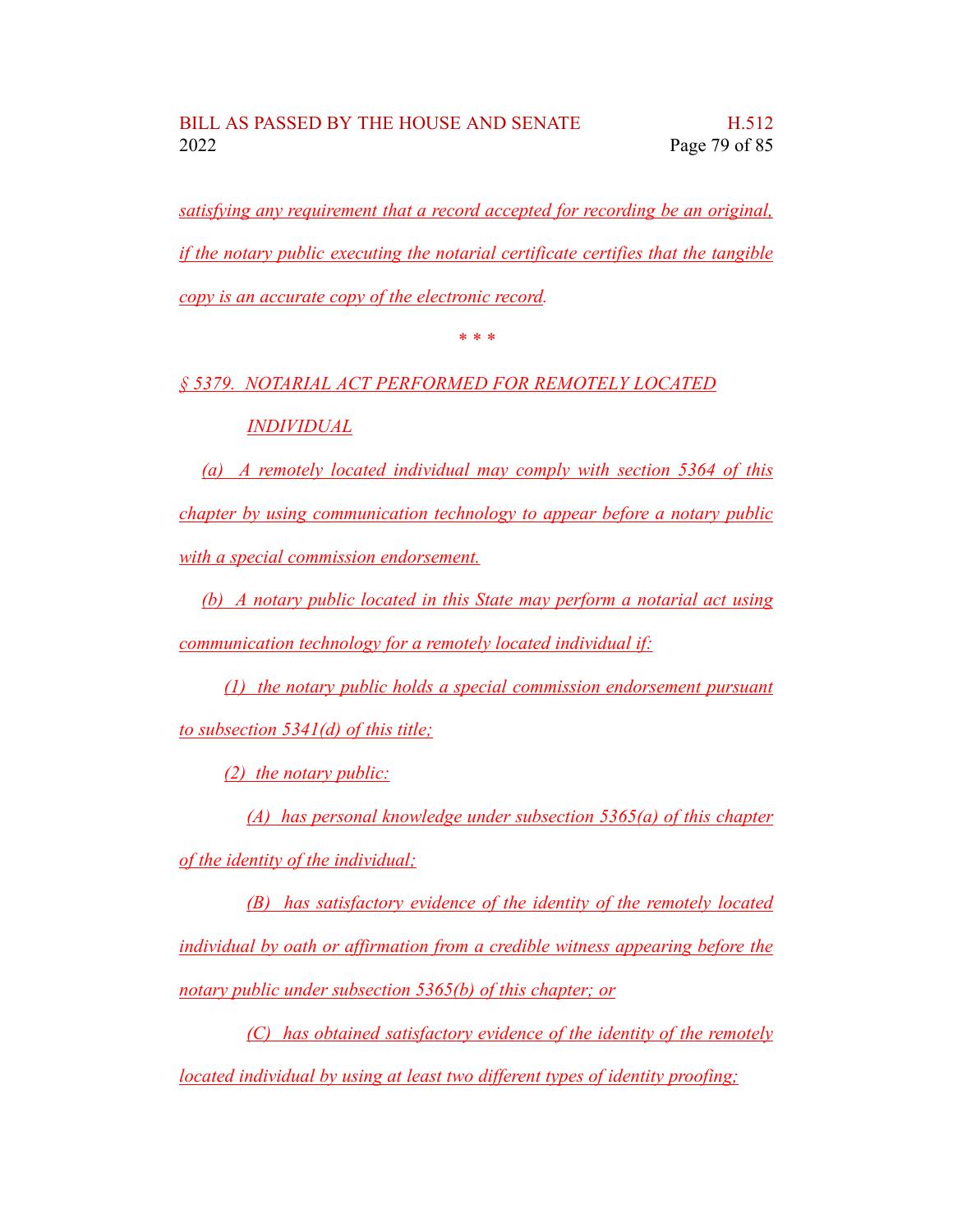*satisfying any requirement that a record accepted for recording be an original, if the notary public executing the notarial certificate certifies that the tangible copy is an accurate copy of the electronic record.*

\* \* \*

*§ 5379. NOTARIAL ACT PERFORMED FOR REMOTELY LOCATED INDIVIDUAL*

*(a) A remotely located individual may comply with section 5364 of this chapter by using communication technology to appear before a notary public with a special commission endorsement.*

*(b) A notary public located in this State may perform a notarial act using communication technology for a remotely located individual if:*

*(1) the notary public holds a special commission endorsement pursuant to subsection 5341(d) of this title;*

*(2) the notary public:*

*(A) has personal knowledge under subsection 5365(a) of this chapter of the identity of the individual;*

*(B) has satisfactory evidence of the identity of the remotely located individual by oath or affirmation from a credible witness appearing before the notary public under subsection 5365(b) of this chapter; or*

*(C) has obtained satisfactory evidence of the identity of the remotely located individual by using at least two different types of identity proofing;*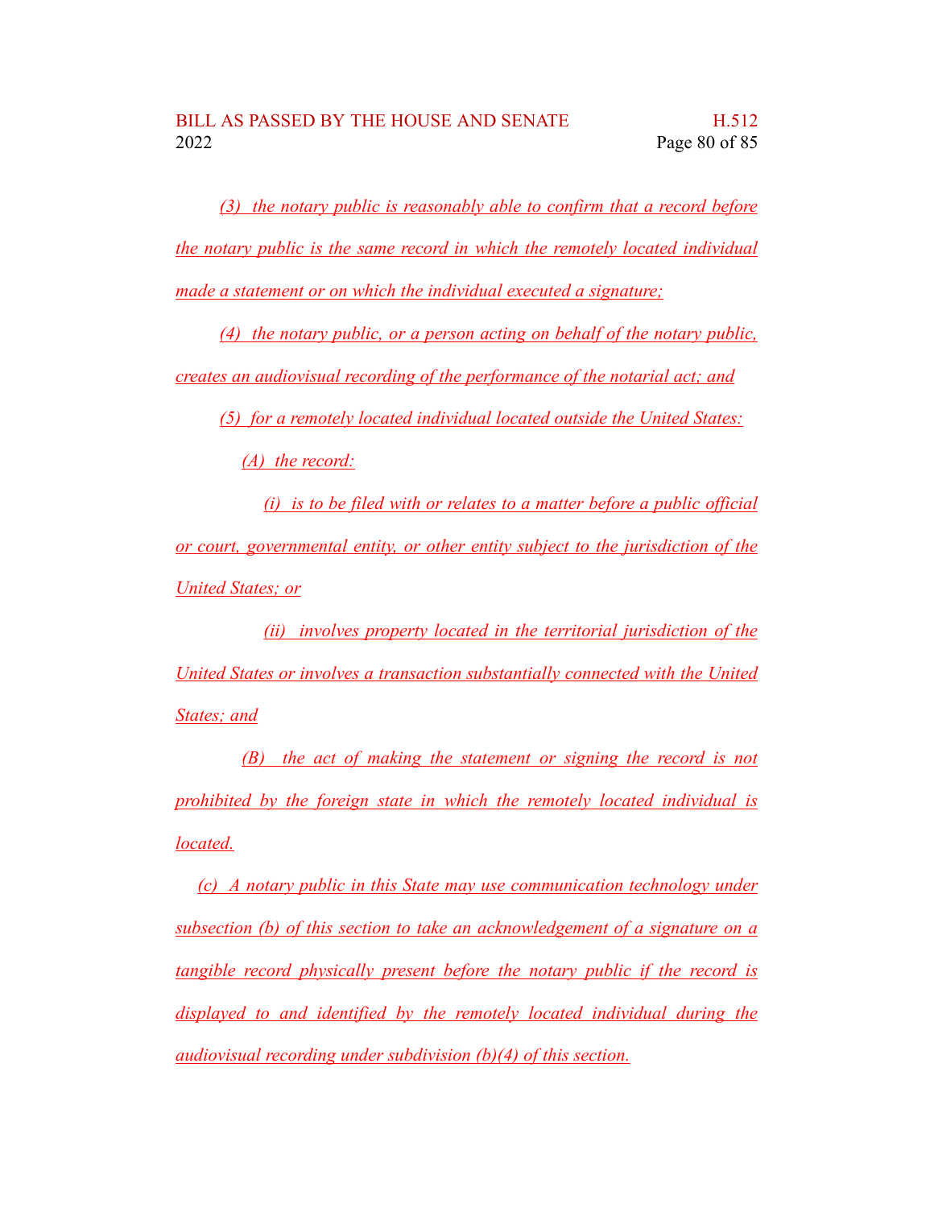(3) the notary public is reasonably able to confirm that a record before the notary public is the same record in which the remotely located individual made a statement or on which the individual executed a signature;

(4) the notary public, or a person acting on behalf of the notary public, creates an audiovisual recording of the performance of the notarial act; and

(5) for a remotely located individual located outside the United States:

(A) the record:

(i) is to be filed with or relates to a matter before a public official or court, governmental entity, or other entity subject to the jurisdiction of the United States; or

(ii) involves property located in the territorial jurisdiction of the United States or involves a transaction substantially connected with the United States; and

(B) the act of making the statement or signing the record is not prohibited by the foreign state in which the remotely located individual is located.

(c) A notary public in this State may use communication technology under subsection (b) of this section to take an acknowledgement of a signature on a tangible record physically present before the notary public if the record is displayed to and identified by the remotely located individual during the audiovisual recording under subdivision (b)(4) of this section.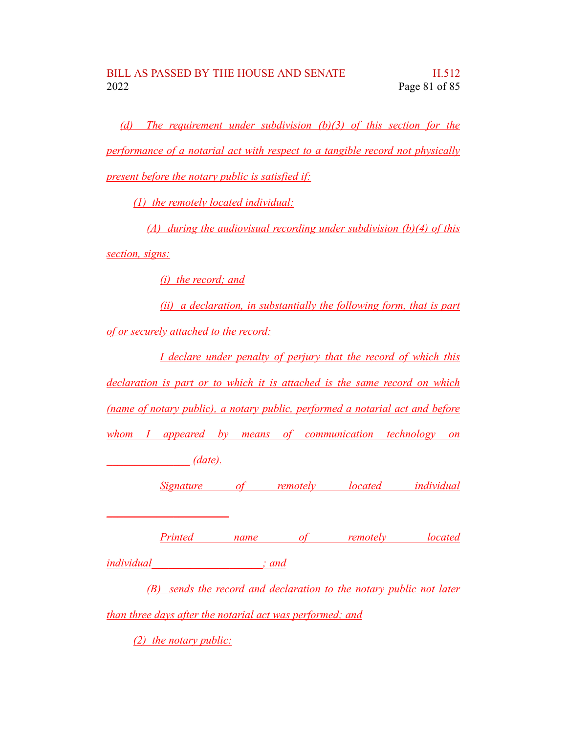*(d) The requirement under subdivision (b)(3) of this section for the performance of a notarial act with respect to a tangible record not physically present before the notary public is satisfied if:*

*(1) the remotely located individual:*

*(A) during the audiovisual recording under subdivision (b)(4) of this section, signs:*

*(i) the record; and*

*(ii) a declaration, in substantially the following form, that is part of or securely attached to the record:*

*I declare under penalty of perjury that the record of which this declaration is part or to which it is attached is the same record on which (name of notary public), a notary public, performed a notarial act and before whom I appeared by means of communication technology on _______________ (date).*

*Signature of remotely located individual ______________________*

*Printed name of remotely located individual____________________; and*

*(B) sends the record and declaration to the notary public not later than three days after the notarial act was performed; and*

*(2) the notary public:*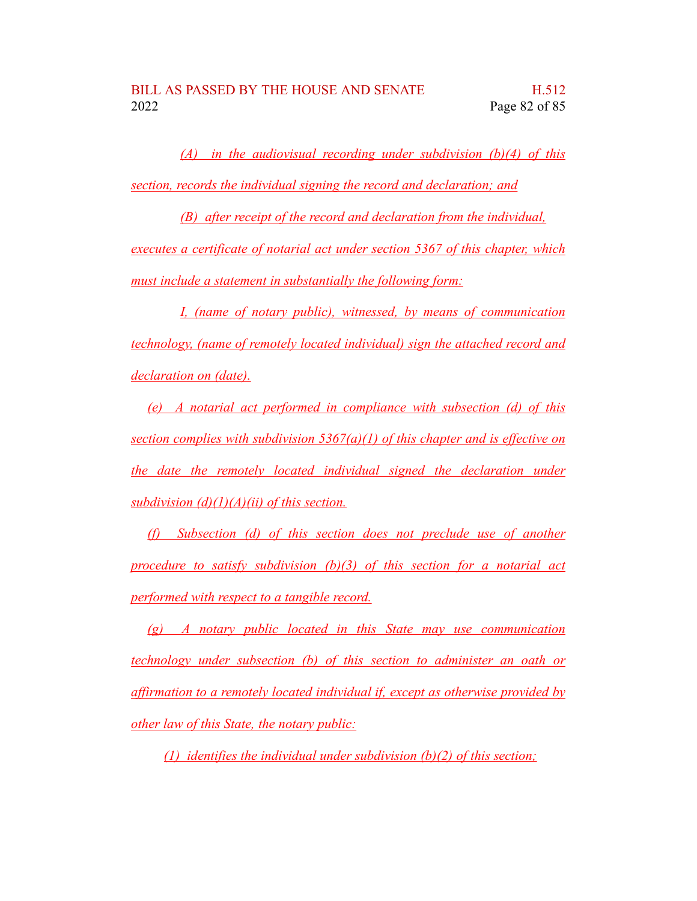*(A) in the audiovisual recording under subdivision (b)(4) of this section, records the individual signing the record and declaration; and*

*(B) after receipt of the record and declaration from the individual, executes a certificate of notarial act under section 5367 of this chapter, which must include a statement in substantially the following form:*

*I, (name of notary public), witnessed, by means of communication technology, (name of remotely located individual) sign the attached record and declaration on (date).*

*(e) A notarial act performed in compliance with subsection (d) of this section complies with subdivision 5367(a)(1) of this chapter and is effective on the date the remotely located individual signed the declaration under subdivision (d)(1)(A)(ii) of this section.*

*(f) Subsection (d) of this section does not preclude use of another procedure to satisfy subdivision (b)(3) of this section for a notarial act performed with respect to a tangible record.*

*(g) A notary public located in this State may use communication technology under subsection (b) of this section to administer an oath or affirmation to a remotely located individual if, except as otherwise provided by other law of this State, the notary public:*

*(1) identifies the individual under subdivision (b)(2) of this section;*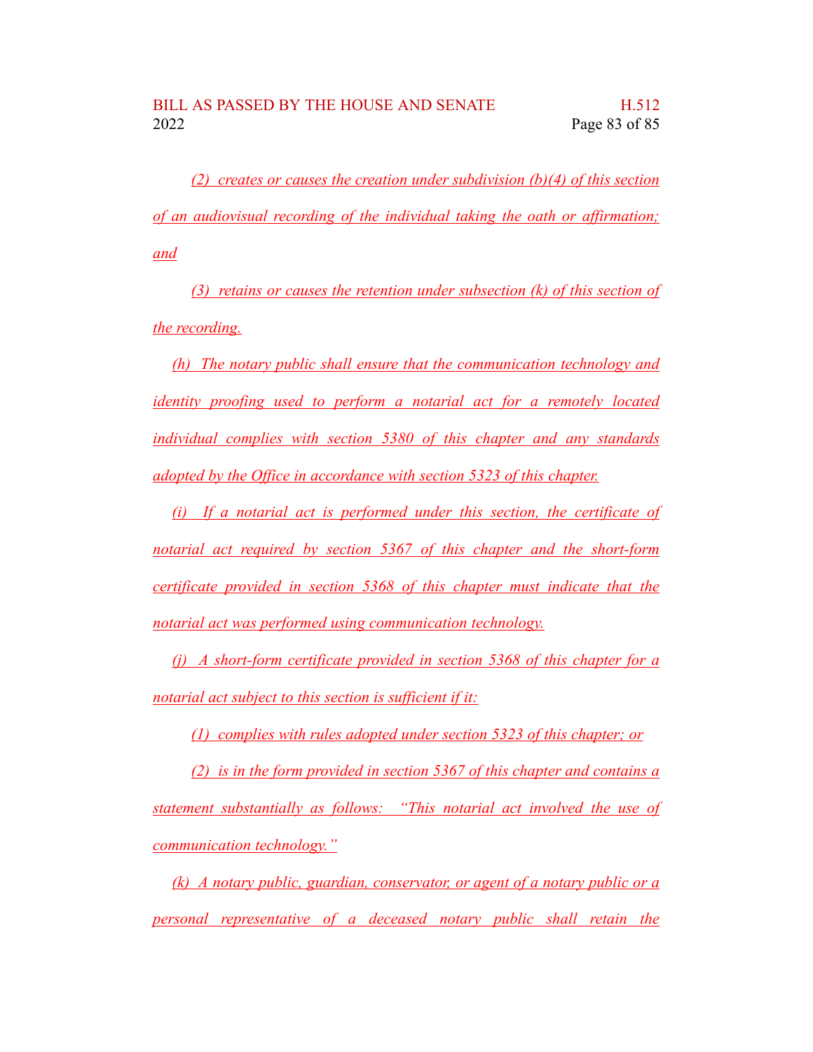(2) creates or causes the creation under subdivision (b)(4) of this section of an audiovisual recording of the individual taking the oath or affirmation; and

(3) retains or causes the retention under subsection (k) of this section of the recording.

(h) The notary public shall ensure that the communication technology and identity proofing used to perform a notarial act for a remotely located individual complies with section 5380 of this chapter and any standards adopted by the Office in accordance with section 5323 of this chapter.

(i) If a notarial act is performed under this section, the certificate of notarial act required by section 5367 of this chapter and the short-form certificate provided in section 5368 of this chapter must indicate that the notarial act was performed using communication technology.

(j) A short-form certificate provided in section 5368 of this chapter for a notarial act subject to this section is sufficient if it:

(1) complies with rules adopted under section 5323 of this chapter; or

(2) is in the form provided in section 5367 of this chapter and contains a statement substantially as follows: "This notarial act involved the use of communication technology."

(k) A notary public, guardian, conservator, or agent of a notary public or a personal representative of a deceased notary public shall retain the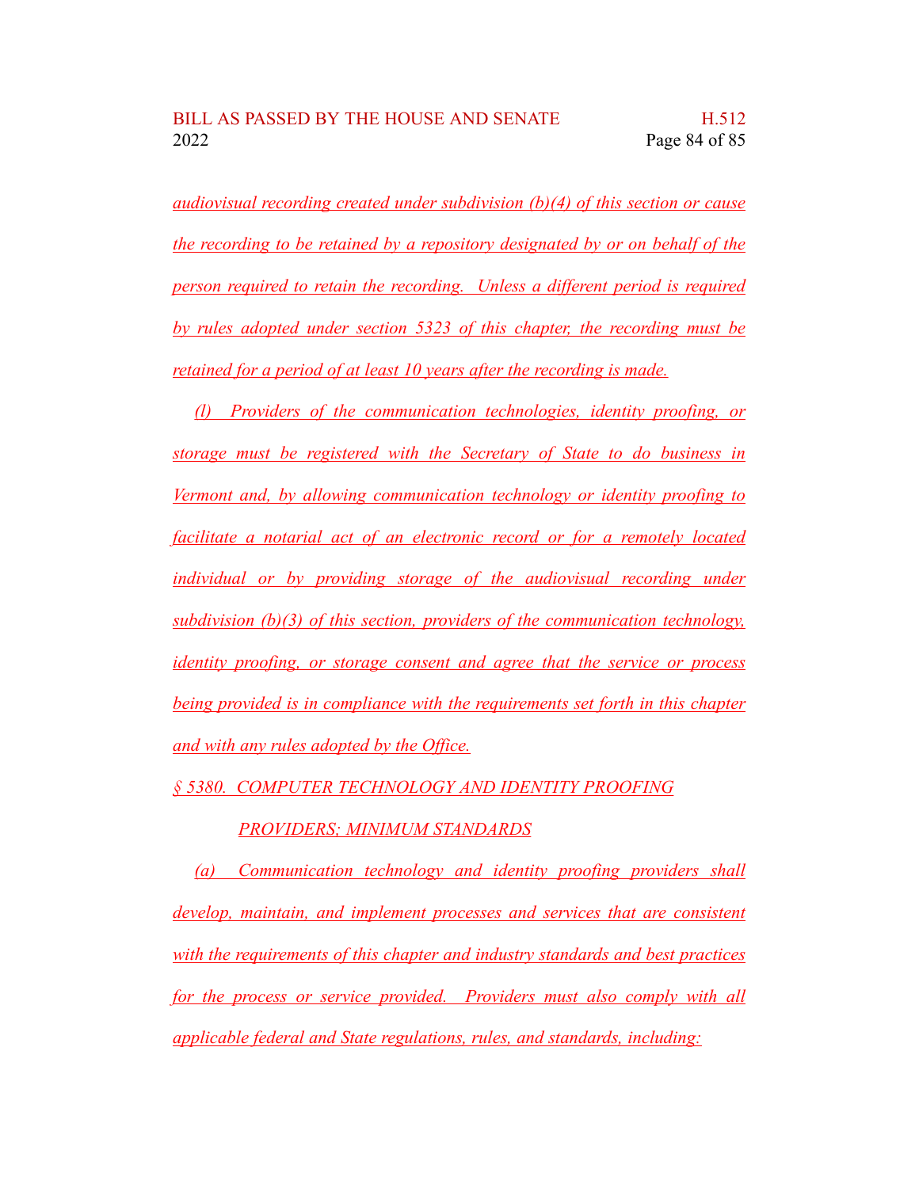audiovisual recording created under subdivision (b)(4) of this section or cause the recording to be retained by a repository designated by or on behalf of the person required to retain the recording. Unless a different period is required by rules adopted under section 5323 of this chapter, the recording must be retained for a period of at least 10 years after the recording is made.

(l) Providers of the communication technologies, identity proofing, or storage must be registered with the Secretary of State to do business in Vermont and, by allowing communication technology or identity proofing to facilitate a notarial act of an electronic record or for a remotely located individual or by providing storage of the audiovisual recording under subdivision (b)(3) of this section, providers of the communication technology, identity proofing, or storage consent and agree that the service or process being provided is in compliance with the requirements set forth in this chapter and with any rules adopted by the Office.

§ 5380. COMPUTER TECHNOLOGY AND IDENTITY PROOFING PROVIDERS; MINIMUM STANDARDS

(a) Communication technology and identity proofing providers shall develop, maintain, and implement processes and services that are consistent with the requirements of this chapter and industry standards and best practices for the process or service provided. Providers must also comply with all applicable federal and State regulations, rules, and standards, including: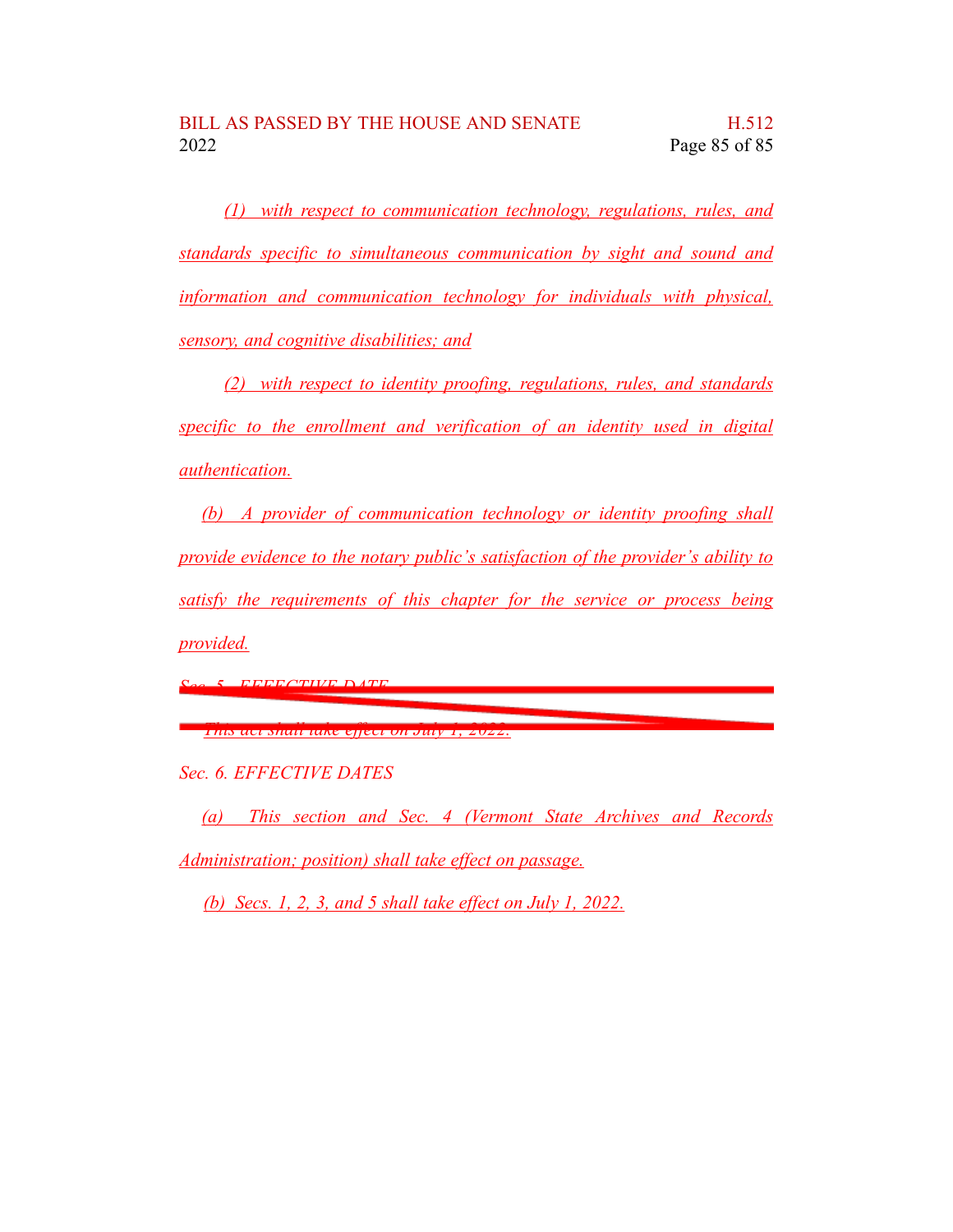*(1) with respect to communication technology, regulations, rules, and standards specific to simultaneous communication by sight and sound and information and communication technology for individuals with physical, sensory, and cognitive disabilities; and*

*(2) with respect to identity proofing, regulations, rules, and standards specific to the enrollment and verification of an identity used in digital authentication.*

*(b) A provider of communication technology or identity proofing shall provide evidence to the notary public's satisfaction of the provider's ability to satisfy the requirements of this chapter for the service or process being provided.*

~~*Sec. 5. EFFECTIVE DATE*~~

~~*This act shall take effect on July 1, 2022.*~~

*Sec. 6. EFFECTIVE DATES*

*(a) This section and Sec. 4 (Vermont State Archives and Records Administration; position) shall take effect on passage.*

*(b) Secs. 1, 2, 3, and 5 shall take effect on July 1, 2022.*